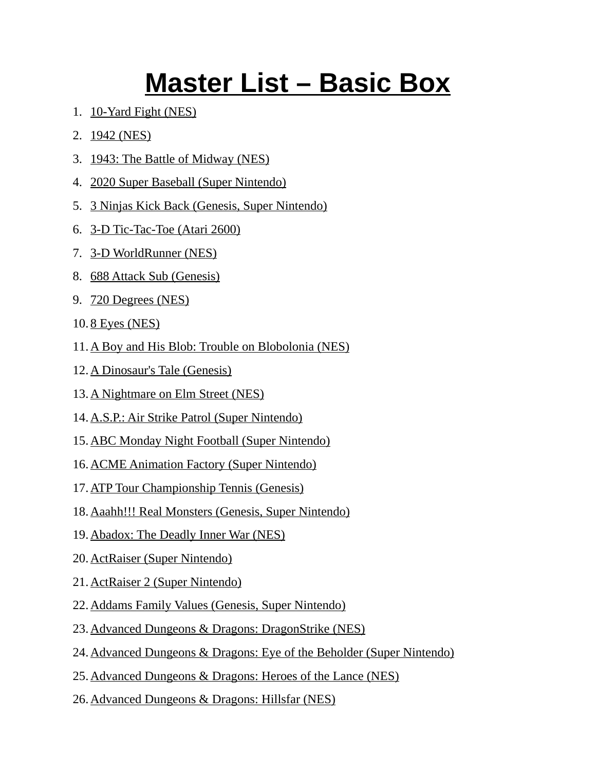# Master List – Basic Box

1. 10-Yard Fight (NES)
2. 1942 (NES)
3. 1943: The Battle of Midway (NES)
4. 2020 Super Baseball (Super Nintendo)
5. 3 Ninjas Kick Back (Genesis, Super Nintendo)
6. 3-D Tic-Tac-Toe (Atari 2600)
7. 3-D WorldRunner (NES)
8. 688 Attack Sub (Genesis)
9. 720 Degrees (NES)
10. 8 Eyes (NES)
11. A Boy and His Blob: Trouble on Blobolonia (NES)
12. A Dinosaur's Tale (Genesis)
13. A Nightmare on Elm Street (NES)
14. A.S.P.: Air Strike Patrol (Super Nintendo)
15. ABC Monday Night Football (Super Nintendo)
16. ACME Animation Factory (Super Nintendo)
17. ATP Tour Championship Tennis (Genesis)
18. Aaahh!!! Real Monsters (Genesis, Super Nintendo)
19. Abadox: The Deadly Inner War (NES)
20. ActRaiser (Super Nintendo)
21. ActRaiser 2 (Super Nintendo)
22. Addams Family Values (Genesis, Super Nintendo)
23. Advanced Dungeons & Dragons: DragonStrike (NES)
24. Advanced Dungeons & Dragons: Eye of the Beholder (Super Nintendo)
25. Advanced Dungeons & Dragons: Heroes of the Lance (NES)
26. Advanced Dungeons & Dragons: Hillsfar (NES)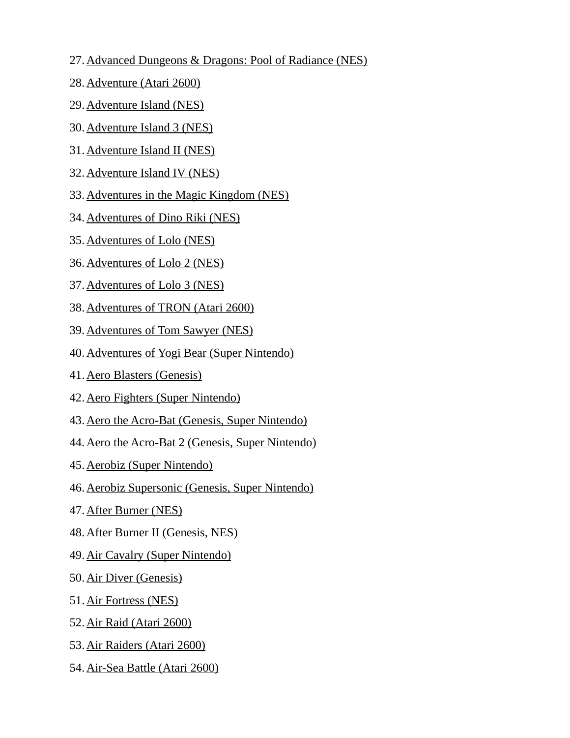27. Advanced Dungeons & Dragons: Pool of Radiance (NES)
28. Adventure (Atari 2600)
29. Adventure Island (NES)
30. Adventure Island 3 (NES)
31. Adventure Island II (NES)
32. Adventure Island IV (NES)
33. Adventures in the Magic Kingdom (NES)
34. Adventures of Dino Riki (NES)
35. Adventures of Lolo (NES)
36. Adventures of Lolo 2 (NES)
37. Adventures of Lolo 3 (NES)
38. Adventures of TRON (Atari 2600)
39. Adventures of Tom Sawyer (NES)
40. Adventures of Yogi Bear (Super Nintendo)
41. Aero Blasters (Genesis)
42. Aero Fighters (Super Nintendo)
43. Aero the Acro-Bat (Genesis, Super Nintendo)
44. Aero the Acro-Bat 2 (Genesis, Super Nintendo)
45. Aerobiz (Super Nintendo)
46. Aerobiz Supersonic (Genesis, Super Nintendo)
47. After Burner (NES)
48. After Burner II (Genesis, NES)
49. Air Cavalry (Super Nintendo)
50. Air Diver (Genesis)
51. Air Fortress (NES)
52. Air Raid (Atari 2600)
53. Air Raiders (Atari 2600)
54. Air-Sea Battle (Atari 2600)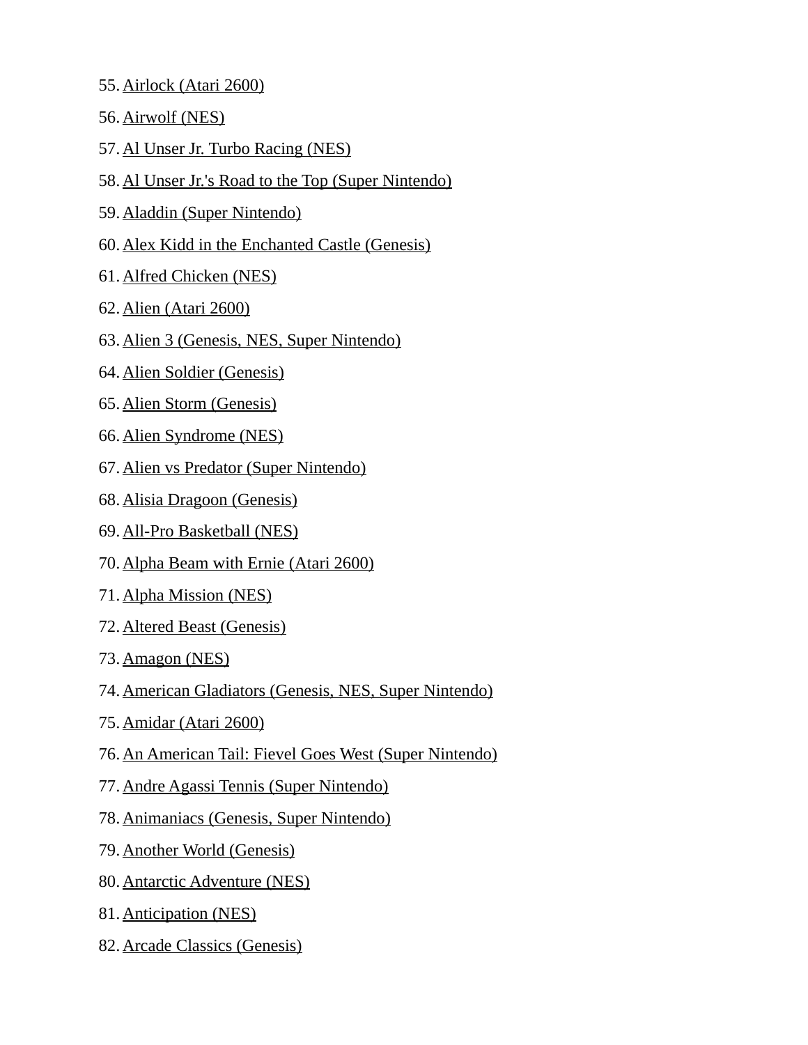55. Airlock (Atari 2600)
56. Airwolf (NES)
57. Al Unser Jr. Turbo Racing (NES)
58. Al Unser Jr.'s Road to the Top (Super Nintendo)
59. Aladdin (Super Nintendo)
60. Alex Kidd in the Enchanted Castle (Genesis)
61. Alfred Chicken (NES)
62. Alien (Atari 2600)
63. Alien 3 (Genesis, NES, Super Nintendo)
64. Alien Soldier (Genesis)
65. Alien Storm (Genesis)
66. Alien Syndrome (NES)
67. Alien vs Predator (Super Nintendo)
68. Alisia Dragoon (Genesis)
69. All-Pro Basketball (NES)
70. Alpha Beam with Ernie (Atari 2600)
71. Alpha Mission (NES)
72. Altered Beast (Genesis)
73. Amagon (NES)
74. American Gladiators (Genesis, NES, Super Nintendo)
75. Amidar (Atari 2600)
76. An American Tail: Fievel Goes West (Super Nintendo)
77. Andre Agassi Tennis (Super Nintendo)
78. Animaniacs (Genesis, Super Nintendo)
79. Another World (Genesis)
80. Antarctic Adventure (NES)
81. Anticipation (NES)
82. Arcade Classics (Genesis)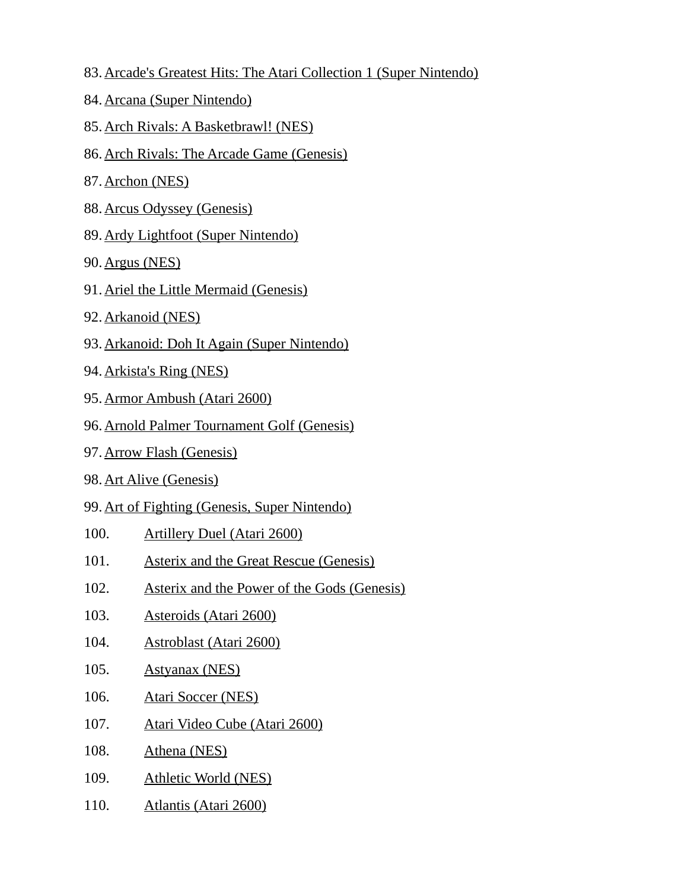83. Arcade's Greatest Hits: The Atari Collection 1 (Super Nintendo)
84. Arcana (Super Nintendo)
85. Arch Rivals: A Basketbrawl! (NES)
86. Arch Rivals: The Arcade Game (Genesis)
87. Archon (NES)
88. Arcus Odyssey (Genesis)
89. Ardy Lightfoot (Super Nintendo)
90. Argus (NES)
91. Ariel the Little Mermaid (Genesis)
92. Arkanoid (NES)
93. Arkanoid: Doh It Again (Super Nintendo)
94. Arkista's Ring (NES)
95. Armor Ambush (Atari 2600)
96. Arnold Palmer Tournament Golf (Genesis)
97. Arrow Flash (Genesis)
98. Art Alive (Genesis)
99. Art of Fighting (Genesis, Super Nintendo)
100. Artillery Duel (Atari 2600)
101. Asterix and the Great Rescue (Genesis)
102. Asterix and the Power of the Gods (Genesis)
103. Asteroids (Atari 2600)
104. Astroblast (Atari 2600)
105. Astyanax (NES)
106. Atari Soccer (NES)
107. Atari Video Cube (Atari 2600)
108. Athena (NES)
109. Athletic World (NES)
110. Atlantis (Atari 2600)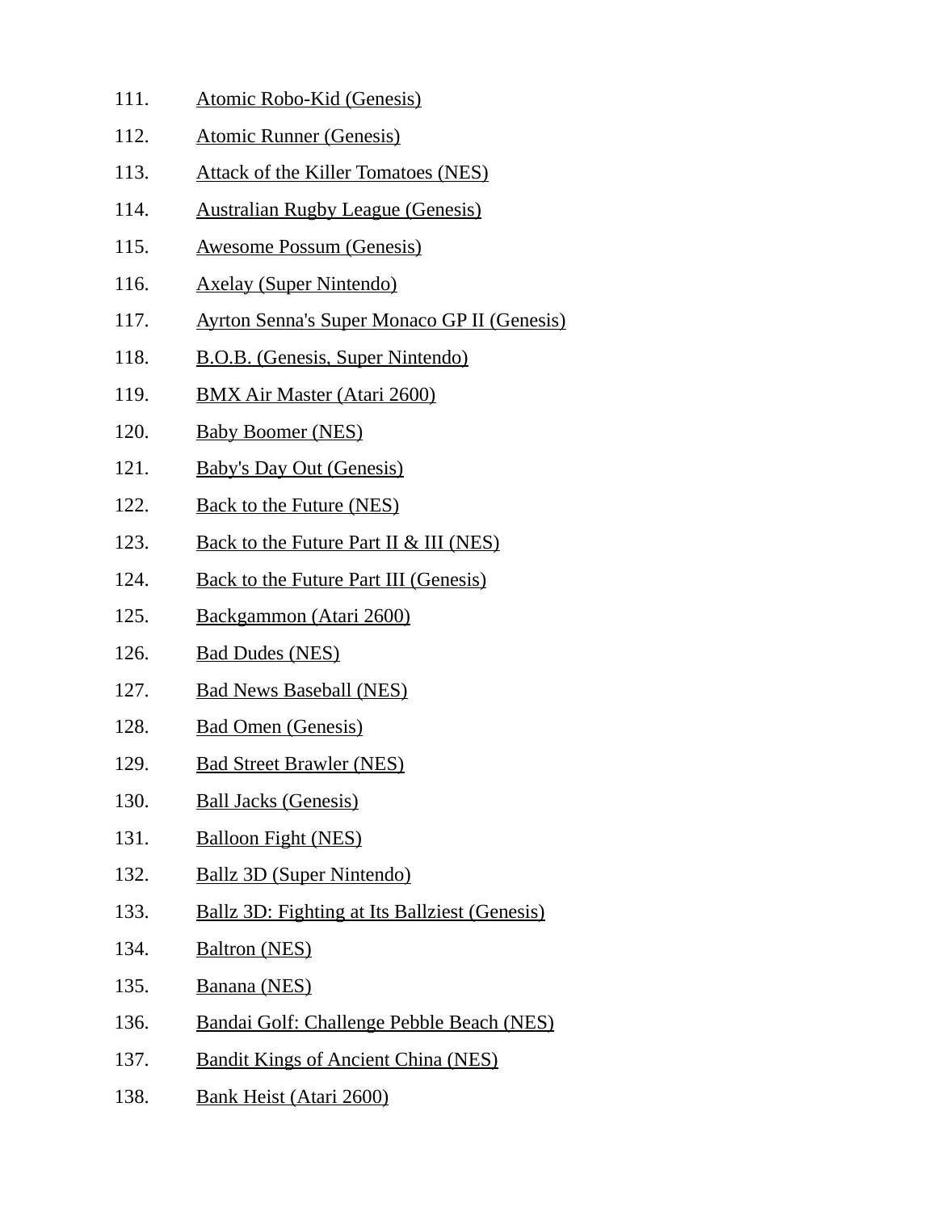111. Atomic Robo-Kid (Genesis)
112. Atomic Runner (Genesis)
113. Attack of the Killer Tomatoes (NES)
114. Australian Rugby League (Genesis)
115. Awesome Possum (Genesis)
116. Axelay (Super Nintendo)
117. Ayrton Senna's Super Monaco GP II (Genesis)
118. B.O.B. (Genesis, Super Nintendo)
119. BMX Air Master (Atari 2600)
120. Baby Boomer (NES)
121. Baby's Day Out (Genesis)
122. Back to the Future (NES)
123. Back to the Future Part II & III (NES)
124. Back to the Future Part III (Genesis)
125. Backgammon (Atari 2600)
126. Bad Dudes (NES)
127. Bad News Baseball (NES)
128. Bad Omen (Genesis)
129. Bad Street Brawler (NES)
130. Ball Jacks (Genesis)
131. Balloon Fight (NES)
132. Ballz 3D (Super Nintendo)
133. Ballz 3D: Fighting at Its Ballziest (Genesis)
134. Baltron (NES)
135. Banana (NES)
136. Bandai Golf: Challenge Pebble Beach (NES)
137. Bandit Kings of Ancient China (NES)
138. Bank Heist (Atari 2600)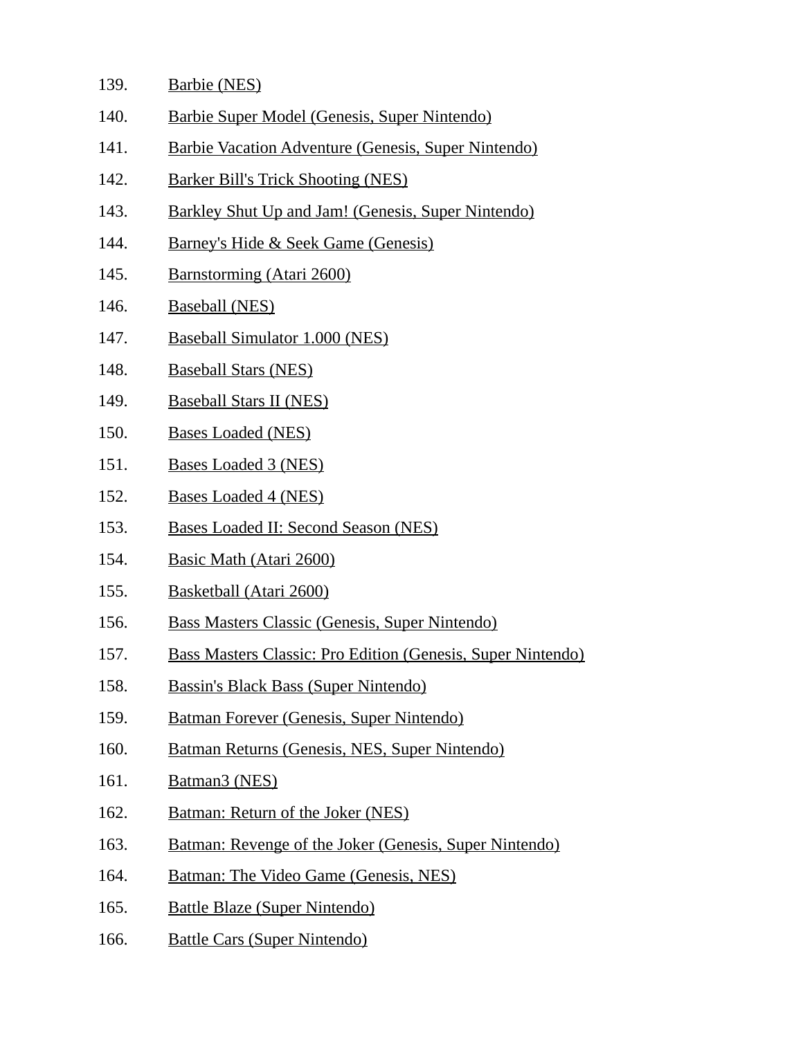139. Barbie (NES)
140. Barbie Super Model (Genesis, Super Nintendo)
141. Barbie Vacation Adventure (Genesis, Super Nintendo)
142. Barker Bill's Trick Shooting (NES)
143. Barkley Shut Up and Jam! (Genesis, Super Nintendo)
144. Barney's Hide & Seek Game (Genesis)
145. Barnstorming (Atari 2600)
146. Baseball (NES)
147. Baseball Simulator 1.000 (NES)
148. Baseball Stars (NES)
149. Baseball Stars II (NES)
150. Bases Loaded (NES)
151. Bases Loaded 3 (NES)
152. Bases Loaded 4 (NES)
153. Bases Loaded II: Second Season (NES)
154. Basic Math (Atari 2600)
155. Basketball (Atari 2600)
156. Bass Masters Classic (Genesis, Super Nintendo)
157. Bass Masters Classic: Pro Edition (Genesis, Super Nintendo)
158. Bassin's Black Bass (Super Nintendo)
159. Batman Forever (Genesis, Super Nintendo)
160. Batman Returns (Genesis, NES, Super Nintendo)
161. Batman3 (NES)
162. Batman: Return of the Joker (NES)
163. Batman: Revenge of the Joker (Genesis, Super Nintendo)
164. Batman: The Video Game (Genesis, NES)
165. Battle Blaze (Super Nintendo)
166. Battle Cars (Super Nintendo)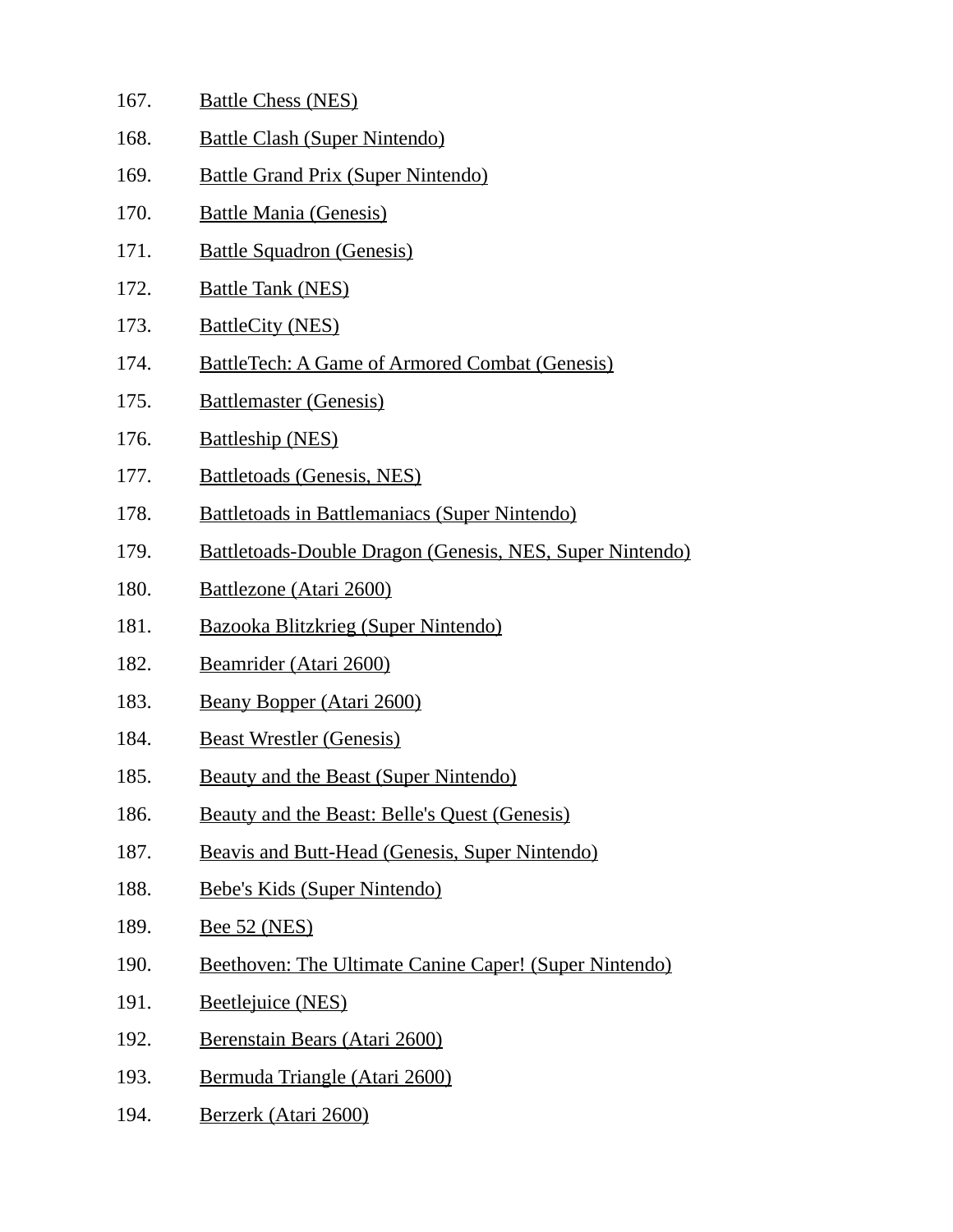167. Battle Chess (NES)
168. Battle Clash (Super Nintendo)
169. Battle Grand Prix (Super Nintendo)
170. Battle Mania (Genesis)
171. Battle Squadron (Genesis)
172. Battle Tank (NES)
173. BattleCity (NES)
174. BattleTech: A Game of Armored Combat (Genesis)
175. Battlemaster (Genesis)
176. Battleship (NES)
177. Battletoads (Genesis, NES)
178. Battletoads in Battlemaniacs (Super Nintendo)
179. Battletoads-Double Dragon (Genesis, NES, Super Nintendo)
180. Battlezone (Atari 2600)
181. Bazooka Blitzkrieg (Super Nintendo)
182. Beamrider (Atari 2600)
183. Beany Bopper (Atari 2600)
184. Beast Wrestler (Genesis)
185. Beauty and the Beast (Super Nintendo)
186. Beauty and the Beast: Belle's Quest (Genesis)
187. Beavis and Butt-Head (Genesis, Super Nintendo)
188. Bebe's Kids (Super Nintendo)
189. Bee 52 (NES)
190. Beethoven: The Ultimate Canine Caper! (Super Nintendo)
191. Beetlejuice (NES)
192. Berenstain Bears (Atari 2600)
193. Bermuda Triangle (Atari 2600)
194. Berzerk (Atari 2600)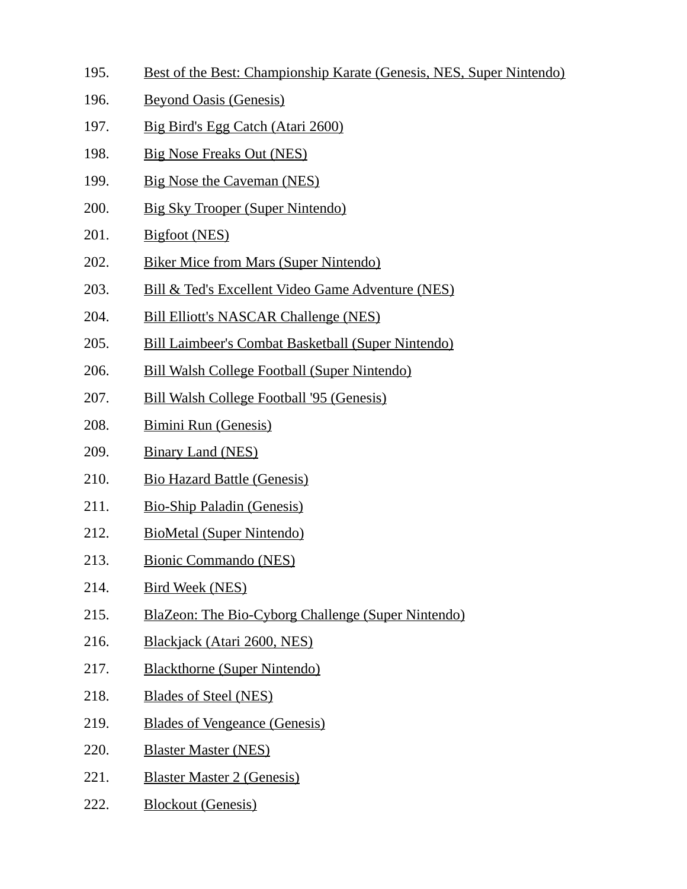195. Best of the Best: Championship Karate (Genesis, NES, Super Nintendo)
196. Beyond Oasis (Genesis)
197. Big Bird's Egg Catch (Atari 2600)
198. Big Nose Freaks Out (NES)
199. Big Nose the Caveman (NES)
200. Big Sky Trooper (Super Nintendo)
201. Bigfoot (NES)
202. Biker Mice from Mars (Super Nintendo)
203. Bill & Ted's Excellent Video Game Adventure (NES)
204. Bill Elliott's NASCAR Challenge (NES)
205. Bill Laimbeer's Combat Basketball (Super Nintendo)
206. Bill Walsh College Football (Super Nintendo)
207. Bill Walsh College Football '95 (Genesis)
208. Bimini Run (Genesis)
209. Binary Land (NES)
210. Bio Hazard Battle (Genesis)
211. Bio-Ship Paladin (Genesis)
212. BioMetal (Super Nintendo)
213. Bionic Commando (NES)
214. Bird Week (NES)
215. BlaZeon: The Bio-Cyborg Challenge (Super Nintendo)
216. Blackjack (Atari 2600, NES)
217. Blackthorne (Super Nintendo)
218. Blades of Steel (NES)
219. Blades of Vengeance (Genesis)
220. Blaster Master (NES)
221. Blaster Master 2 (Genesis)
222. Blockout (Genesis)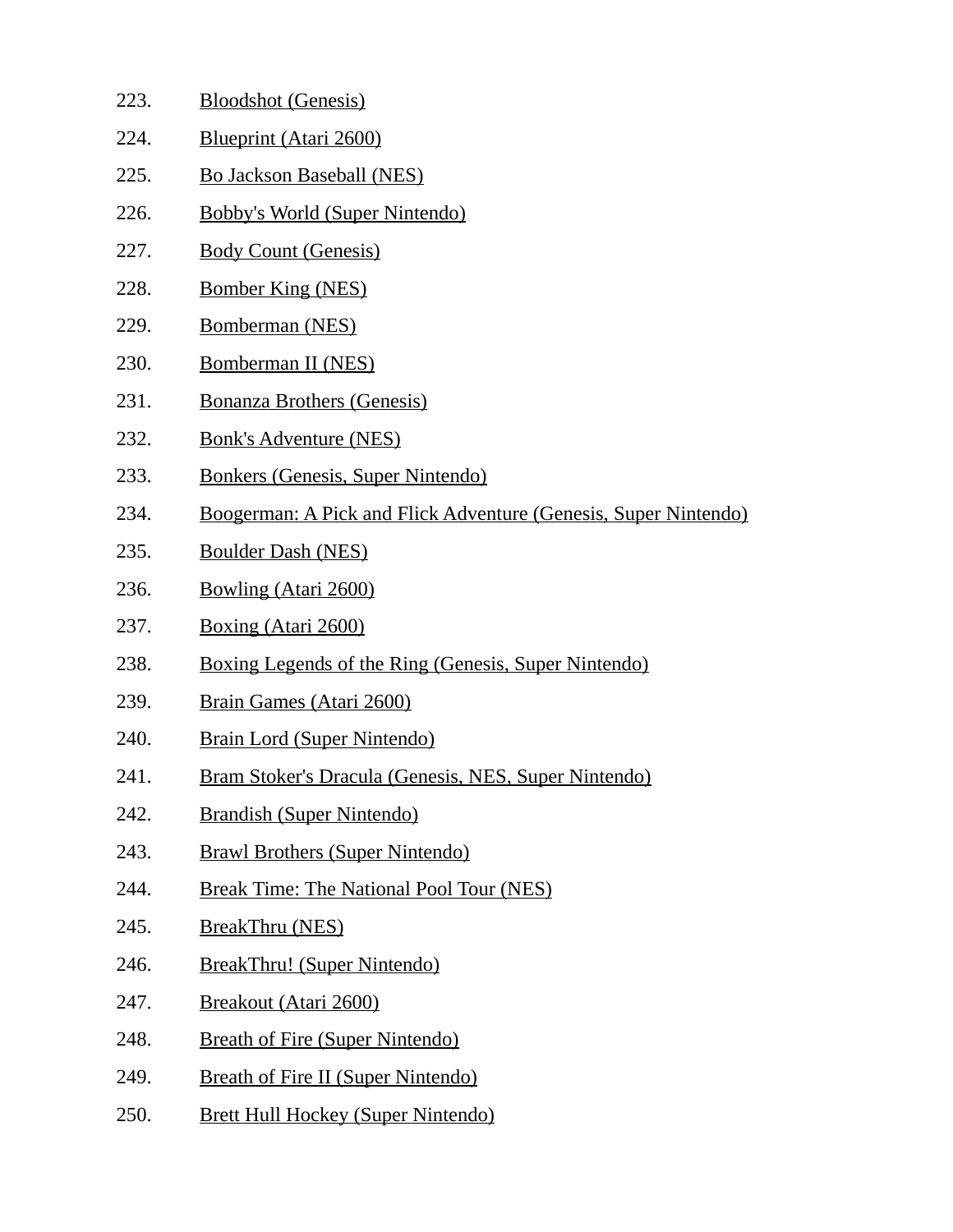223. Bloodshot (Genesis)
224. Blueprint (Atari 2600)
225. Bo Jackson Baseball (NES)
226. Bobby's World (Super Nintendo)
227. Body Count (Genesis)
228. Bomber King (NES)
229. Bomberman (NES)
230. Bomberman II (NES)
231. Bonanza Brothers (Genesis)
232. Bonk's Adventure (NES)
233. Bonkers (Genesis, Super Nintendo)
234. Boogerman: A Pick and Flick Adventure (Genesis, Super Nintendo)
235. Boulder Dash (NES)
236. Bowling (Atari 2600)
237. Boxing (Atari 2600)
238. Boxing Legends of the Ring (Genesis, Super Nintendo)
239. Brain Games (Atari 2600)
240. Brain Lord (Super Nintendo)
241. Bram Stoker's Dracula (Genesis, NES, Super Nintendo)
242. Brandish (Super Nintendo)
243. Brawl Brothers (Super Nintendo)
244. Break Time: The National Pool Tour (NES)
245. BreakThru (NES)
246. BreakThru! (Super Nintendo)
247. Breakout (Atari 2600)
248. Breath of Fire (Super Nintendo)
249. Breath of Fire II (Super Nintendo)
250. Brett Hull Hockey (Super Nintendo)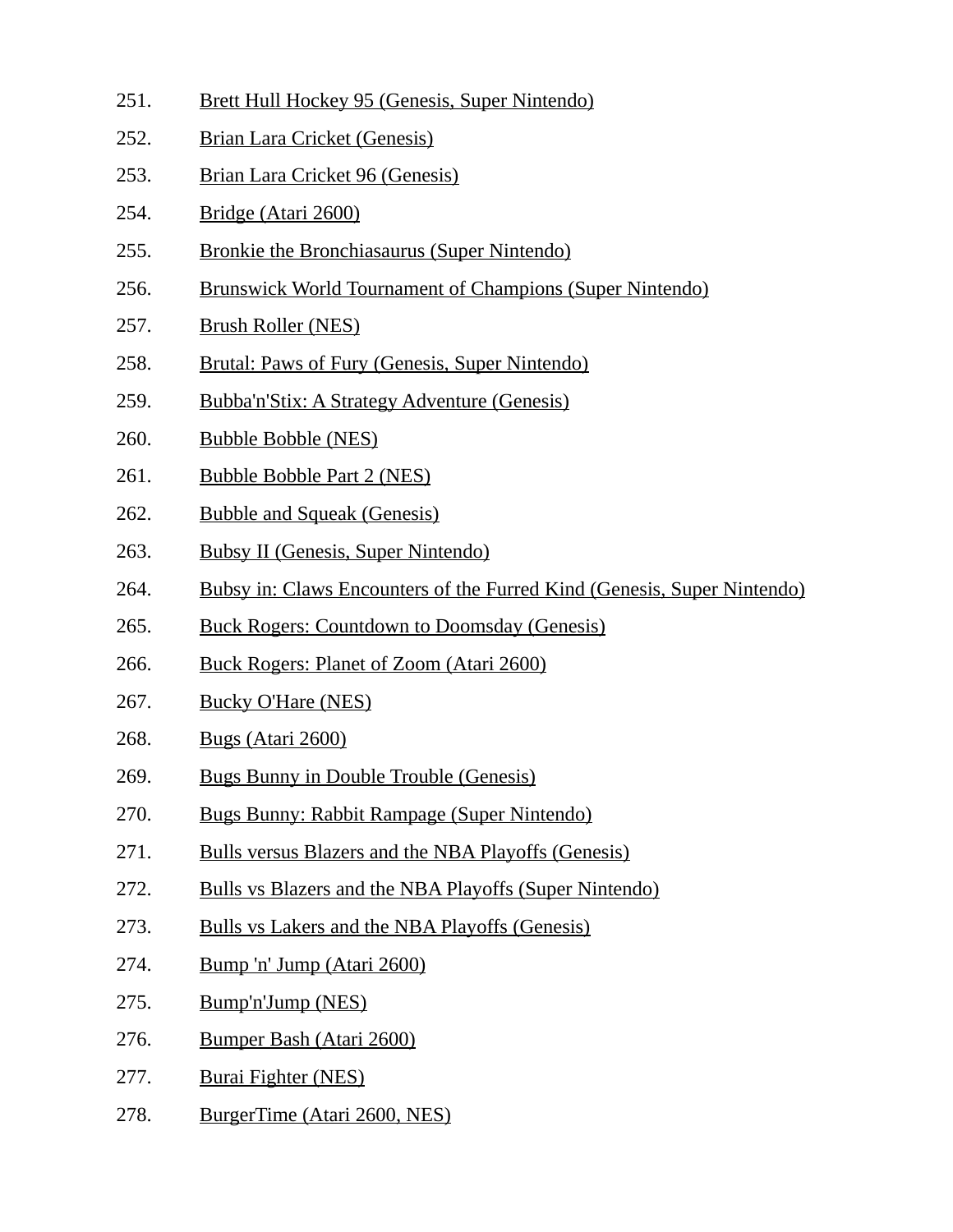251. Brett Hull Hockey 95 (Genesis, Super Nintendo)
252. Brian Lara Cricket (Genesis)
253. Brian Lara Cricket 96 (Genesis)
254. Bridge (Atari 2600)
255. Bronkie the Bronchiasaurus (Super Nintendo)
256. Brunswick World Tournament of Champions (Super Nintendo)
257. Brush Roller (NES)
258. Brutal: Paws of Fury (Genesis, Super Nintendo)
259. Bubba'n'Stix: A Strategy Adventure (Genesis)
260. Bubble Bobble (NES)
261. Bubble Bobble Part 2 (NES)
262. Bubble and Squeak (Genesis)
263. Bubsy II (Genesis, Super Nintendo)
264. Bubsy in: Claws Encounters of the Furred Kind (Genesis, Super Nintendo)
265. Buck Rogers: Countdown to Doomsday (Genesis)
266. Buck Rogers: Planet of Zoom (Atari 2600)
267. Bucky O'Hare (NES)
268. Bugs (Atari 2600)
269. Bugs Bunny in Double Trouble (Genesis)
270. Bugs Bunny: Rabbit Rampage (Super Nintendo)
271. Bulls versus Blazers and the NBA Playoffs (Genesis)
272. Bulls vs Blazers and the NBA Playoffs (Super Nintendo)
273. Bulls vs Lakers and the NBA Playoffs (Genesis)
274. Bump 'n' Jump (Atari 2600)
275. Bump'n'Jump (NES)
276. Bumper Bash (Atari 2600)
277. Burai Fighter (NES)
278. BurgerTime (Atari 2600, NES)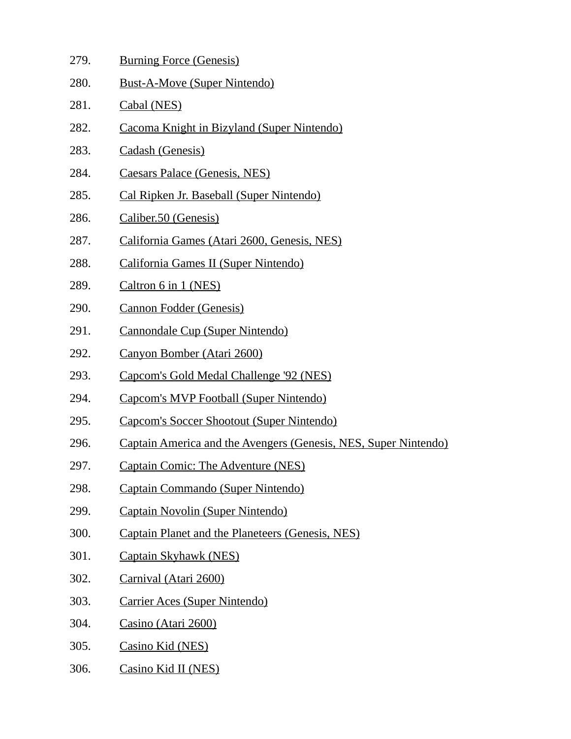279. Burning Force (Genesis)
280. Bust-A-Move (Super Nintendo)
281. Cabal (NES)
282. Cacoma Knight in Bizyland (Super Nintendo)
283. Cadash (Genesis)
284. Caesars Palace (Genesis, NES)
285. Cal Ripken Jr. Baseball (Super Nintendo)
286. Caliber.50 (Genesis)
287. California Games (Atari 2600, Genesis, NES)
288. California Games II (Super Nintendo)
289. Caltron 6 in 1 (NES)
290. Cannon Fodder (Genesis)
291. Cannondale Cup (Super Nintendo)
292. Canyon Bomber (Atari 2600)
293. Capcom's Gold Medal Challenge '92 (NES)
294. Capcom's MVP Football (Super Nintendo)
295. Capcom's Soccer Shootout (Super Nintendo)
296. Captain America and the Avengers (Genesis, NES, Super Nintendo)
297. Captain Comic: The Adventure (NES)
298. Captain Commando (Super Nintendo)
299. Captain Novolin (Super Nintendo)
300. Captain Planet and the Planeteers (Genesis, NES)
301. Captain Skyhawk (NES)
302. Carnival (Atari 2600)
303. Carrier Aces (Super Nintendo)
304. Casino (Atari 2600)
305. Casino Kid (NES)
306. Casino Kid II (NES)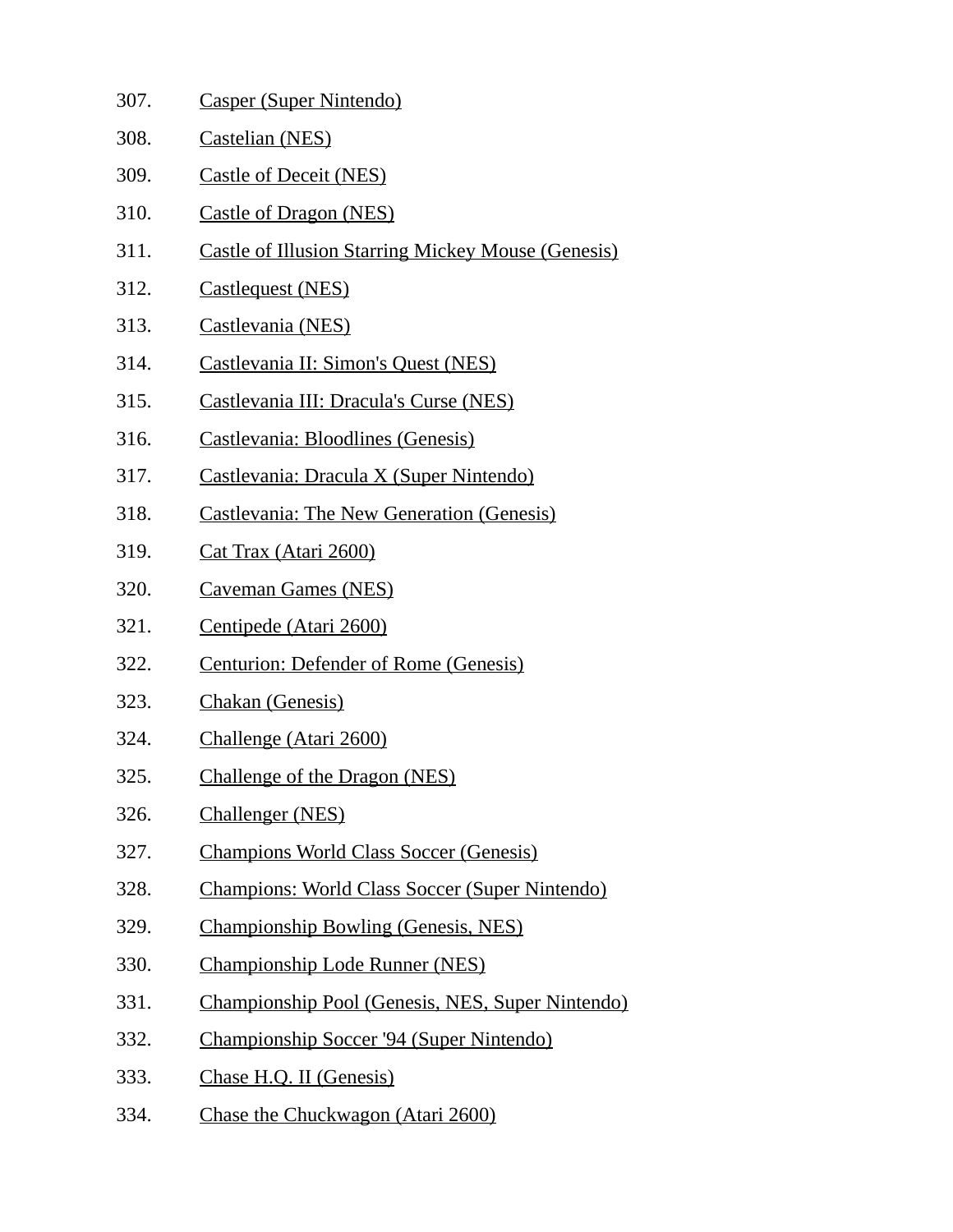307. Casper (Super Nintendo)
308. Castelian (NES)
309. Castle of Deceit (NES)
310. Castle of Dragon (NES)
311. Castle of Illusion Starring Mickey Mouse (Genesis)
312. Castlequest (NES)
313. Castlevania (NES)
314. Castlevania II: Simon's Quest (NES)
315. Castlevania III: Dracula's Curse (NES)
316. Castlevania: Bloodlines (Genesis)
317. Castlevania: Dracula X (Super Nintendo)
318. Castlevania: The New Generation (Genesis)
319. Cat Trax (Atari 2600)
320. Caveman Games (NES)
321. Centipede (Atari 2600)
322. Centurion: Defender of Rome (Genesis)
323. Chakan (Genesis)
324. Challenge (Atari 2600)
325. Challenge of the Dragon (NES)
326. Challenger (NES)
327. Champions World Class Soccer (Genesis)
328. Champions: World Class Soccer (Super Nintendo)
329. Championship Bowling (Genesis, NES)
330. Championship Lode Runner (NES)
331. Championship Pool (Genesis, NES, Super Nintendo)
332. Championship Soccer '94 (Super Nintendo)
333. Chase H.Q. II (Genesis)
334. Chase the Chuckwagon (Atari 2600)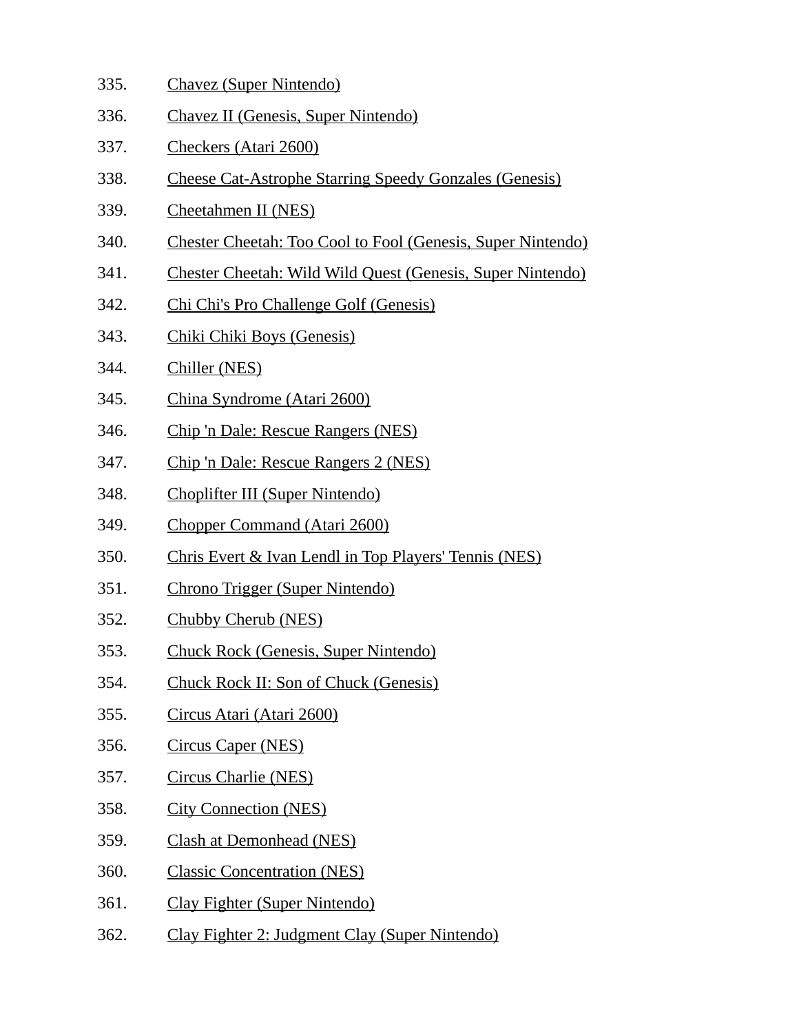335. Chavez (Super Nintendo)
336. Chavez II (Genesis, Super Nintendo)
337. Checkers (Atari 2600)
338. Cheese Cat-Astrophe Starring Speedy Gonzales (Genesis)
339. Cheetahmen II (NES)
340. Chester Cheetah: Too Cool to Fool (Genesis, Super Nintendo)
341. Chester Cheetah: Wild Wild Quest (Genesis, Super Nintendo)
342. Chi Chi's Pro Challenge Golf (Genesis)
343. Chiki Chiki Boys (Genesis)
344. Chiller (NES)
345. China Syndrome (Atari 2600)
346. Chip 'n Dale: Rescue Rangers (NES)
347. Chip 'n Dale: Rescue Rangers 2 (NES)
348. Choplifter III (Super Nintendo)
349. Chopper Command (Atari 2600)
350. Chris Evert & Ivan Lendl in Top Players' Tennis (NES)
351. Chrono Trigger (Super Nintendo)
352. Chubby Cherub (NES)
353. Chuck Rock (Genesis, Super Nintendo)
354. Chuck Rock II: Son of Chuck (Genesis)
355. Circus Atari (Atari 2600)
356. Circus Caper (NES)
357. Circus Charlie (NES)
358. City Connection (NES)
359. Clash at Demonhead (NES)
360. Classic Concentration (NES)
361. Clay Fighter (Super Nintendo)
362. Clay Fighter 2: Judgment Clay (Super Nintendo)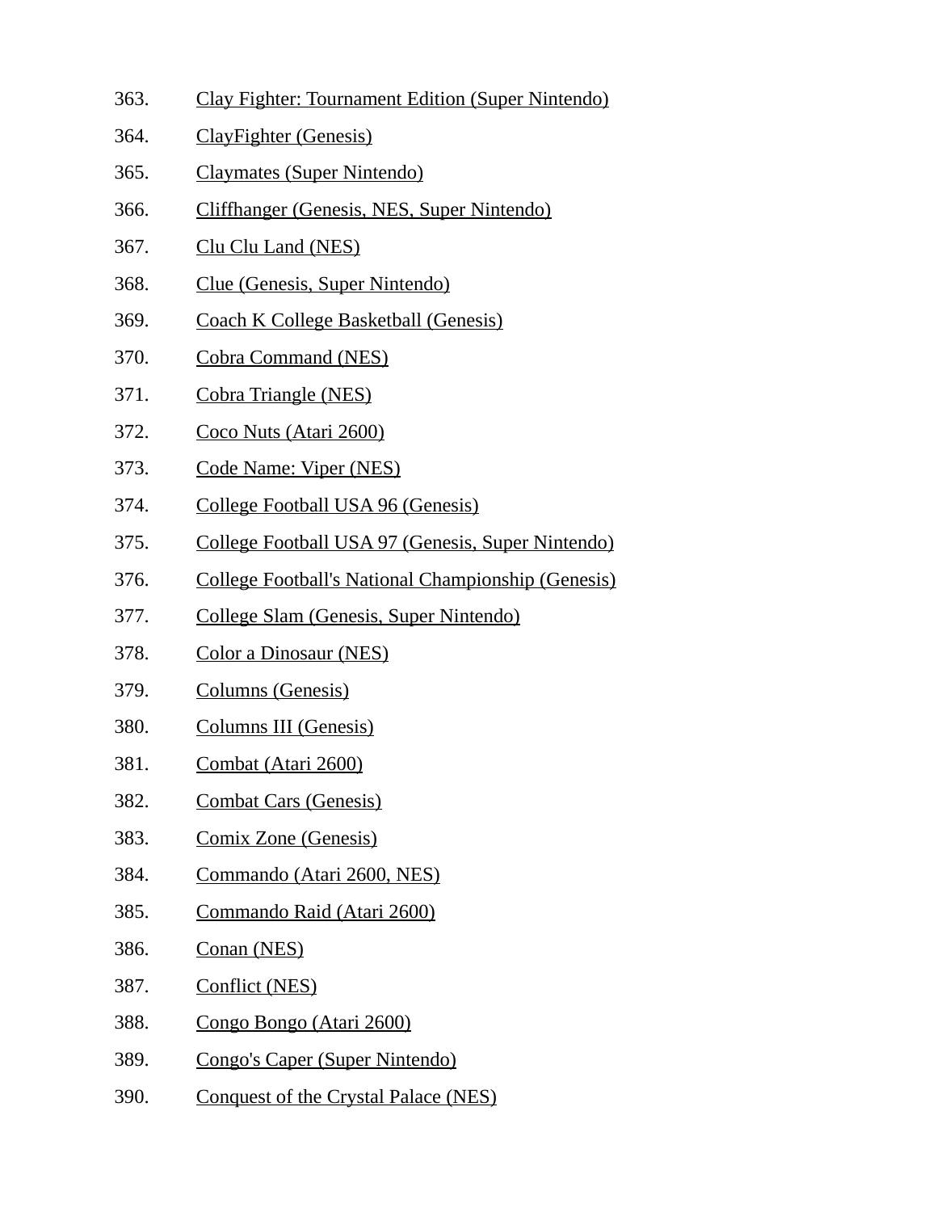363. Clay Fighter: Tournament Edition (Super Nintendo)
364. ClayFighter (Genesis)
365. Claymates (Super Nintendo)
366. Cliffhanger (Genesis, NES, Super Nintendo)
367. Clu Clu Land (NES)
368. Clue (Genesis, Super Nintendo)
369. Coach K College Basketball (Genesis)
370. Cobra Command (NES)
371. Cobra Triangle (NES)
372. Coco Nuts (Atari 2600)
373. Code Name: Viper (NES)
374. College Football USA 96 (Genesis)
375. College Football USA 97 (Genesis, Super Nintendo)
376. College Football's National Championship (Genesis)
377. College Slam (Genesis, Super Nintendo)
378. Color a Dinosaur (NES)
379. Columns (Genesis)
380. Columns III (Genesis)
381. Combat (Atari 2600)
382. Combat Cars (Genesis)
383. Comix Zone (Genesis)
384. Commando (Atari 2600, NES)
385. Commando Raid (Atari 2600)
386. Conan (NES)
387. Conflict (NES)
388. Congo Bongo (Atari 2600)
389. Congo's Caper (Super Nintendo)
390. Conquest of the Crystal Palace (NES)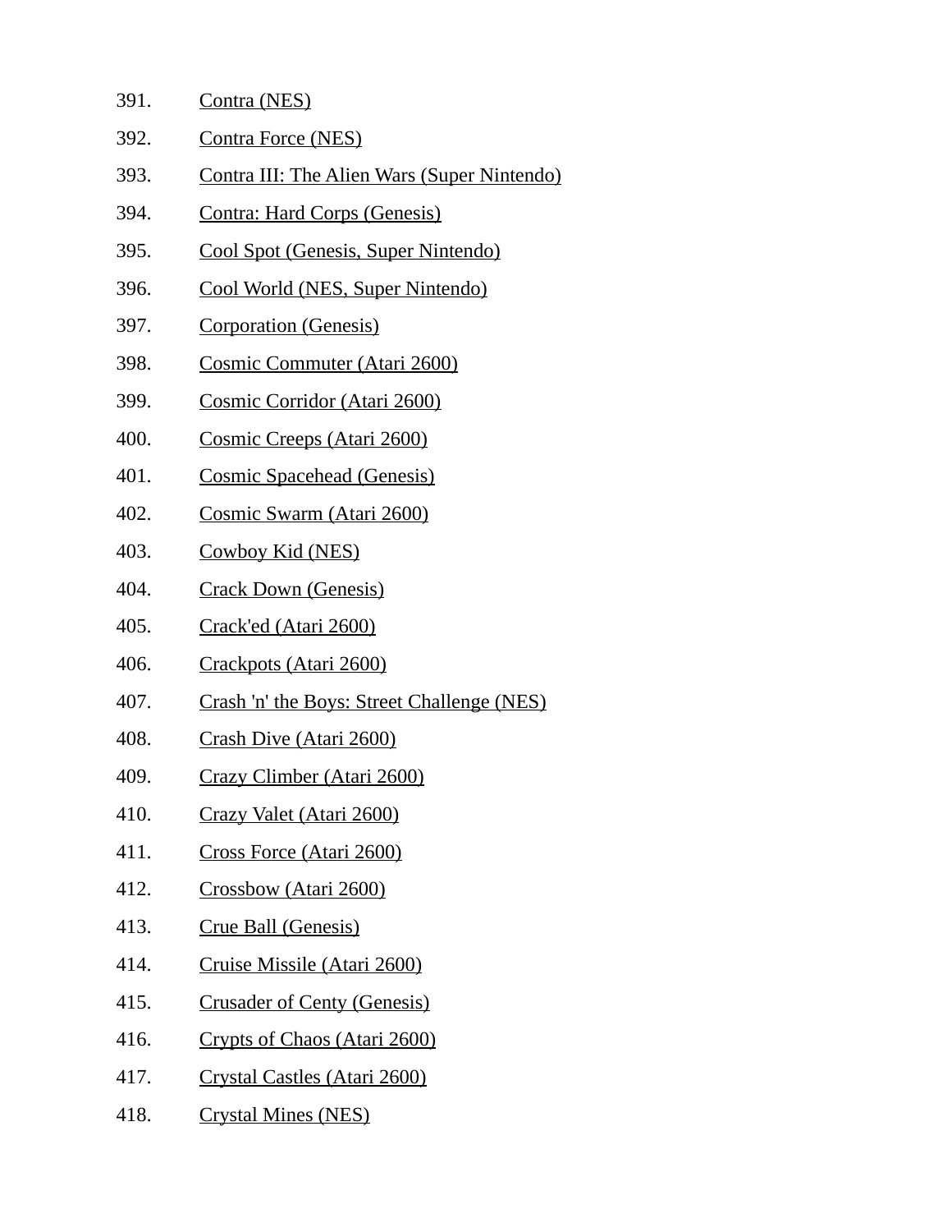391. Contra (NES)
392. Contra Force (NES)
393. Contra III: The Alien Wars (Super Nintendo)
394. Contra: Hard Corps (Genesis)
395. Cool Spot (Genesis, Super Nintendo)
396. Cool World (NES, Super Nintendo)
397. Corporation (Genesis)
398. Cosmic Commuter (Atari 2600)
399. Cosmic Corridor (Atari 2600)
400. Cosmic Creeps (Atari 2600)
401. Cosmic Spacehead (Genesis)
402. Cosmic Swarm (Atari 2600)
403. Cowboy Kid (NES)
404. Crack Down (Genesis)
405. Crack'ed (Atari 2600)
406. Crackpots (Atari 2600)
407. Crash 'n' the Boys: Street Challenge (NES)
408. Crash Dive (Atari 2600)
409. Crazy Climber (Atari 2600)
410. Crazy Valet (Atari 2600)
411. Cross Force (Atari 2600)
412. Crossbow (Atari 2600)
413. Crue Ball (Genesis)
414. Cruise Missile (Atari 2600)
415. Crusader of Centy (Genesis)
416. Crypts of Chaos (Atari 2600)
417. Crystal Castles (Atari 2600)
418. Crystal Mines (NES)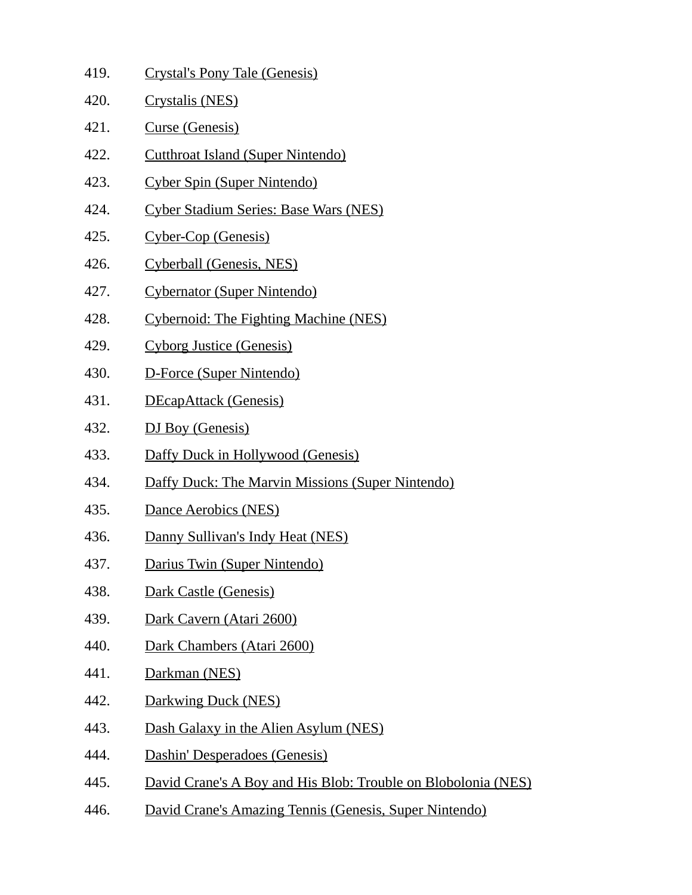419. Crystal's Pony Tale (Genesis)
420. Crystalis (NES)
421. Curse (Genesis)
422. Cutthroat Island (Super Nintendo)
423. Cyber Spin (Super Nintendo)
424. Cyber Stadium Series: Base Wars (NES)
425. Cyber-Cop (Genesis)
426. Cyberball (Genesis, NES)
427. Cybernator (Super Nintendo)
428. Cybernoid: The Fighting Machine (NES)
429. Cyborg Justice (Genesis)
430. D-Force (Super Nintendo)
431. DEcapAttack (Genesis)
432. DJ Boy (Genesis)
433. Daffy Duck in Hollywood (Genesis)
434. Daffy Duck: The Marvin Missions (Super Nintendo)
435. Dance Aerobics (NES)
436. Danny Sullivan's Indy Heat (NES)
437. Darius Twin (Super Nintendo)
438. Dark Castle (Genesis)
439. Dark Cavern (Atari 2600)
440. Dark Chambers (Atari 2600)
441. Darkman (NES)
442. Darkwing Duck (NES)
443. Dash Galaxy in the Alien Asylum (NES)
444. Dashin' Desperadoes (Genesis)
445. David Crane's A Boy and His Blob: Trouble on Blobolonia (NES)
446. David Crane's Amazing Tennis (Genesis, Super Nintendo)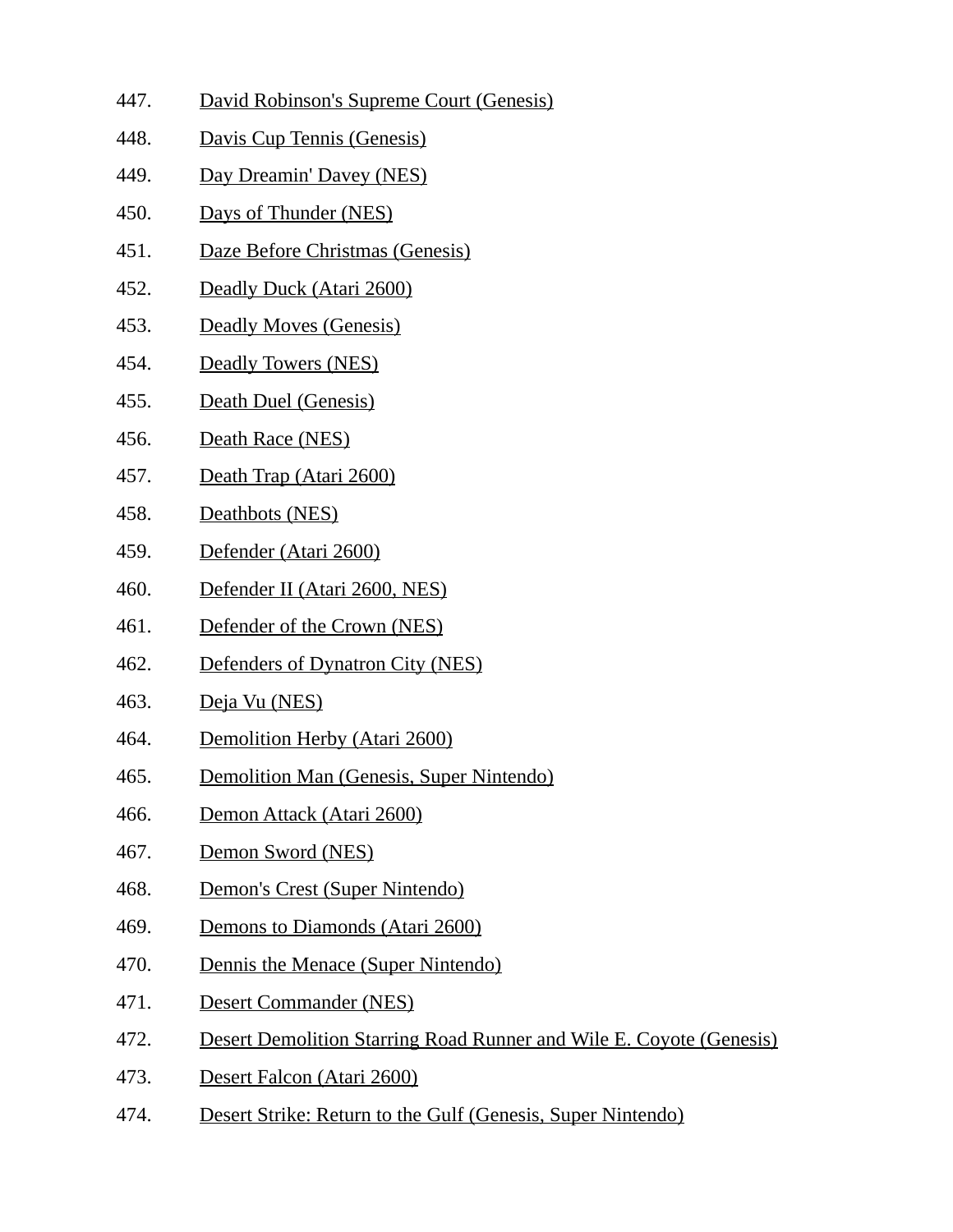447. David Robinson's Supreme Court (Genesis)
448. Davis Cup Tennis (Genesis)
449. Day Dreamin' Davey (NES)
450. Days of Thunder (NES)
451. Daze Before Christmas (Genesis)
452. Deadly Duck (Atari 2600)
453. Deadly Moves (Genesis)
454. Deadly Towers (NES)
455. Death Duel (Genesis)
456. Death Race (NES)
457. Death Trap (Atari 2600)
458. Deathbots (NES)
459. Defender (Atari 2600)
460. Defender II (Atari 2600, NES)
461. Defender of the Crown (NES)
462. Defenders of Dynatron City (NES)
463. Deja Vu (NES)
464. Demolition Herby (Atari 2600)
465. Demolition Man (Genesis, Super Nintendo)
466. Demon Attack (Atari 2600)
467. Demon Sword (NES)
468. Demon's Crest (Super Nintendo)
469. Demons to Diamonds (Atari 2600)
470. Dennis the Menace (Super Nintendo)
471. Desert Commander (NES)
472. Desert Demolition Starring Road Runner and Wile E. Coyote (Genesis)
473. Desert Falcon (Atari 2600)
474. Desert Strike: Return to the Gulf (Genesis, Super Nintendo)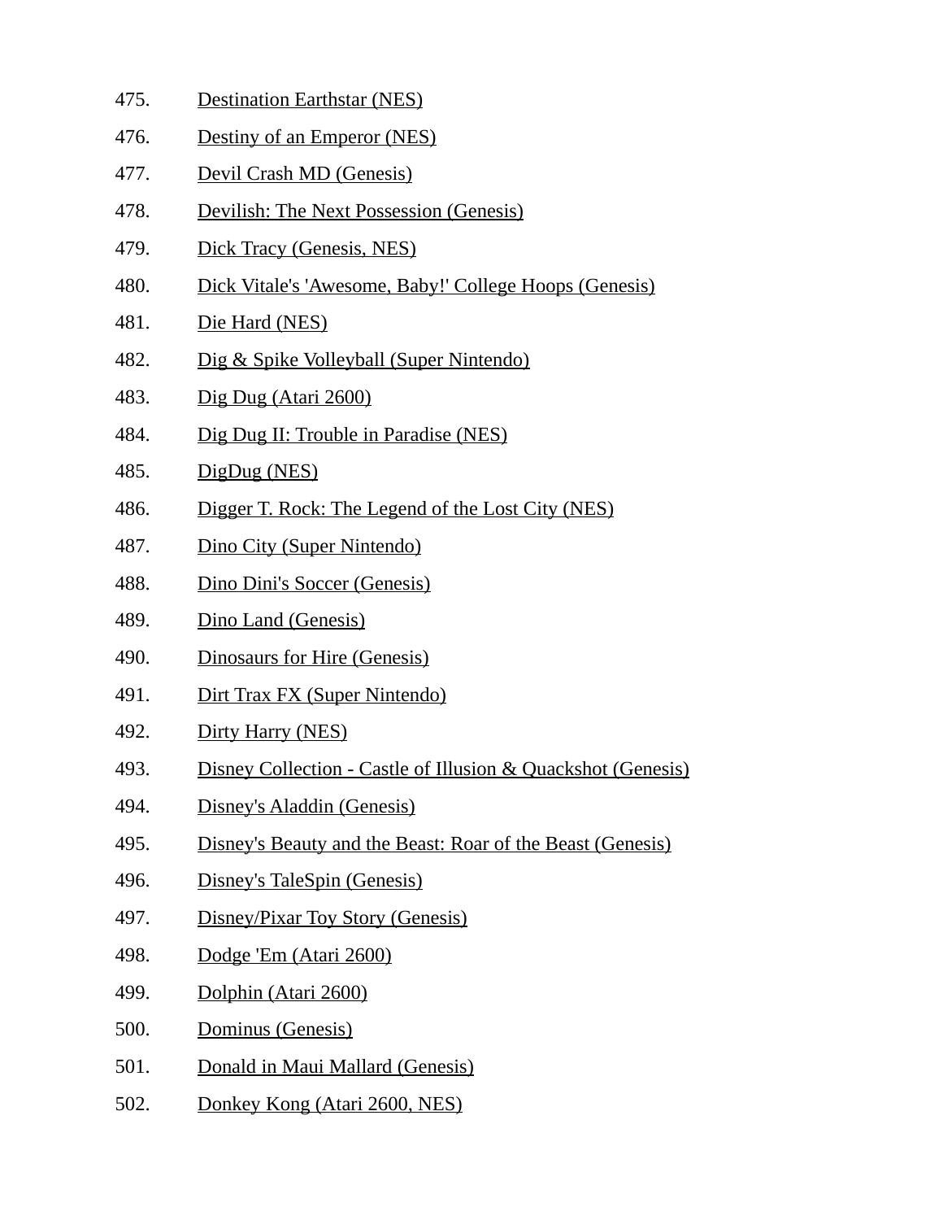475. Destination Earthstar (NES)
476. Destiny of an Emperor (NES)
477. Devil Crash MD (Genesis)
478. Devilish: The Next Possession (Genesis)
479. Dick Tracy (Genesis, NES)
480. Dick Vitale's 'Awesome, Baby!' College Hoops (Genesis)
481. Die Hard (NES)
482. Dig & Spike Volleyball (Super Nintendo)
483. Dig Dug (Atari 2600)
484. Dig Dug II: Trouble in Paradise (NES)
485. DigDug (NES)
486. Digger T. Rock: The Legend of the Lost City (NES)
487. Dino City (Super Nintendo)
488. Dino Dini's Soccer (Genesis)
489. Dino Land (Genesis)
490. Dinosaurs for Hire (Genesis)
491. Dirt Trax FX (Super Nintendo)
492. Dirty Harry (NES)
493. Disney Collection - Castle of Illusion & Quackshot (Genesis)
494. Disney's Aladdin (Genesis)
495. Disney's Beauty and the Beast: Roar of the Beast (Genesis)
496. Disney's TaleSpin (Genesis)
497. Disney/Pixar Toy Story (Genesis)
498. Dodge 'Em (Atari 2600)
499. Dolphin (Atari 2600)
500. Dominus (Genesis)
501. Donald in Maui Mallard (Genesis)
502. Donkey Kong (Atari 2600, NES)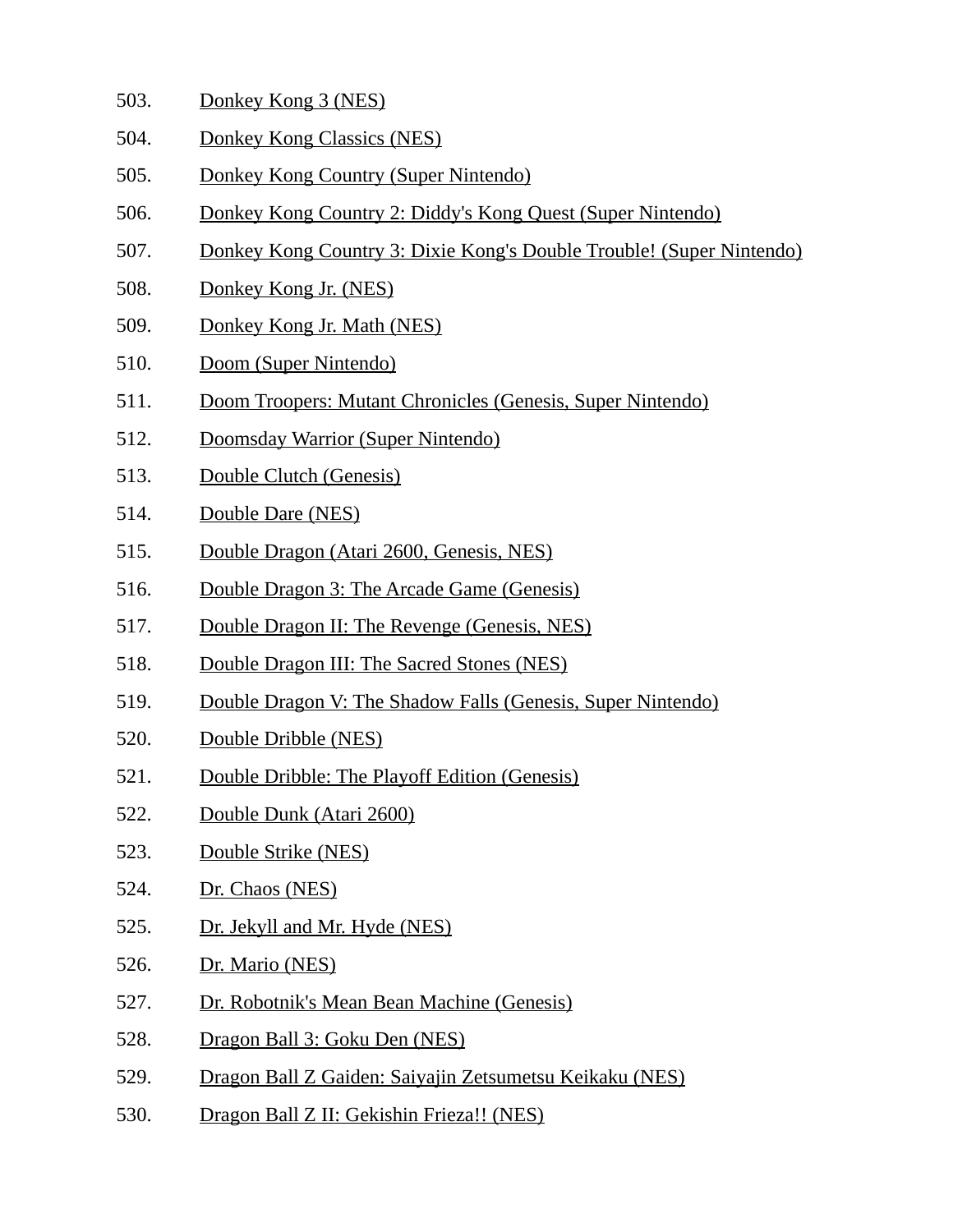503. Donkey Kong 3 (NES)
504. Donkey Kong Classics (NES)
505. Donkey Kong Country (Super Nintendo)
506. Donkey Kong Country 2: Diddy's Kong Quest (Super Nintendo)
507. Donkey Kong Country 3: Dixie Kong's Double Trouble! (Super Nintendo)
508. Donkey Kong Jr. (NES)
509. Donkey Kong Jr. Math (NES)
510. Doom (Super Nintendo)
511. Doom Troopers: Mutant Chronicles (Genesis, Super Nintendo)
512. Doomsday Warrior (Super Nintendo)
513. Double Clutch (Genesis)
514. Double Dare (NES)
515. Double Dragon (Atari 2600, Genesis, NES)
516. Double Dragon 3: The Arcade Game (Genesis)
517. Double Dragon II: The Revenge (Genesis, NES)
518. Double Dragon III: The Sacred Stones (NES)
519. Double Dragon V: The Shadow Falls (Genesis, Super Nintendo)
520. Double Dribble (NES)
521. Double Dribble: The Playoff Edition (Genesis)
522. Double Dunk (Atari 2600)
523. Double Strike (NES)
524. Dr. Chaos (NES)
525. Dr. Jekyll and Mr. Hyde (NES)
526. Dr. Mario (NES)
527. Dr. Robotnik's Mean Bean Machine (Genesis)
528. Dragon Ball 3: Goku Den (NES)
529. Dragon Ball Z Gaiden: Saiyajin Zetsumetsu Keikaku (NES)
530. Dragon Ball Z II: Gekishin Frieza!! (NES)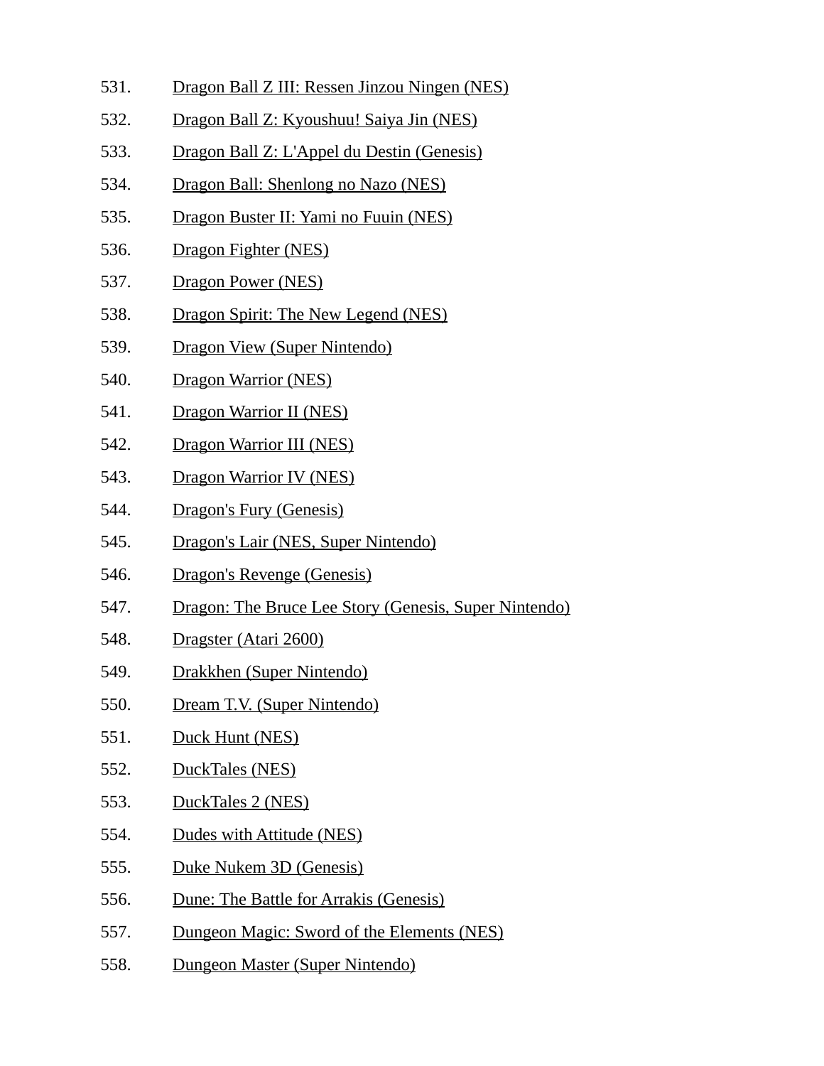531. Dragon Ball Z III: Ressen Jinzou Ningen (NES)
532. Dragon Ball Z: Kyoushuu! Saiya Jin (NES)
533. Dragon Ball Z: L'Appel du Destin (Genesis)
534. Dragon Ball: Shenlong no Nazo (NES)
535. Dragon Buster II: Yami no Fuuin (NES)
536. Dragon Fighter (NES)
537. Dragon Power (NES)
538. Dragon Spirit: The New Legend (NES)
539. Dragon View (Super Nintendo)
540. Dragon Warrior (NES)
541. Dragon Warrior II (NES)
542. Dragon Warrior III (NES)
543. Dragon Warrior IV (NES)
544. Dragon's Fury (Genesis)
545. Dragon's Lair (NES, Super Nintendo)
546. Dragon's Revenge (Genesis)
547. Dragon: The Bruce Lee Story (Genesis, Super Nintendo)
548. Dragster (Atari 2600)
549. Drakkhen (Super Nintendo)
550. Dream T.V. (Super Nintendo)
551. Duck Hunt (NES)
552. DuckTales (NES)
553. DuckTales 2 (NES)
554. Dudes with Attitude (NES)
555. Duke Nukem 3D (Genesis)
556. Dune: The Battle for Arrakis (Genesis)
557. Dungeon Magic: Sword of the Elements (NES)
558. Dungeon Master (Super Nintendo)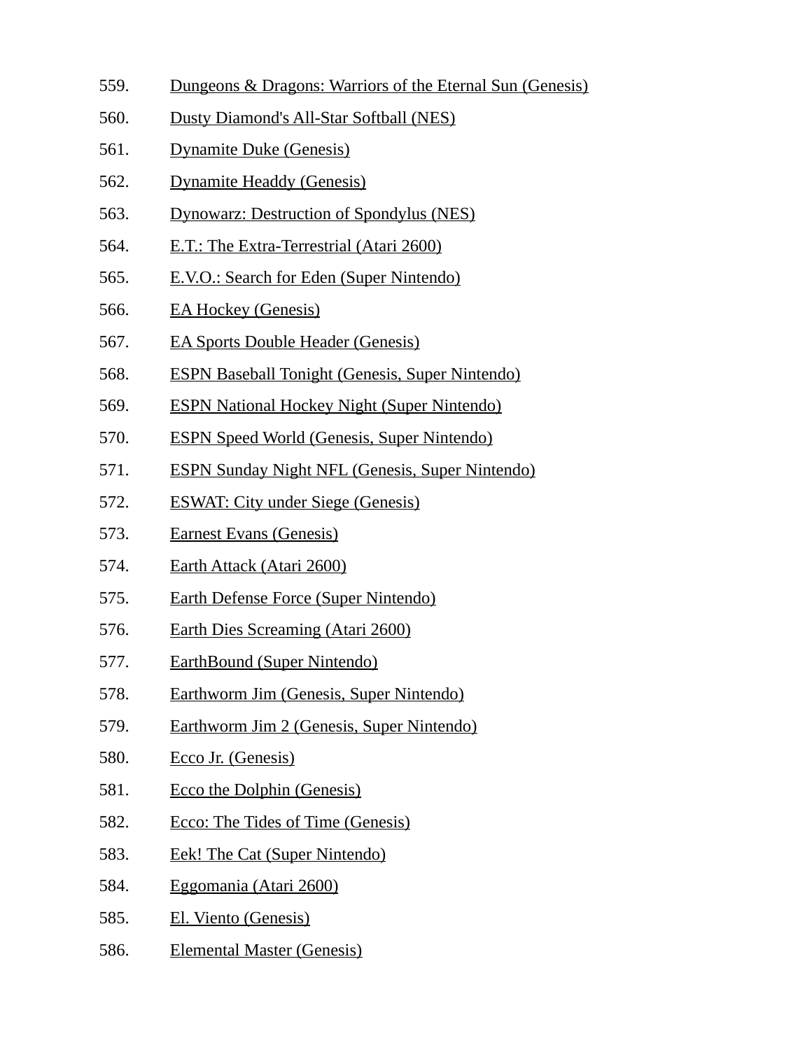559. Dungeons & Dragons: Warriors of the Eternal Sun (Genesis)
560. Dusty Diamond's All-Star Softball (NES)
561. Dynamite Duke (Genesis)
562. Dynamite Headdy (Genesis)
563. Dynowarz: Destruction of Spondylus (NES)
564. E.T.: The Extra-Terrestrial (Atari 2600)
565. E.V.O.: Search for Eden (Super Nintendo)
566. EA Hockey (Genesis)
567. EA Sports Double Header (Genesis)
568. ESPN Baseball Tonight (Genesis, Super Nintendo)
569. ESPN National Hockey Night (Super Nintendo)
570. ESPN Speed World (Genesis, Super Nintendo)
571. ESPN Sunday Night NFL (Genesis, Super Nintendo)
572. ESWAT: City under Siege (Genesis)
573. Earnest Evans (Genesis)
574. Earth Attack (Atari 2600)
575. Earth Defense Force (Super Nintendo)
576. Earth Dies Screaming (Atari 2600)
577. EarthBound (Super Nintendo)
578. Earthworm Jim (Genesis, Super Nintendo)
579. Earthworm Jim 2 (Genesis, Super Nintendo)
580. Ecco Jr. (Genesis)
581. Ecco the Dolphin (Genesis)
582. Ecco: The Tides of Time (Genesis)
583. Eek! The Cat (Super Nintendo)
584. Eggomania (Atari 2600)
585. El. Viento (Genesis)
586. Elemental Master (Genesis)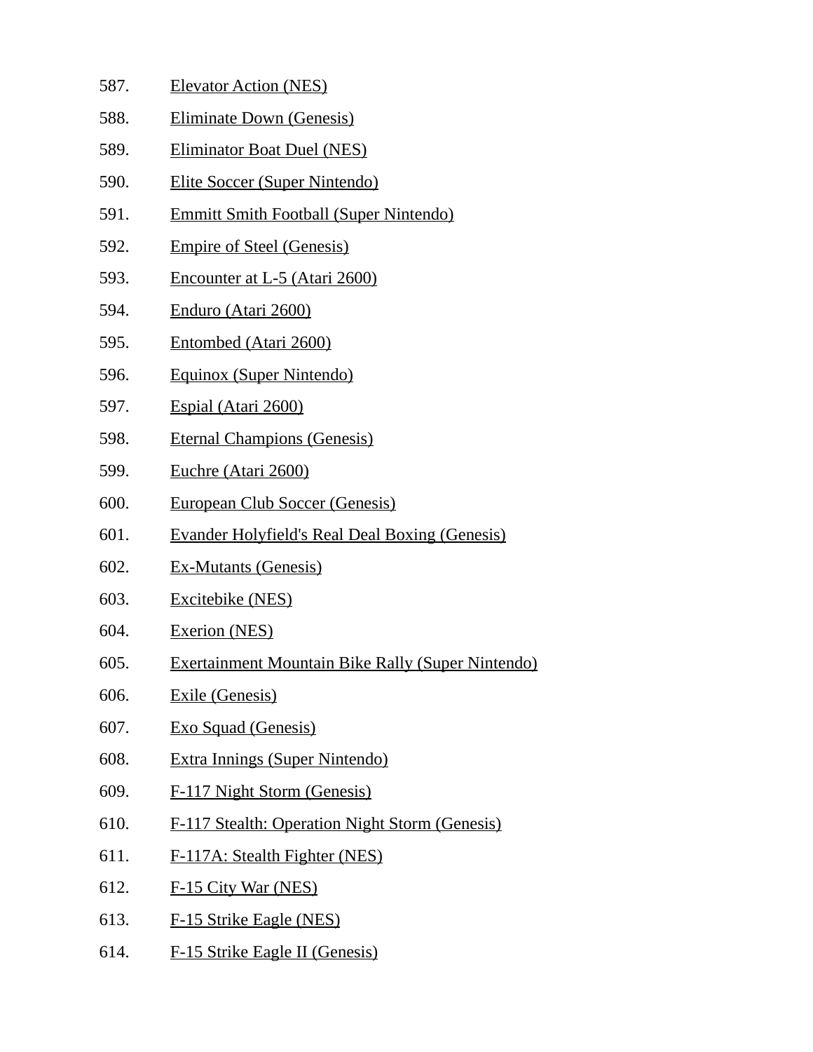587. Elevator Action (NES)
588. Eliminate Down (Genesis)
589. Eliminator Boat Duel (NES)
590. Elite Soccer (Super Nintendo)
591. Emmitt Smith Football (Super Nintendo)
592. Empire of Steel (Genesis)
593. Encounter at L-5 (Atari 2600)
594. Enduro (Atari 2600)
595. Entombed (Atari 2600)
596. Equinox (Super Nintendo)
597. Espial (Atari 2600)
598. Eternal Champions (Genesis)
599. Euchre (Atari 2600)
600. European Club Soccer (Genesis)
601. Evander Holyfield's Real Deal Boxing (Genesis)
602. Ex-Mutants (Genesis)
603. Excitebike (NES)
604. Exerion (NES)
605. Exertainment Mountain Bike Rally (Super Nintendo)
606. Exile (Genesis)
607. Exo Squad (Genesis)
608. Extra Innings (Super Nintendo)
609. F-117 Night Storm (Genesis)
610. F-117 Stealth: Operation Night Storm (Genesis)
611. F-117A: Stealth Fighter (NES)
612. F-15 City War (NES)
613. F-15 Strike Eagle (NES)
614. F-15 Strike Eagle II (Genesis)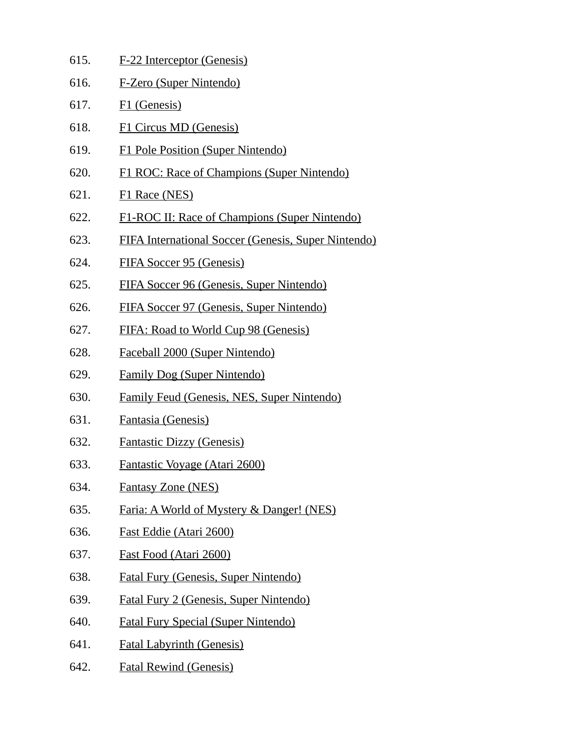615. F-22 Interceptor (Genesis)
616. F-Zero (Super Nintendo)
617. F1 (Genesis)
618. F1 Circus MD (Genesis)
619. F1 Pole Position (Super Nintendo)
620. F1 ROC: Race of Champions (Super Nintendo)
621. F1 Race (NES)
622. F1-ROC II: Race of Champions (Super Nintendo)
623. FIFA International Soccer (Genesis, Super Nintendo)
624. FIFA Soccer 95 (Genesis)
625. FIFA Soccer 96 (Genesis, Super Nintendo)
626. FIFA Soccer 97 (Genesis, Super Nintendo)
627. FIFA: Road to World Cup 98 (Genesis)
628. Faceball 2000 (Super Nintendo)
629. Family Dog (Super Nintendo)
630. Family Feud (Genesis, NES, Super Nintendo)
631. Fantasia (Genesis)
632. Fantastic Dizzy (Genesis)
633. Fantastic Voyage (Atari 2600)
634. Fantasy Zone (NES)
635. Faria: A World of Mystery & Danger! (NES)
636. Fast Eddie (Atari 2600)
637. Fast Food (Atari 2600)
638. Fatal Fury (Genesis, Super Nintendo)
639. Fatal Fury 2 (Genesis, Super Nintendo)
640. Fatal Fury Special (Super Nintendo)
641. Fatal Labyrinth (Genesis)
642. Fatal Rewind (Genesis)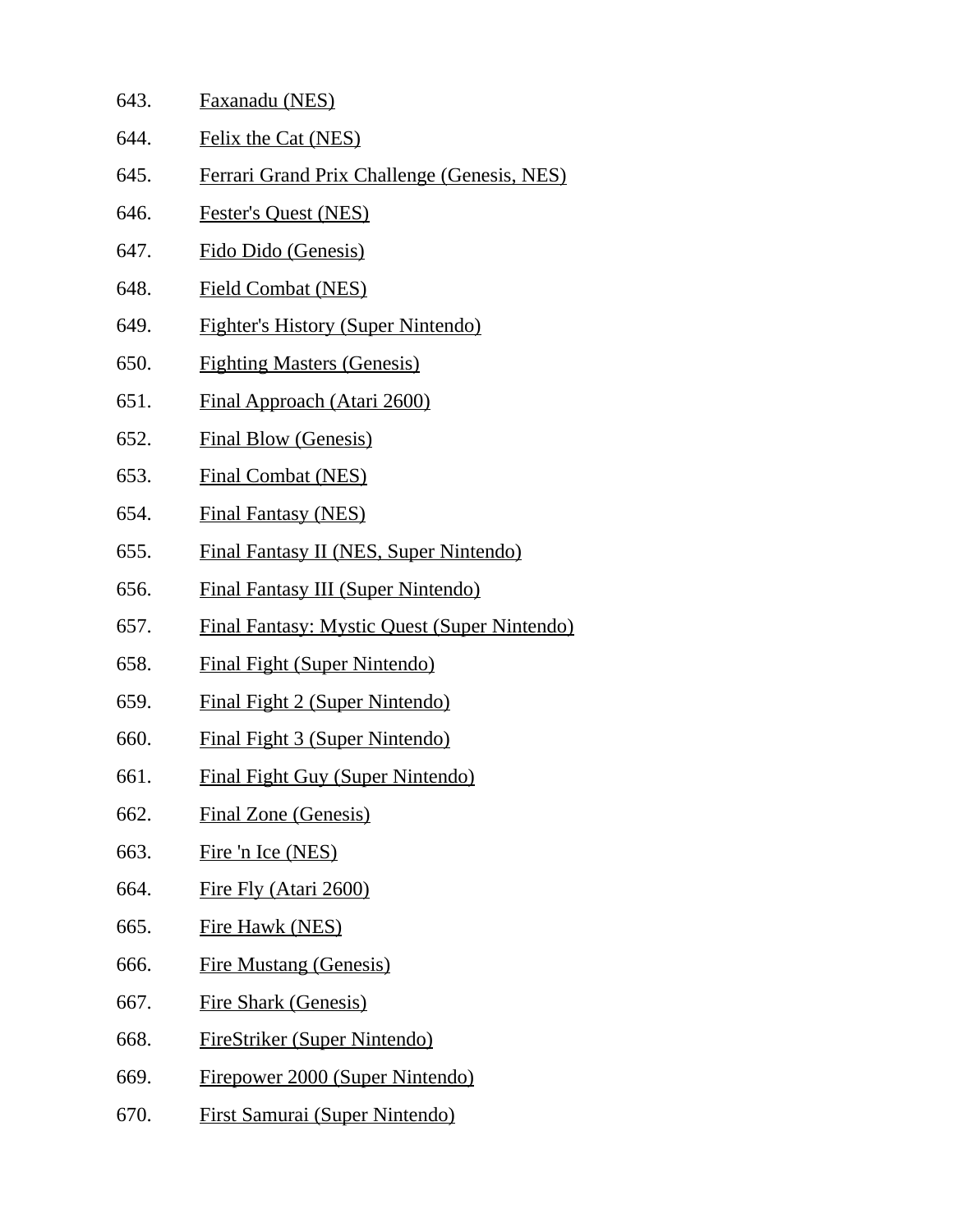643. Faxanadu (NES)
644. Felix the Cat (NES)
645. Ferrari Grand Prix Challenge (Genesis, NES)
646. Fester's Quest (NES)
647. Fido Dido (Genesis)
648. Field Combat (NES)
649. Fighter's History (Super Nintendo)
650. Fighting Masters (Genesis)
651. Final Approach (Atari 2600)
652. Final Blow (Genesis)
653. Final Combat (NES)
654. Final Fantasy (NES)
655. Final Fantasy II (NES, Super Nintendo)
656. Final Fantasy III (Super Nintendo)
657. Final Fantasy: Mystic Quest (Super Nintendo)
658. Final Fight (Super Nintendo)
659. Final Fight 2 (Super Nintendo)
660. Final Fight 3 (Super Nintendo)
661. Final Fight Guy (Super Nintendo)
662. Final Zone (Genesis)
663. Fire 'n Ice (NES)
664. Fire Fly (Atari 2600)
665. Fire Hawk (NES)
666. Fire Mustang (Genesis)
667. Fire Shark (Genesis)
668. FireStriker (Super Nintendo)
669. Firepower 2000 (Super Nintendo)
670. First Samurai (Super Nintendo)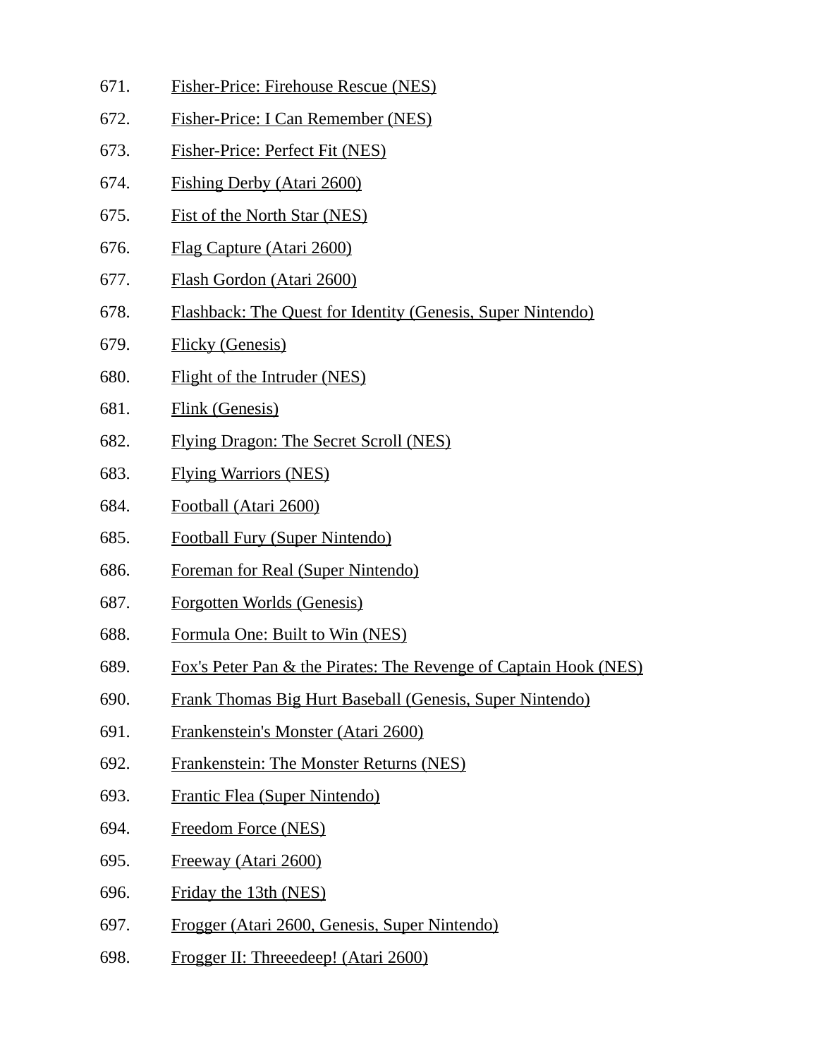671. Fisher-Price: Firehouse Rescue (NES)
672. Fisher-Price: I Can Remember (NES)
673. Fisher-Price: Perfect Fit (NES)
674. Fishing Derby (Atari 2600)
675. Fist of the North Star (NES)
676. Flag Capture (Atari 2600)
677. Flash Gordon (Atari 2600)
678. Flashback: The Quest for Identity (Genesis, Super Nintendo)
679. Flicky (Genesis)
680. Flight of the Intruder (NES)
681. Flink (Genesis)
682. Flying Dragon: The Secret Scroll (NES)
683. Flying Warriors (NES)
684. Football (Atari 2600)
685. Football Fury (Super Nintendo)
686. Foreman for Real (Super Nintendo)
687. Forgotten Worlds (Genesis)
688. Formula One: Built to Win (NES)
689. Fox's Peter Pan & the Pirates: The Revenge of Captain Hook (NES)
690. Frank Thomas Big Hurt Baseball (Genesis, Super Nintendo)
691. Frankenstein's Monster (Atari 2600)
692. Frankenstein: The Monster Returns (NES)
693. Frantic Flea (Super Nintendo)
694. Freedom Force (NES)
695. Freeway (Atari 2600)
696. Friday the 13th (NES)
697. Frogger (Atari 2600, Genesis, Super Nintendo)
698. Frogger II: Threeedeep! (Atari 2600)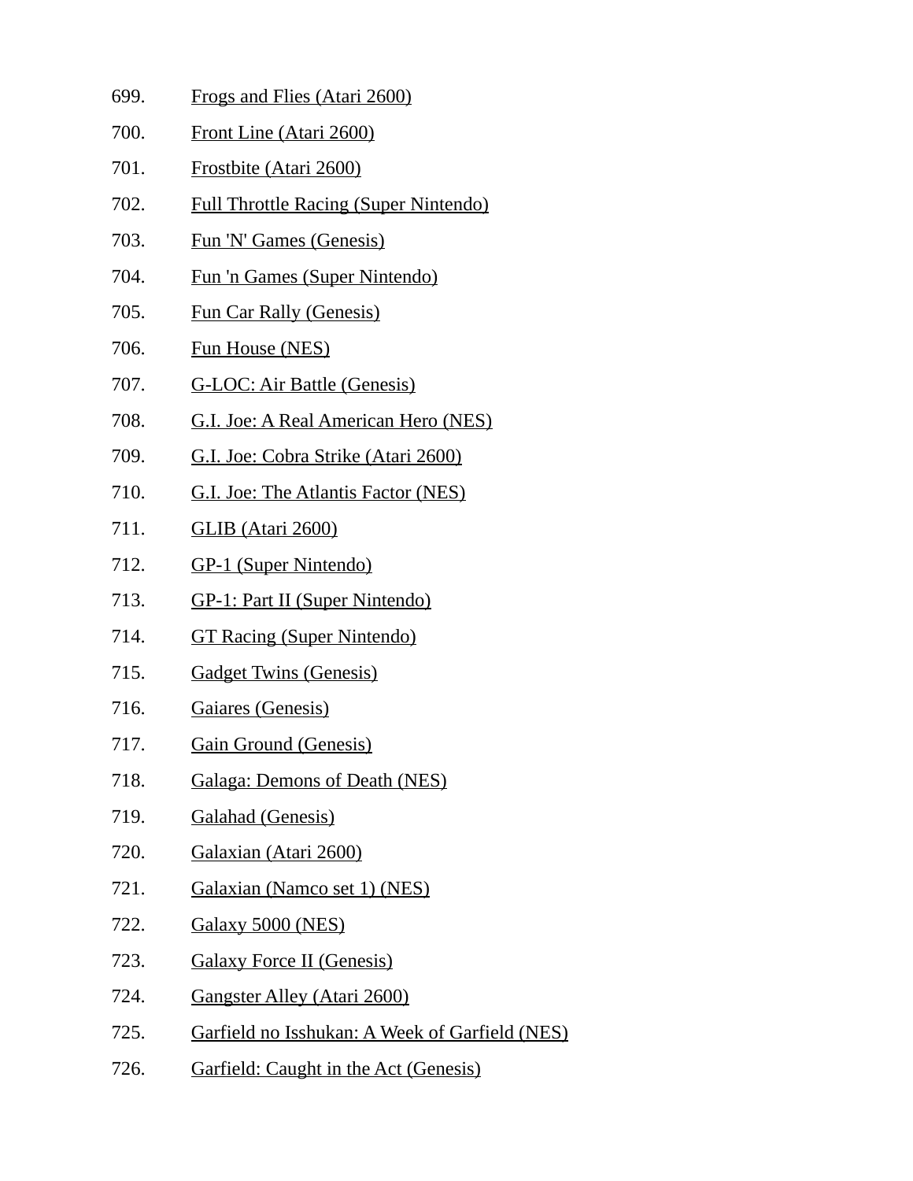699. Frogs and Flies (Atari 2600)
700. Front Line (Atari 2600)
701. Frostbite (Atari 2600)
702. Full Throttle Racing (Super Nintendo)
703. Fun 'N' Games (Genesis)
704. Fun 'n Games (Super Nintendo)
705. Fun Car Rally (Genesis)
706. Fun House (NES)
707. G-LOC: Air Battle (Genesis)
708. G.I. Joe: A Real American Hero (NES)
709. G.I. Joe: Cobra Strike (Atari 2600)
710. G.I. Joe: The Atlantis Factor (NES)
711. GLIB (Atari 2600)
712. GP-1 (Super Nintendo)
713. GP-1: Part II (Super Nintendo)
714. GT Racing (Super Nintendo)
715. Gadget Twins (Genesis)
716. Gaiares (Genesis)
717. Gain Ground (Genesis)
718. Galaga: Demons of Death (NES)
719. Galahad (Genesis)
720. Galaxian (Atari 2600)
721. Galaxian (Namco set 1) (NES)
722. Galaxy 5000 (NES)
723. Galaxy Force II (Genesis)
724. Gangster Alley (Atari 2600)
725. Garfield no Isshukan: A Week of Garfield (NES)
726. Garfield: Caught in the Act (Genesis)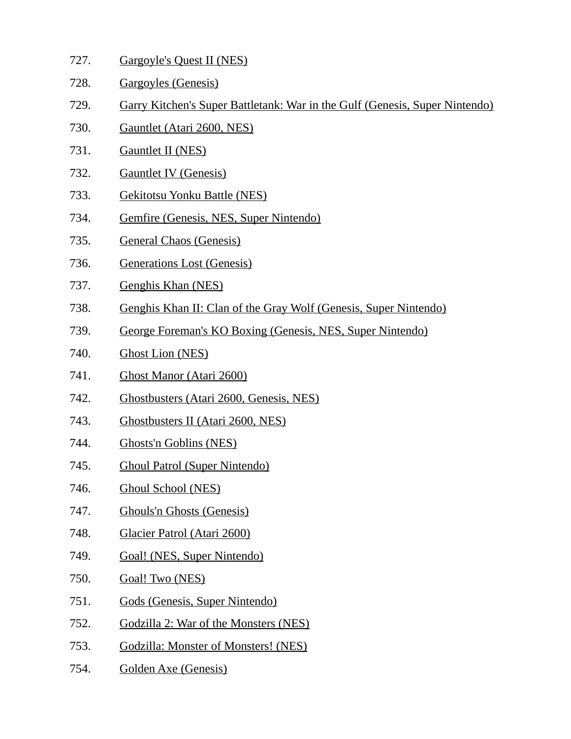727. Gargoyle's Quest II (NES)
728. Gargoyles (Genesis)
729. Garry Kitchen's Super Battletank: War in the Gulf (Genesis, Super Nintendo)
730. Gauntlet (Atari 2600, NES)
731. Gauntlet II (NES)
732. Gauntlet IV (Genesis)
733. Gekitotsu Yonku Battle (NES)
734. Gemfire (Genesis, NES, Super Nintendo)
735. General Chaos (Genesis)
736. Generations Lost (Genesis)
737. Genghis Khan (NES)
738. Genghis Khan II: Clan of the Gray Wolf (Genesis, Super Nintendo)
739. George Foreman's KO Boxing (Genesis, NES, Super Nintendo)
740. Ghost Lion (NES)
741. Ghost Manor (Atari 2600)
742. Ghostbusters (Atari 2600, Genesis, NES)
743. Ghostbusters II (Atari 2600, NES)
744. Ghosts'n Goblins (NES)
745. Ghoul Patrol (Super Nintendo)
746. Ghoul School (NES)
747. Ghouls'n Ghosts (Genesis)
748. Glacier Patrol (Atari 2600)
749. Goal! (NES, Super Nintendo)
750. Goal! Two (NES)
751. Gods (Genesis, Super Nintendo)
752. Godzilla 2: War of the Monsters (NES)
753. Godzilla: Monster of Monsters! (NES)
754. Golden Axe (Genesis)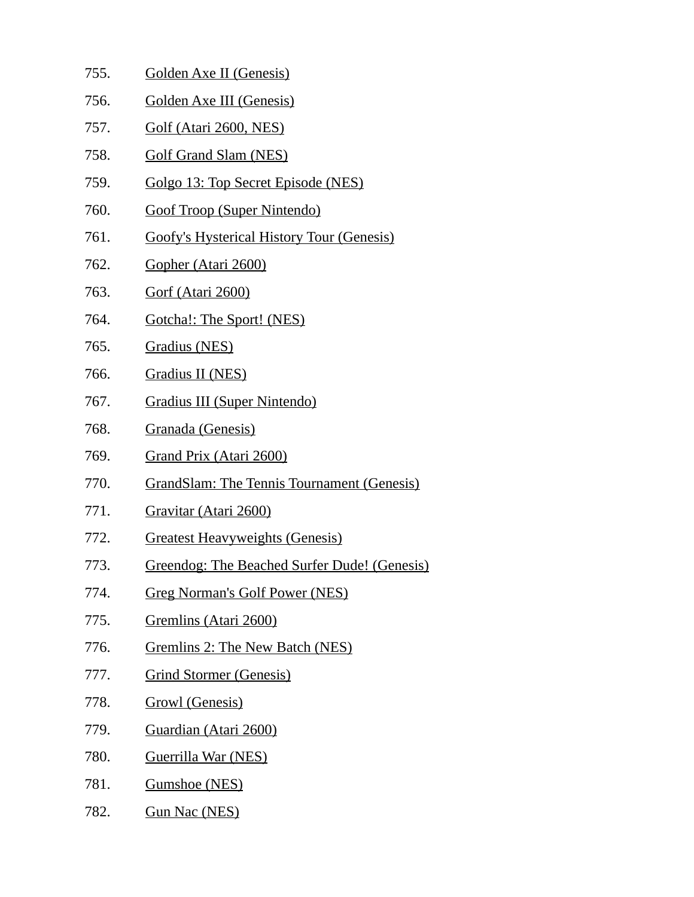755. Golden Axe II (Genesis)
756. Golden Axe III (Genesis)
757. Golf (Atari 2600, NES)
758. Golf Grand Slam (NES)
759. Golgo 13: Top Secret Episode (NES)
760. Goof Troop (Super Nintendo)
761. Goofy's Hysterical History Tour (Genesis)
762. Gopher (Atari 2600)
763. Gorf (Atari 2600)
764. Gotcha!: The Sport! (NES)
765. Gradius (NES)
766. Gradius II (NES)
767. Gradius III (Super Nintendo)
768. Granada (Genesis)
769. Grand Prix (Atari 2600)
770. GrandSlam: The Tennis Tournament (Genesis)
771. Gravitar (Atari 2600)
772. Greatest Heavyweights (Genesis)
773. Greendog: The Beached Surfer Dude! (Genesis)
774. Greg Norman's Golf Power (NES)
775. Gremlins (Atari 2600)
776. Gremlins 2: The New Batch (NES)
777. Grind Stormer (Genesis)
778. Growl (Genesis)
779. Guardian (Atari 2600)
780. Guerrilla War (NES)
781. Gumshoe (NES)
782. Gun Nac (NES)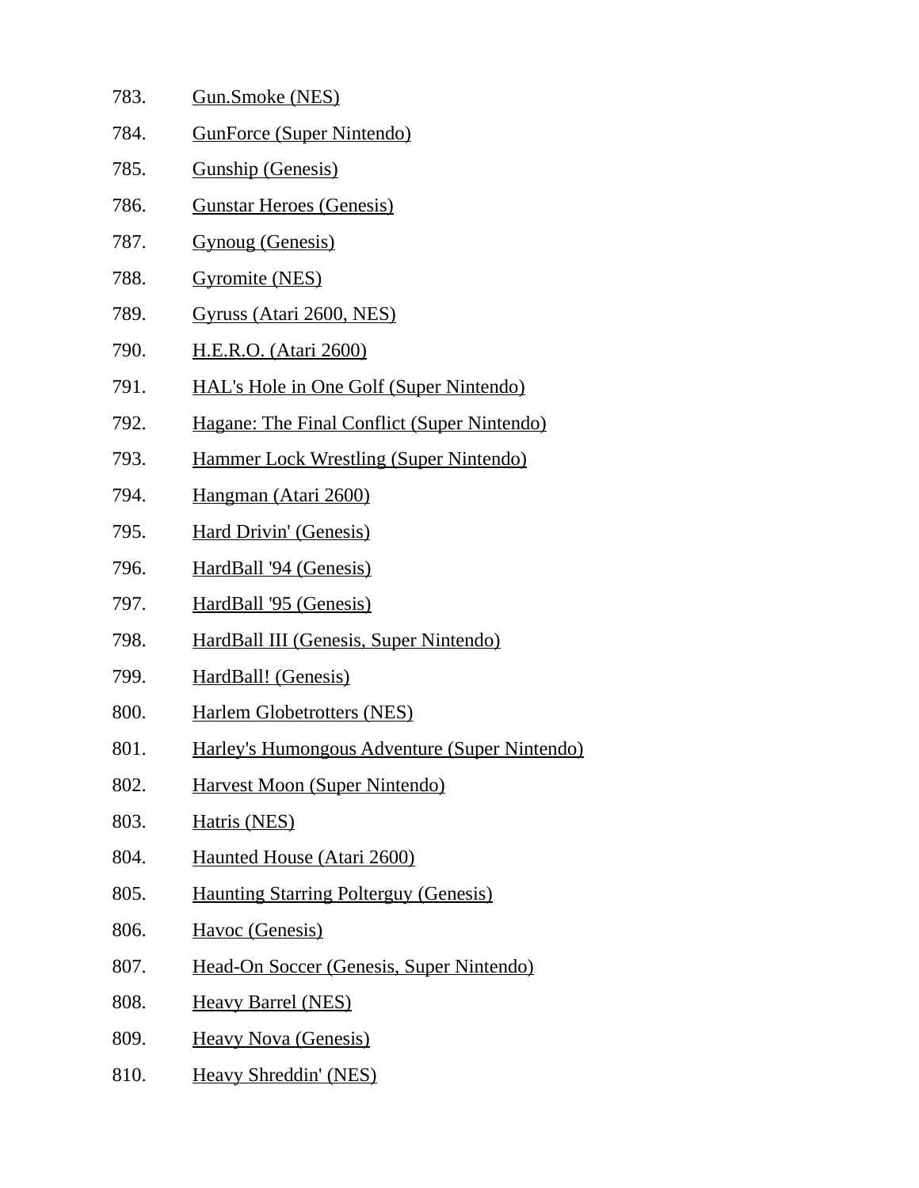783. Gun.Smoke (NES)
784. GunForce (Super Nintendo)
785. Gunship (Genesis)
786. Gunstar Heroes (Genesis)
787. Gynoug (Genesis)
788. Gyromite (NES)
789. Gyruss (Atari 2600, NES)
790. H.E.R.O. (Atari 2600)
791. HAL's Hole in One Golf (Super Nintendo)
792. Hagane: The Final Conflict (Super Nintendo)
793. Hammer Lock Wrestling (Super Nintendo)
794. Hangman (Atari 2600)
795. Hard Drivin' (Genesis)
796. HardBall '94 (Genesis)
797. HardBall '95 (Genesis)
798. HardBall III (Genesis, Super Nintendo)
799. HardBall! (Genesis)
800. Harlem Globetrotters (NES)
801. Harley's Humongous Adventure (Super Nintendo)
802. Harvest Moon (Super Nintendo)
803. Hatris (NES)
804. Haunted House (Atari 2600)
805. Haunting Starring Polterguy (Genesis)
806. Havoc (Genesis)
807. Head-On Soccer (Genesis, Super Nintendo)
808. Heavy Barrel (NES)
809. Heavy Nova (Genesis)
810. Heavy Shreddin' (NES)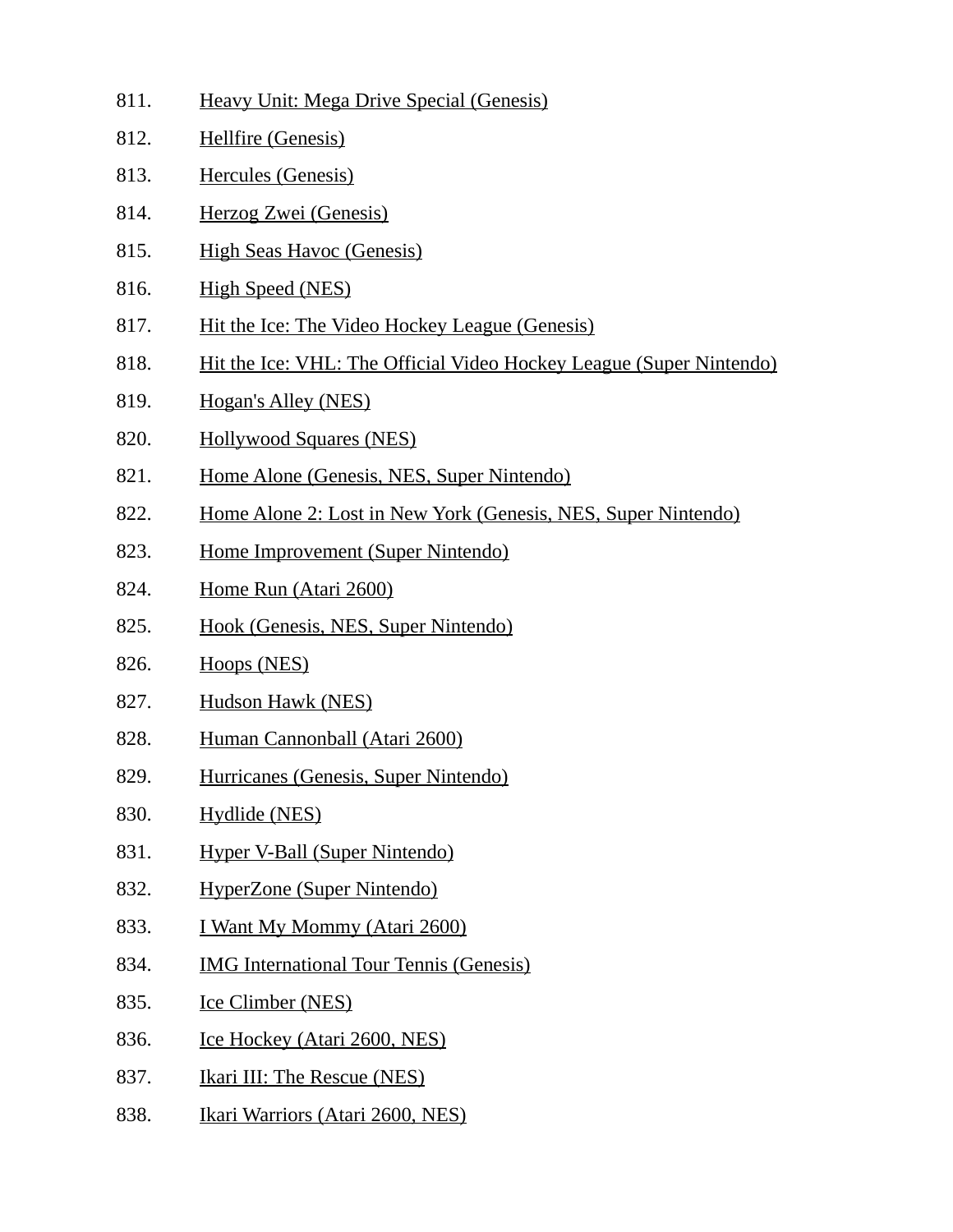811. Heavy Unit: Mega Drive Special (Genesis)
812. Hellfire (Genesis)
813. Hercules (Genesis)
814. Herzog Zwei (Genesis)
815. High Seas Havoc (Genesis)
816. High Speed (NES)
817. Hit the Ice: The Video Hockey League (Genesis)
818. Hit the Ice: VHL: The Official Video Hockey League (Super Nintendo)
819. Hogan's Alley (NES)
820. Hollywood Squares (NES)
821. Home Alone (Genesis, NES, Super Nintendo)
822. Home Alone 2: Lost in New York (Genesis, NES, Super Nintendo)
823. Home Improvement (Super Nintendo)
824. Home Run (Atari 2600)
825. Hook (Genesis, NES, Super Nintendo)
826. Hoops (NES)
827. Hudson Hawk (NES)
828. Human Cannonball (Atari 2600)
829. Hurricanes (Genesis, Super Nintendo)
830. Hydlide (NES)
831. Hyper V-Ball (Super Nintendo)
832. HyperZone (Super Nintendo)
833. I Want My Mommy (Atari 2600)
834. IMG International Tour Tennis (Genesis)
835. Ice Climber (NES)
836. Ice Hockey (Atari 2600, NES)
837. Ikari III: The Rescue (NES)
838. Ikari Warriors (Atari 2600, NES)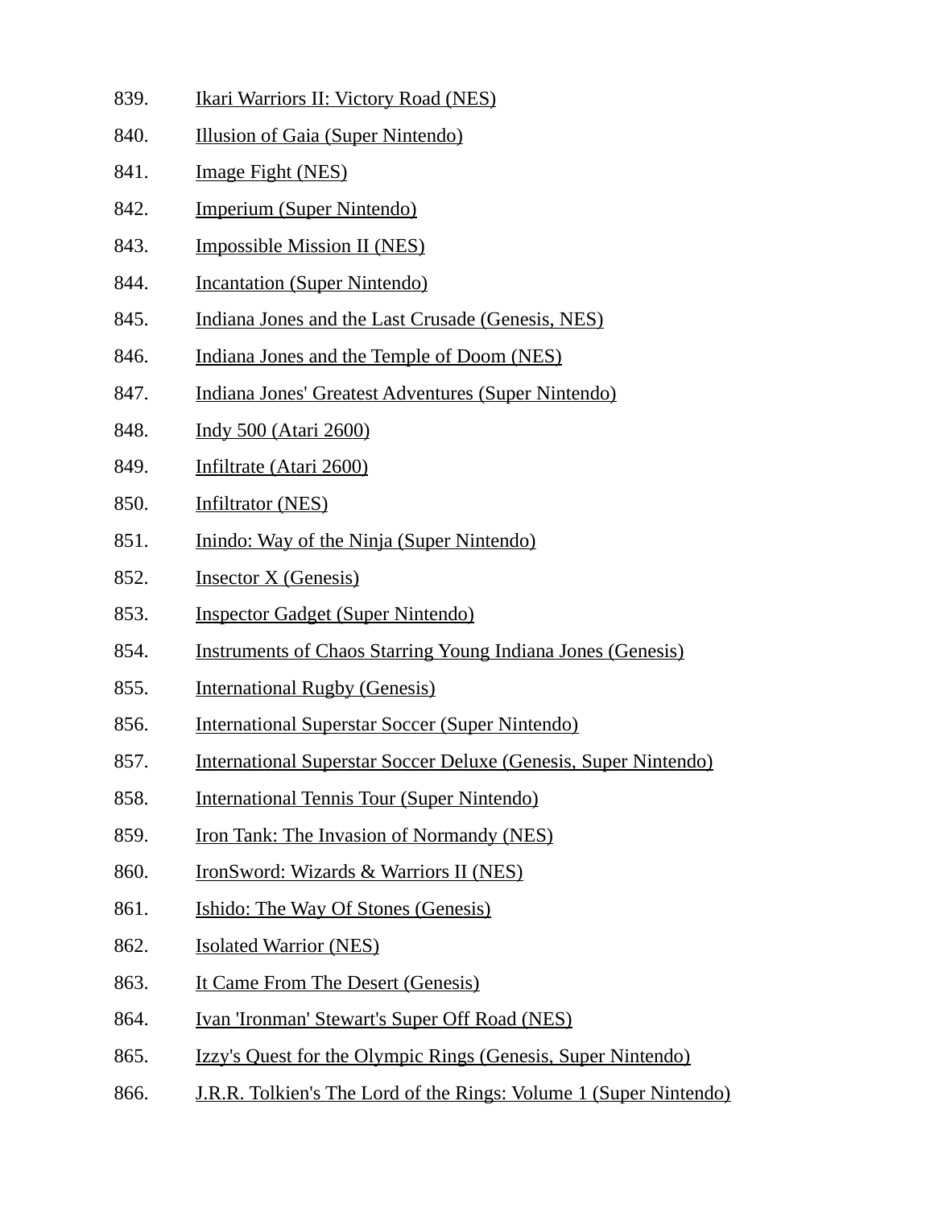839. Ikari Warriors II: Victory Road (NES)
840. Illusion of Gaia (Super Nintendo)
841. Image Fight (NES)
842. Imperium (Super Nintendo)
843. Impossible Mission II (NES)
844. Incantation (Super Nintendo)
845. Indiana Jones and the Last Crusade (Genesis, NES)
846. Indiana Jones and the Temple of Doom (NES)
847. Indiana Jones' Greatest Adventures (Super Nintendo)
848. Indy 500 (Atari 2600)
849. Infiltrate (Atari 2600)
850. Infiltrator (NES)
851. Inindo: Way of the Ninja (Super Nintendo)
852. Insector X (Genesis)
853. Inspector Gadget (Super Nintendo)
854. Instruments of Chaos Starring Young Indiana Jones (Genesis)
855. International Rugby (Genesis)
856. International Superstar Soccer (Super Nintendo)
857. International Superstar Soccer Deluxe (Genesis, Super Nintendo)
858. International Tennis Tour (Super Nintendo)
859. Iron Tank: The Invasion of Normandy (NES)
860. IronSword: Wizards & Warriors II (NES)
861. Ishido: The Way Of Stones (Genesis)
862. Isolated Warrior (NES)
863. It Came From The Desert (Genesis)
864. Ivan 'Ironman' Stewart's Super Off Road (NES)
865. Izzy's Quest for the Olympic Rings (Genesis, Super Nintendo)
866. J.R.R. Tolkien's The Lord of the Rings: Volume 1 (Super Nintendo)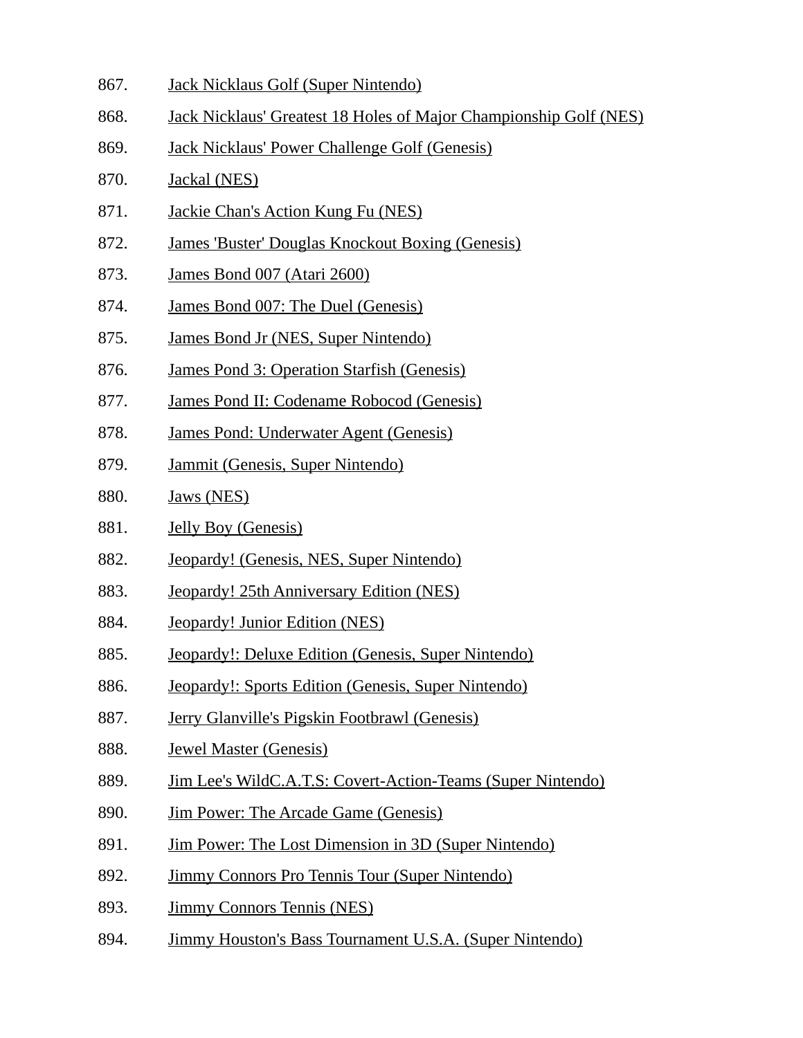867. Jack Nicklaus Golf (Super Nintendo)
868. Jack Nicklaus' Greatest 18 Holes of Major Championship Golf (NES)
869. Jack Nicklaus' Power Challenge Golf (Genesis)
870. Jackal (NES)
871. Jackie Chan's Action Kung Fu (NES)
872. James 'Buster' Douglas Knockout Boxing (Genesis)
873. James Bond 007 (Atari 2600)
874. James Bond 007: The Duel (Genesis)
875. James Bond Jr (NES, Super Nintendo)
876. James Pond 3: Operation Starfish (Genesis)
877. James Pond II: Codename Robocod (Genesis)
878. James Pond: Underwater Agent (Genesis)
879. Jammit (Genesis, Super Nintendo)
880. Jaws (NES)
881. Jelly Boy (Genesis)
882. Jeopardy! (Genesis, NES, Super Nintendo)
883. Jeopardy! 25th Anniversary Edition (NES)
884. Jeopardy! Junior Edition (NES)
885. Jeopardy!: Deluxe Edition (Genesis, Super Nintendo)
886. Jeopardy!: Sports Edition (Genesis, Super Nintendo)
887. Jerry Glanville's Pigskin Footbrawl (Genesis)
888. Jewel Master (Genesis)
889. Jim Lee's WildC.A.T.S: Covert-Action-Teams (Super Nintendo)
890. Jim Power: The Arcade Game (Genesis)
891. Jim Power: The Lost Dimension in 3D (Super Nintendo)
892. Jimmy Connors Pro Tennis Tour (Super Nintendo)
893. Jimmy Connors Tennis (NES)
894. Jimmy Houston's Bass Tournament U.S.A. (Super Nintendo)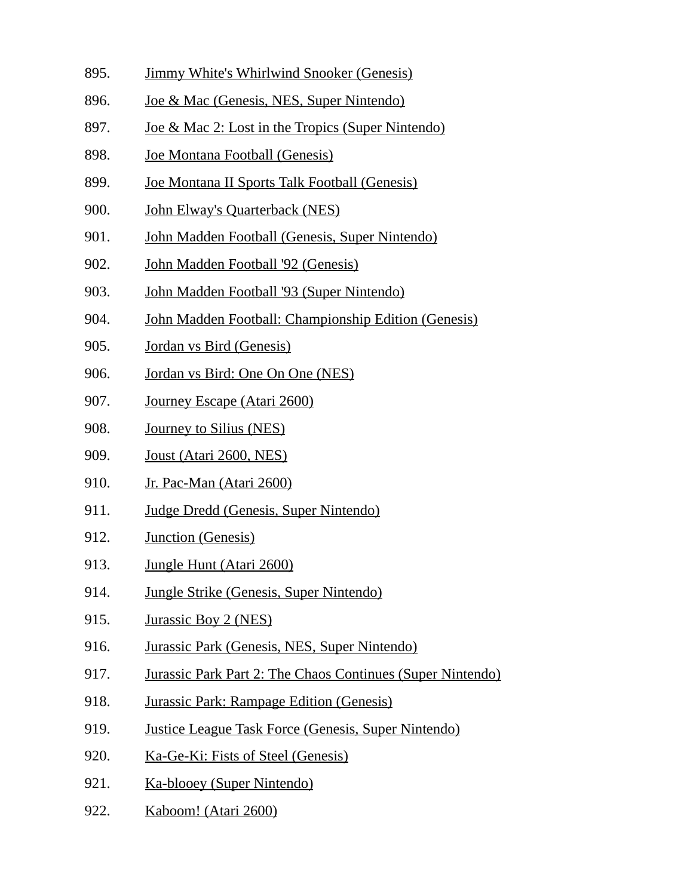895. Jimmy White's Whirlwind Snooker (Genesis)
896. Joe & Mac (Genesis, NES, Super Nintendo)
897. Joe & Mac 2: Lost in the Tropics (Super Nintendo)
898. Joe Montana Football (Genesis)
899. Joe Montana II Sports Talk Football (Genesis)
900. John Elway's Quarterback (NES)
901. John Madden Football (Genesis, Super Nintendo)
902. John Madden Football '92 (Genesis)
903. John Madden Football '93 (Super Nintendo)
904. John Madden Football: Championship Edition (Genesis)
905. Jordan vs Bird (Genesis)
906. Jordan vs Bird: One On One (NES)
907. Journey Escape (Atari 2600)
908. Journey to Silius (NES)
909. Joust (Atari 2600, NES)
910. Jr. Pac-Man (Atari 2600)
911. Judge Dredd (Genesis, Super Nintendo)
912. Junction (Genesis)
913. Jungle Hunt (Atari 2600)
914. Jungle Strike (Genesis, Super Nintendo)
915. Jurassic Boy 2 (NES)
916. Jurassic Park (Genesis, NES, Super Nintendo)
917. Jurassic Park Part 2: The Chaos Continues (Super Nintendo)
918. Jurassic Park: Rampage Edition (Genesis)
919. Justice League Task Force (Genesis, Super Nintendo)
920. Ka-Ge-Ki: Fists of Steel (Genesis)
921. Ka-blooey (Super Nintendo)
922. Kaboom! (Atari 2600)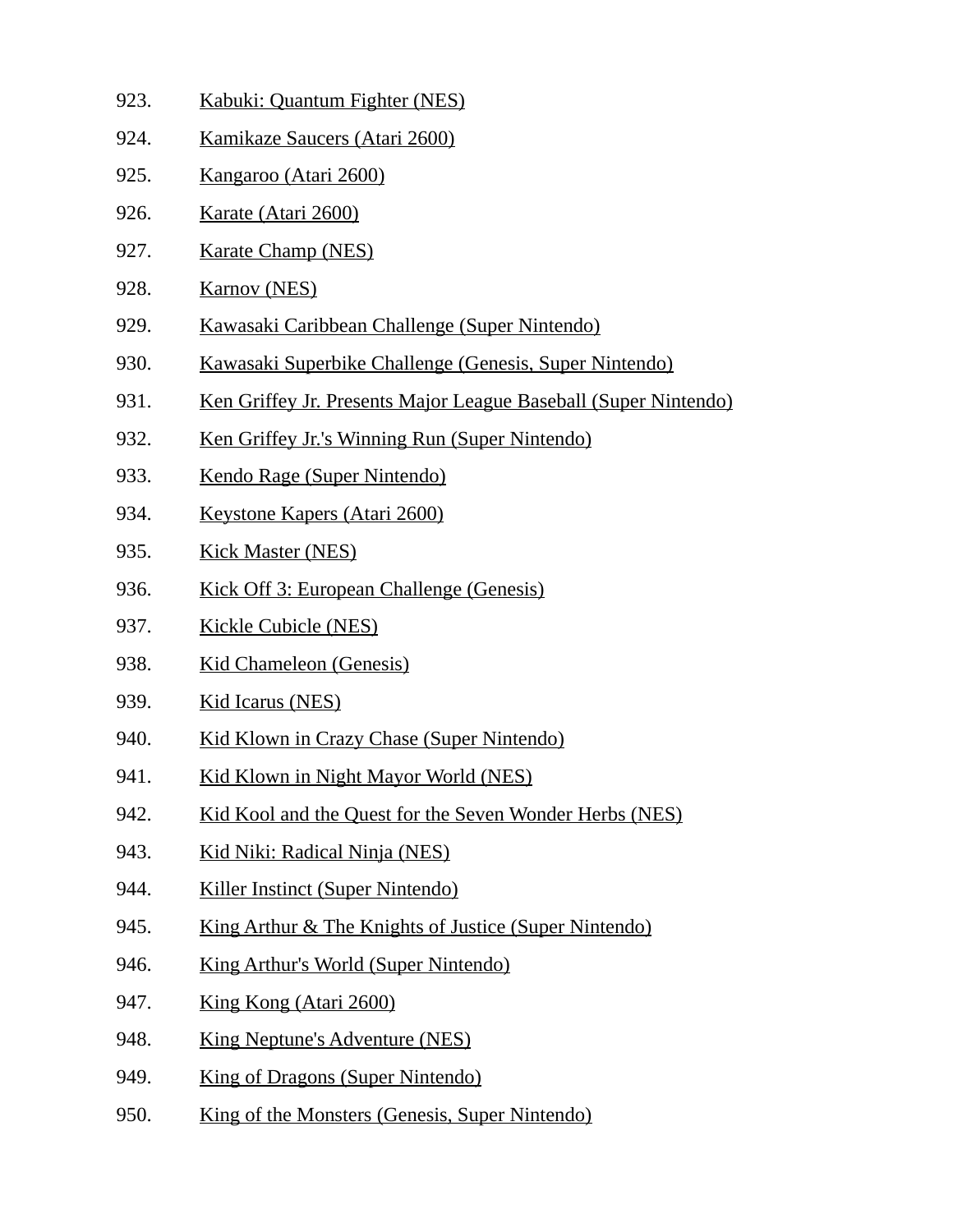923. Kabuki: Quantum Fighter (NES)
924. Kamikaze Saucers (Atari 2600)
925. Kangaroo (Atari 2600)
926. Karate (Atari 2600)
927. Karate Champ (NES)
928. Karnov (NES)
929. Kawasaki Caribbean Challenge (Super Nintendo)
930. Kawasaki Superbike Challenge (Genesis, Super Nintendo)
931. Ken Griffey Jr. Presents Major League Baseball (Super Nintendo)
932. Ken Griffey Jr.'s Winning Run (Super Nintendo)
933. Kendo Rage (Super Nintendo)
934. Keystone Kapers (Atari 2600)
935. Kick Master (NES)
936. Kick Off 3: European Challenge (Genesis)
937. Kickle Cubicle (NES)
938. Kid Chameleon (Genesis)
939. Kid Icarus (NES)
940. Kid Klown in Crazy Chase (Super Nintendo)
941. Kid Klown in Night Mayor World (NES)
942. Kid Kool and the Quest for the Seven Wonder Herbs (NES)
943. Kid Niki: Radical Ninja (NES)
944. Killer Instinct (Super Nintendo)
945. King Arthur & The Knights of Justice (Super Nintendo)
946. King Arthur's World (Super Nintendo)
947. King Kong (Atari 2600)
948. King Neptune's Adventure (NES)
949. King of Dragons (Super Nintendo)
950. King of the Monsters (Genesis, Super Nintendo)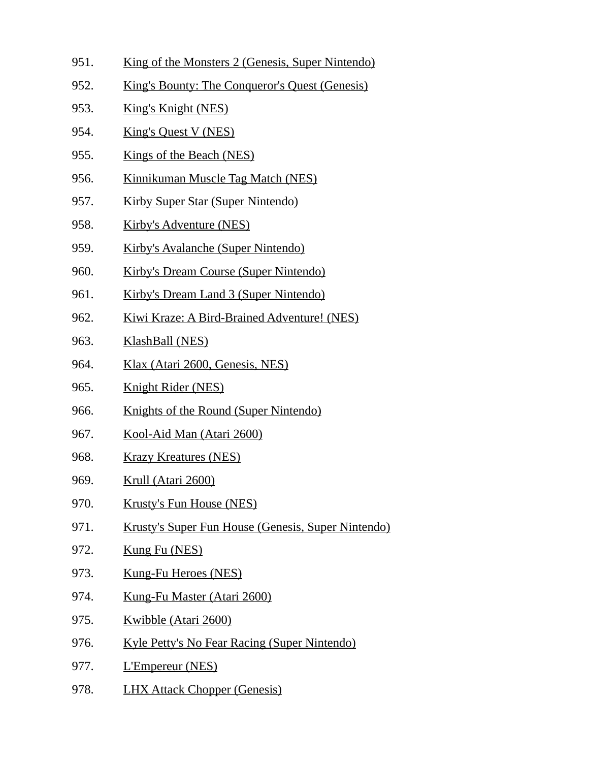951. King of the Monsters 2 (Genesis, Super Nintendo)
952. King's Bounty: The Conqueror's Quest (Genesis)
953. King's Knight (NES)
954. King's Quest V (NES)
955. Kings of the Beach (NES)
956. Kinnikuman Muscle Tag Match (NES)
957. Kirby Super Star (Super Nintendo)
958. Kirby's Adventure (NES)
959. Kirby's Avalanche (Super Nintendo)
960. Kirby's Dream Course (Super Nintendo)
961. Kirby's Dream Land 3 (Super Nintendo)
962. Kiwi Kraze: A Bird-Brained Adventure! (NES)
963. KlashBall (NES)
964. Klax (Atari 2600, Genesis, NES)
965. Knight Rider (NES)
966. Knights of the Round (Super Nintendo)
967. Kool-Aid Man (Atari 2600)
968. Krazy Kreatures (NES)
969. Krull (Atari 2600)
970. Krusty's Fun House (NES)
971. Krusty's Super Fun House (Genesis, Super Nintendo)
972. Kung Fu (NES)
973. Kung-Fu Heroes (NES)
974. Kung-Fu Master (Atari 2600)
975. Kwibble (Atari 2600)
976. Kyle Petty's No Fear Racing (Super Nintendo)
977. L'Empereur (NES)
978. LHX Attack Chopper (Genesis)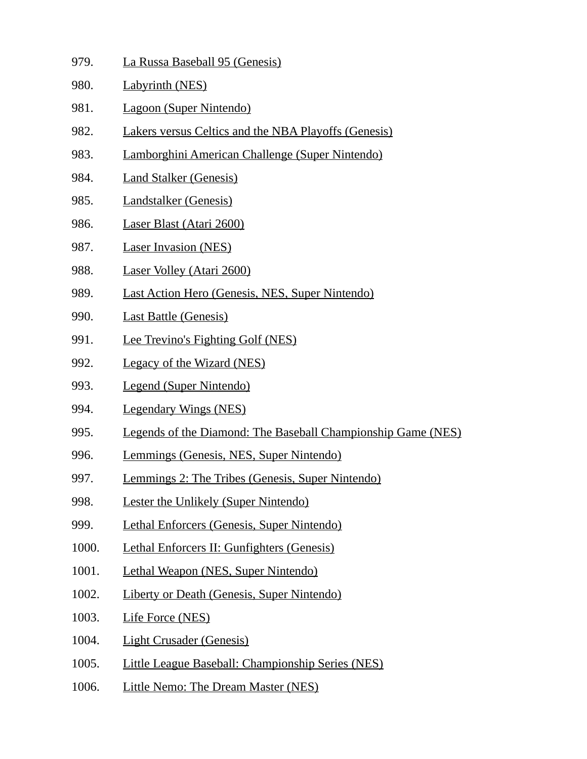979. La Russa Baseball 95 (Genesis)
980. Labyrinth (NES)
981. Lagoon (Super Nintendo)
982. Lakers versus Celtics and the NBA Playoffs (Genesis)
983. Lamborghini American Challenge (Super Nintendo)
984. Land Stalker (Genesis)
985. Landstalker (Genesis)
986. Laser Blast (Atari 2600)
987. Laser Invasion (NES)
988. Laser Volley (Atari 2600)
989. Last Action Hero (Genesis, NES, Super Nintendo)
990. Last Battle (Genesis)
991. Lee Trevino's Fighting Golf (NES)
992. Legacy of the Wizard (NES)
993. Legend (Super Nintendo)
994. Legendary Wings (NES)
995. Legends of the Diamond: The Baseball Championship Game (NES)
996. Lemmings (Genesis, NES, Super Nintendo)
997. Lemmings 2: The Tribes (Genesis, Super Nintendo)
998. Lester the Unlikely (Super Nintendo)
999. Lethal Enforcers (Genesis, Super Nintendo)
1000. Lethal Enforcers II: Gunfighters (Genesis)
1001. Lethal Weapon (NES, Super Nintendo)
1002. Liberty or Death (Genesis, Super Nintendo)
1003. Life Force (NES)
1004. Light Crusader (Genesis)
1005. Little League Baseball: Championship Series (NES)
1006. Little Nemo: The Dream Master (NES)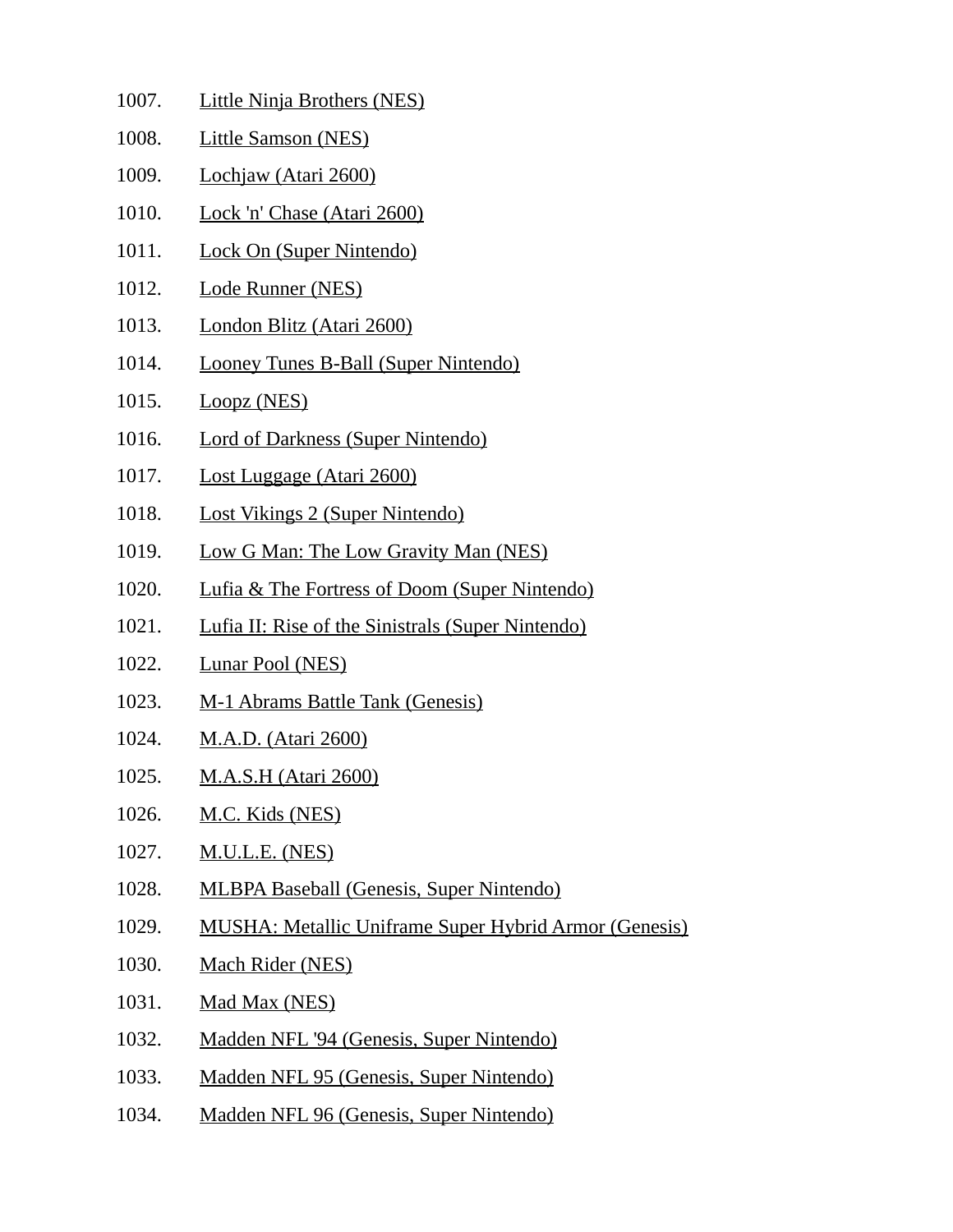1007. Little Ninja Brothers (NES)
1008. Little Samson (NES)
1009. Lochjaw (Atari 2600)
1010. Lock 'n' Chase (Atari 2600)
1011. Lock On (Super Nintendo)
1012. Lode Runner (NES)
1013. London Blitz (Atari 2600)
1014. Looney Tunes B-Ball (Super Nintendo)
1015. Loopz (NES)
1016. Lord of Darkness (Super Nintendo)
1017. Lost Luggage (Atari 2600)
1018. Lost Vikings 2 (Super Nintendo)
1019. Low G Man: The Low Gravity Man (NES)
1020. Lufia & The Fortress of Doom (Super Nintendo)
1021. Lufia II: Rise of the Sinistrals (Super Nintendo)
1022. Lunar Pool (NES)
1023. M-1 Abrams Battle Tank (Genesis)
1024. M.A.D. (Atari 2600)
1025. M.A.S.H (Atari 2600)
1026. M.C. Kids (NES)
1027. M.U.L.E. (NES)
1028. MLBPA Baseball (Genesis, Super Nintendo)
1029. MUSHA: Metallic Uniframe Super Hybrid Armor (Genesis)
1030. Mach Rider (NES)
1031. Mad Max (NES)
1032. Madden NFL '94 (Genesis, Super Nintendo)
1033. Madden NFL 95 (Genesis, Super Nintendo)
1034. Madden NFL 96 (Genesis, Super Nintendo)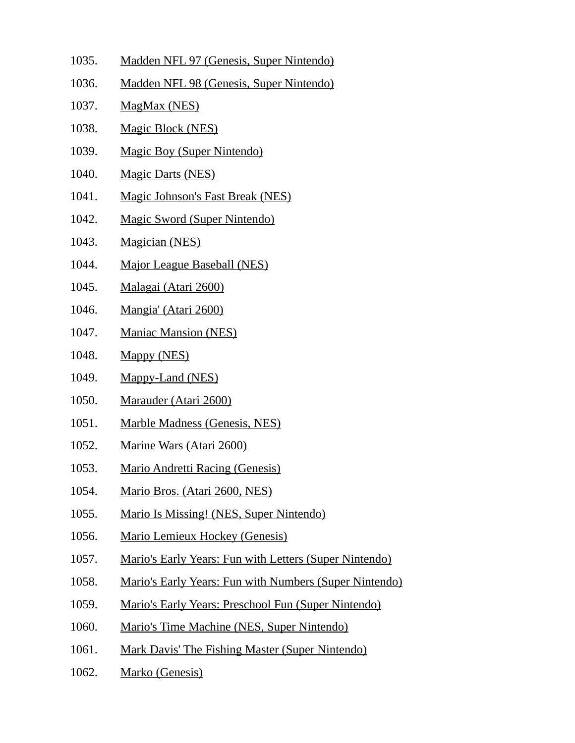1035. Madden NFL 97 (Genesis, Super Nintendo)
1036. Madden NFL 98 (Genesis, Super Nintendo)
1037. MagMax (NES)
1038. Magic Block (NES)
1039. Magic Boy (Super Nintendo)
1040. Magic Darts (NES)
1041. Magic Johnson's Fast Break (NES)
1042. Magic Sword (Super Nintendo)
1043. Magician (NES)
1044. Major League Baseball (NES)
1045. Malagai (Atari 2600)
1046. Mangia' (Atari 2600)
1047. Maniac Mansion (NES)
1048. Mappy (NES)
1049. Mappy-Land (NES)
1050. Marauder (Atari 2600)
1051. Marble Madness (Genesis, NES)
1052. Marine Wars (Atari 2600)
1053. Mario Andretti Racing (Genesis)
1054. Mario Bros. (Atari 2600, NES)
1055. Mario Is Missing! (NES, Super Nintendo)
1056. Mario Lemieux Hockey (Genesis)
1057. Mario's Early Years: Fun with Letters (Super Nintendo)
1058. Mario's Early Years: Fun with Numbers (Super Nintendo)
1059. Mario's Early Years: Preschool Fun (Super Nintendo)
1060. Mario's Time Machine (NES, Super Nintendo)
1061. Mark Davis' The Fishing Master (Super Nintendo)
1062. Marko (Genesis)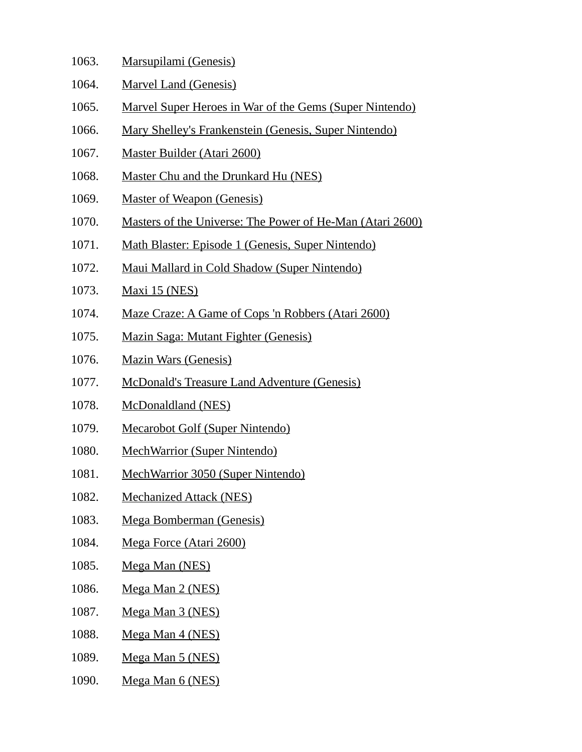1063. Marsupilami (Genesis)

1064. Marvel Land (Genesis)

1065. Marvel Super Heroes in War of the Gems (Super Nintendo)

1066. Mary Shelley's Frankenstein (Genesis, Super Nintendo)

1067. Master Builder (Atari 2600)

1068. Master Chu and the Drunkard Hu (NES)

1069. Master of Weapon (Genesis)

1070. Masters of the Universe: The Power of He-Man (Atari 2600)

1071. Math Blaster: Episode 1 (Genesis, Super Nintendo)

1072. Maui Mallard in Cold Shadow (Super Nintendo)

1073. Maxi 15 (NES)

1074. Maze Craze: A Game of Cops 'n Robbers (Atari 2600)

1075. Mazin Saga: Mutant Fighter (Genesis)

1076. Mazin Wars (Genesis)

1077. McDonald's Treasure Land Adventure (Genesis)

1078. McDonaldland (NES)

1079. Mecarobot Golf (Super Nintendo)

1080. MechWarrior (Super Nintendo)

1081. MechWarrior 3050 (Super Nintendo)

1082. Mechanized Attack (NES)

1083. Mega Bomberman (Genesis)

1084. Mega Force (Atari 2600)

1085. Mega Man (NES)

1086. Mega Man 2 (NES)

1087. Mega Man 3 (NES)

1088. Mega Man 4 (NES)

1089. Mega Man 5 (NES)

1090. Mega Man 6 (NES)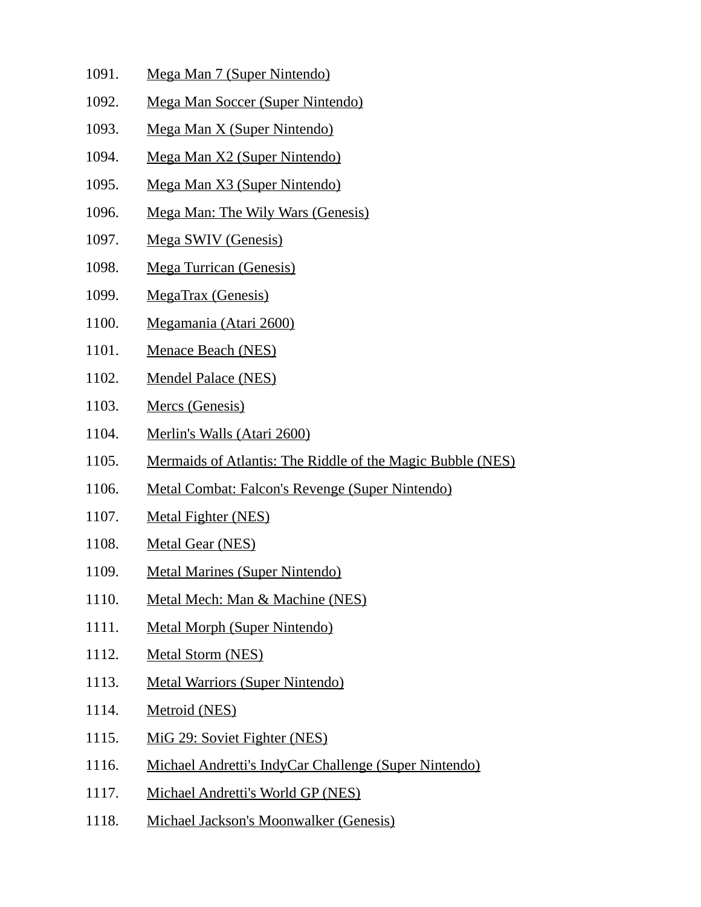1091. Mega Man 7 (Super Nintendo)
1092. Mega Man Soccer (Super Nintendo)
1093. Mega Man X (Super Nintendo)
1094. Mega Man X2 (Super Nintendo)
1095. Mega Man X3 (Super Nintendo)
1096. Mega Man: The Wily Wars (Genesis)
1097. Mega SWIV (Genesis)
1098. Mega Turrican (Genesis)
1099. MegaTrax (Genesis)
1100. Megamania (Atari 2600)
1101. Menace Beach (NES)
1102. Mendel Palace (NES)
1103. Mercs (Genesis)
1104. Merlin's Walls (Atari 2600)
1105. Mermaids of Atlantis: The Riddle of the Magic Bubble (NES)
1106. Metal Combat: Falcon's Revenge (Super Nintendo)
1107. Metal Fighter (NES)
1108. Metal Gear (NES)
1109. Metal Marines (Super Nintendo)
1110. Metal Mech: Man & Machine (NES)
1111. Metal Morph (Super Nintendo)
1112. Metal Storm (NES)
1113. Metal Warriors (Super Nintendo)
1114. Metroid (NES)
1115. MiG 29: Soviet Fighter (NES)
1116. Michael Andretti's IndyCar Challenge (Super Nintendo)
1117. Michael Andretti's World GP (NES)
1118. Michael Jackson's Moonwalker (Genesis)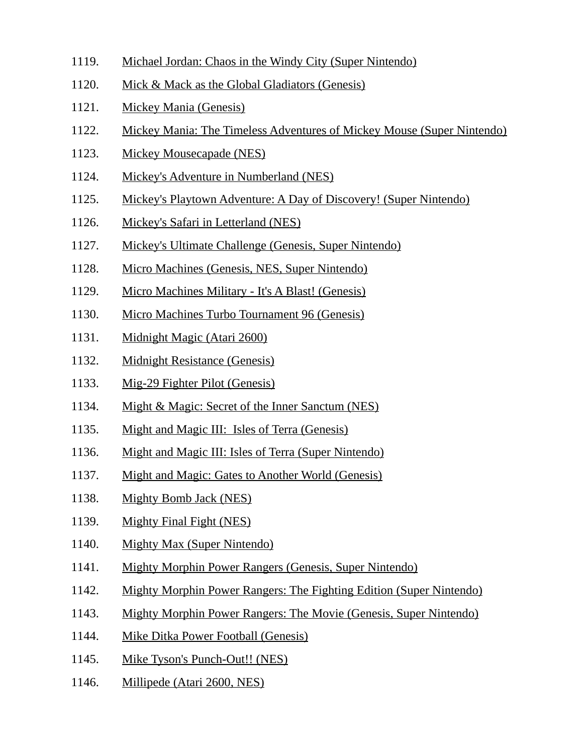1119. Michael Jordan: Chaos in the Windy City (Super Nintendo)
1120. Mick & Mack as the Global Gladiators (Genesis)
1121. Mickey Mania (Genesis)
1122. Mickey Mania: The Timeless Adventures of Mickey Mouse (Super Nintendo)
1123. Mickey Mousecapade (NES)
1124. Mickey's Adventure in Numberland (NES)
1125. Mickey's Playtown Adventure: A Day of Discovery! (Super Nintendo)
1126. Mickey's Safari in Letterland (NES)
1127. Mickey's Ultimate Challenge (Genesis, Super Nintendo)
1128. Micro Machines (Genesis, NES, Super Nintendo)
1129. Micro Machines Military - It's A Blast! (Genesis)
1130. Micro Machines Turbo Tournament 96 (Genesis)
1131. Midnight Magic (Atari 2600)
1132. Midnight Resistance (Genesis)
1133. Mig-29 Fighter Pilot (Genesis)
1134. Might & Magic: Secret of the Inner Sanctum (NES)
1135. Might and Magic III: Isles of Terra (Genesis)
1136. Might and Magic III: Isles of Terra (Super Nintendo)
1137. Might and Magic: Gates to Another World (Genesis)
1138. Mighty Bomb Jack (NES)
1139. Mighty Final Fight (NES)
1140. Mighty Max (Super Nintendo)
1141. Mighty Morphin Power Rangers (Genesis, Super Nintendo)
1142. Mighty Morphin Power Rangers: The Fighting Edition (Super Nintendo)
1143. Mighty Morphin Power Rangers: The Movie (Genesis, Super Nintendo)
1144. Mike Ditka Power Football (Genesis)
1145. Mike Tyson's Punch-Out!! (NES)
1146. Millipede (Atari 2600, NES)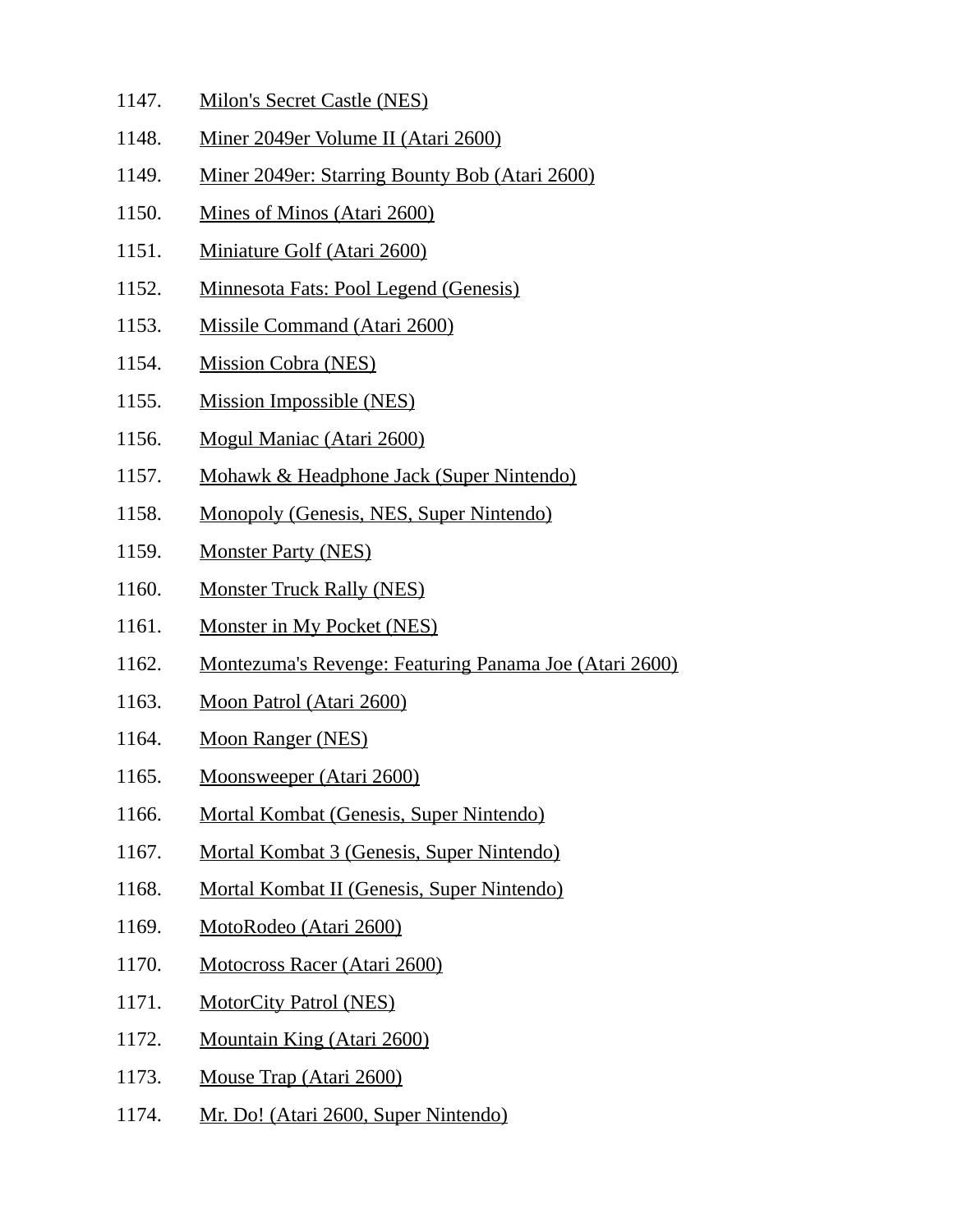1147. Milon's Secret Castle (NES)
1148. Miner 2049er Volume II (Atari 2600)
1149. Miner 2049er: Starring Bounty Bob (Atari 2600)
1150. Mines of Minos (Atari 2600)
1151. Miniature Golf (Atari 2600)
1152. Minnesota Fats: Pool Legend (Genesis)
1153. Missile Command (Atari 2600)
1154. Mission Cobra (NES)
1155. Mission Impossible (NES)
1156. Mogul Maniac (Atari 2600)
1157. Mohawk & Headphone Jack (Super Nintendo)
1158. Monopoly (Genesis, NES, Super Nintendo)
1159. Monster Party (NES)
1160. Monster Truck Rally (NES)
1161. Monster in My Pocket (NES)
1162. Montezuma's Revenge: Featuring Panama Joe (Atari 2600)
1163. Moon Patrol (Atari 2600)
1164. Moon Ranger (NES)
1165. Moonsweeper (Atari 2600)
1166. Mortal Kombat (Genesis, Super Nintendo)
1167. Mortal Kombat 3 (Genesis, Super Nintendo)
1168. Mortal Kombat II (Genesis, Super Nintendo)
1169. MotoRodeo (Atari 2600)
1170. Motocross Racer (Atari 2600)
1171. MotorCity Patrol (NES)
1172. Mountain King (Atari 2600)
1173. Mouse Trap (Atari 2600)
1174. Mr. Do! (Atari 2600, Super Nintendo)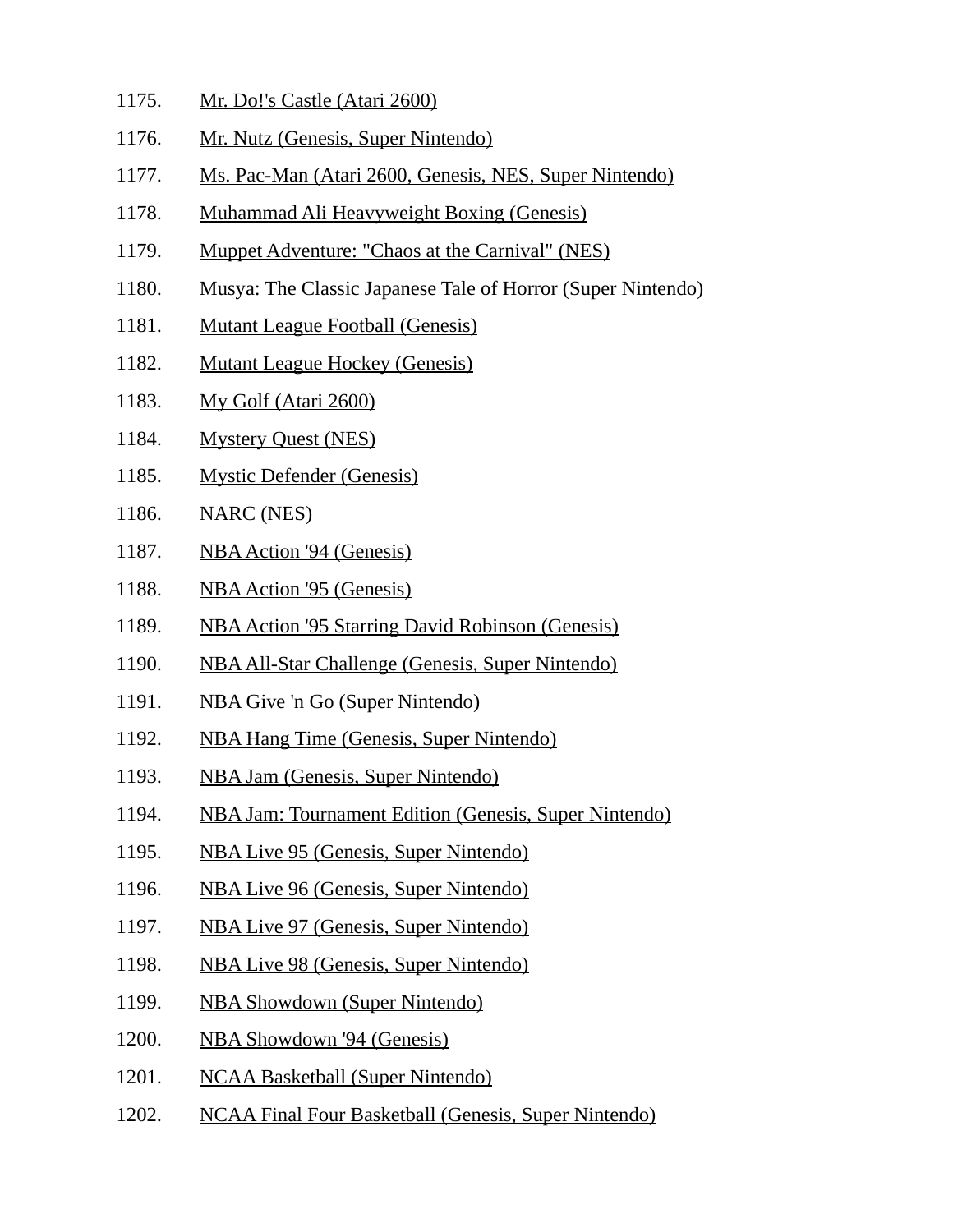1175. Mr. Do!'s Castle (Atari 2600)
1176. Mr. Nutz (Genesis, Super Nintendo)
1177. Ms. Pac-Man (Atari 2600, Genesis, NES, Super Nintendo)
1178. Muhammad Ali Heavyweight Boxing (Genesis)
1179. Muppet Adventure: "Chaos at the Carnival" (NES)
1180. Musya: The Classic Japanese Tale of Horror (Super Nintendo)
1181. Mutant League Football (Genesis)
1182. Mutant League Hockey (Genesis)
1183. My Golf (Atari 2600)
1184. Mystery Quest (NES)
1185. Mystic Defender (Genesis)
1186. NARC (NES)
1187. NBA Action '94 (Genesis)
1188. NBA Action '95 (Genesis)
1189. NBA Action '95 Starring David Robinson (Genesis)
1190. NBA All-Star Challenge (Genesis, Super Nintendo)
1191. NBA Give 'n Go (Super Nintendo)
1192. NBA Hang Time (Genesis, Super Nintendo)
1193. NBA Jam (Genesis, Super Nintendo)
1194. NBA Jam: Tournament Edition (Genesis, Super Nintendo)
1195. NBA Live 95 (Genesis, Super Nintendo)
1196. NBA Live 96 (Genesis, Super Nintendo)
1197. NBA Live 97 (Genesis, Super Nintendo)
1198. NBA Live 98 (Genesis, Super Nintendo)
1199. NBA Showdown (Super Nintendo)
1200. NBA Showdown '94 (Genesis)
1201. NCAA Basketball (Super Nintendo)
1202. NCAA Final Four Basketball (Genesis, Super Nintendo)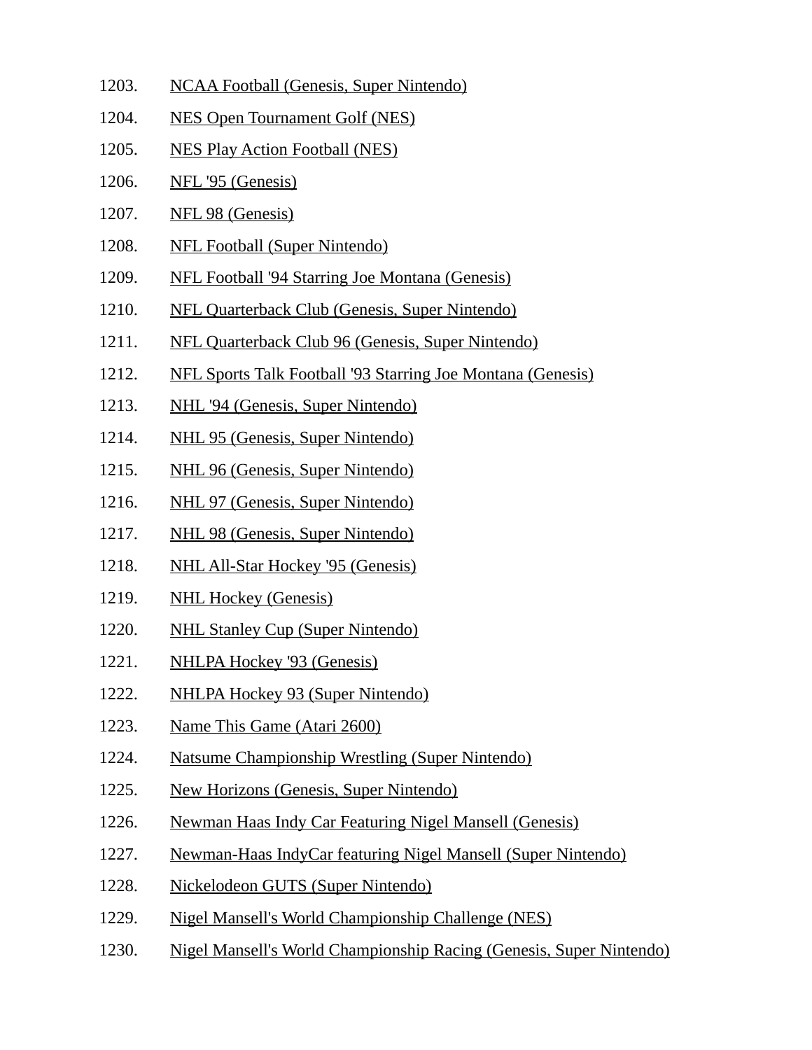1203. NCAA Football (Genesis, Super Nintendo)

1204. NES Open Tournament Golf (NES)

1205. NES Play Action Football (NES)

1206. NFL '95 (Genesis)

1207. NFL 98 (Genesis)

1208. NFL Football (Super Nintendo)

1209. NFL Football '94 Starring Joe Montana (Genesis)

1210. NFL Quarterback Club (Genesis, Super Nintendo)

1211. NFL Quarterback Club 96 (Genesis, Super Nintendo)

1212. NFL Sports Talk Football '93 Starring Joe Montana (Genesis)

1213. NHL '94 (Genesis, Super Nintendo)

1214. NHL 95 (Genesis, Super Nintendo)

1215. NHL 96 (Genesis, Super Nintendo)

1216. NHL 97 (Genesis, Super Nintendo)

1217. NHL 98 (Genesis, Super Nintendo)

1218. NHL All-Star Hockey '95 (Genesis)

1219. NHL Hockey (Genesis)

1220. NHL Stanley Cup (Super Nintendo)

1221. NHLPA Hockey '93 (Genesis)

1222. NHLPA Hockey 93 (Super Nintendo)

1223. Name This Game (Atari 2600)

1224. Natsume Championship Wrestling (Super Nintendo)

1225. New Horizons (Genesis, Super Nintendo)

1226. Newman Haas Indy Car Featuring Nigel Mansell (Genesis)

1227. Newman-Haas IndyCar featuring Nigel Mansell (Super Nintendo)

1228. Nickelodeon GUTS (Super Nintendo)

1229. Nigel Mansell's World Championship Challenge (NES)

1230. Nigel Mansell's World Championship Racing (Genesis, Super Nintendo)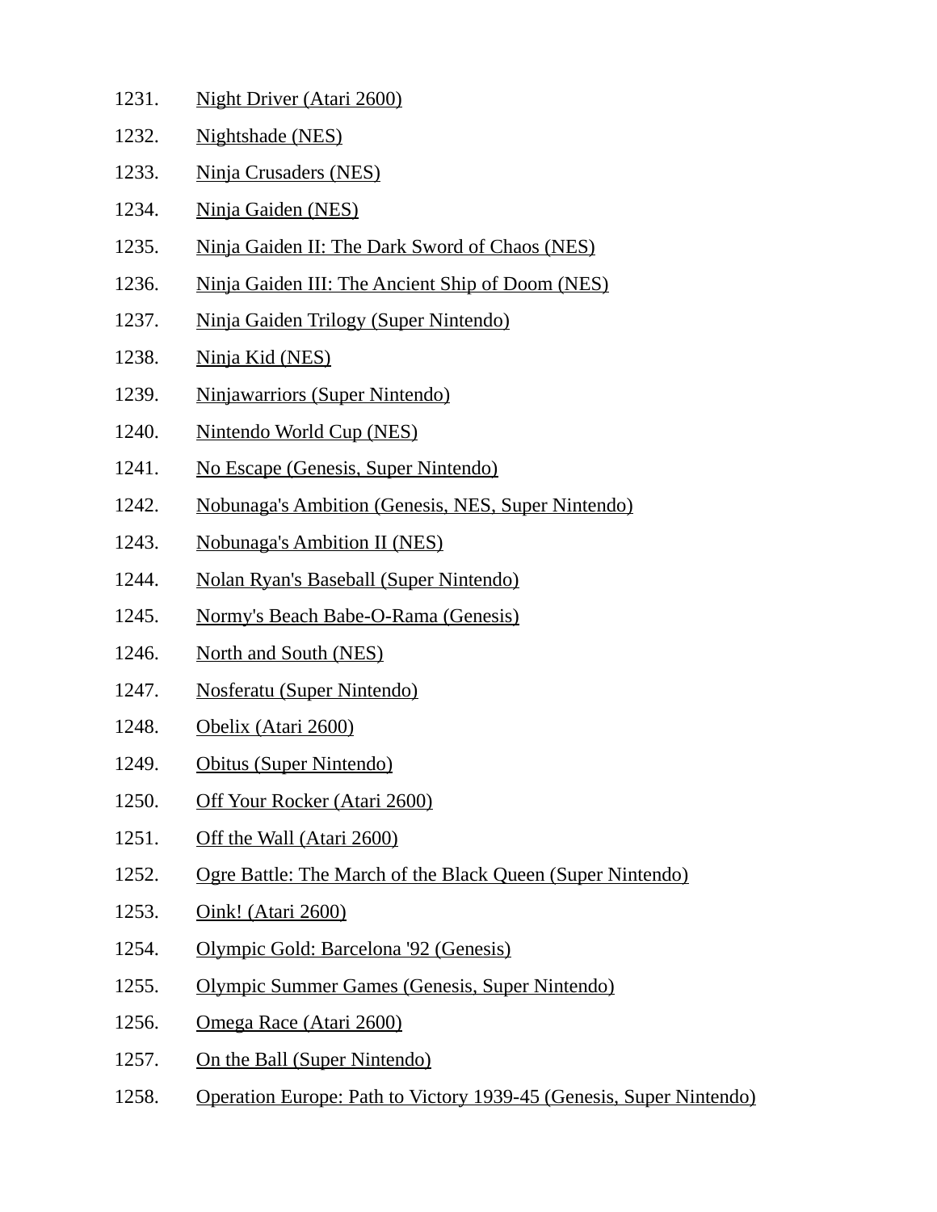1231. Night Driver (Atari 2600)
1232. Nightshade (NES)
1233. Ninja Crusaders (NES)
1234. Ninja Gaiden (NES)
1235. Ninja Gaiden II: The Dark Sword of Chaos (NES)
1236. Ninja Gaiden III: The Ancient Ship of Doom (NES)
1237. Ninja Gaiden Trilogy (Super Nintendo)
1238. Ninja Kid (NES)
1239. Ninjawarriors (Super Nintendo)
1240. Nintendo World Cup (NES)
1241. No Escape (Genesis, Super Nintendo)
1242. Nobunaga's Ambition (Genesis, NES, Super Nintendo)
1243. Nobunaga's Ambition II (NES)
1244. Nolan Ryan's Baseball (Super Nintendo)
1245. Normy's Beach Babe-O-Rama (Genesis)
1246. North and South (NES)
1247. Nosferatu (Super Nintendo)
1248. Obelix (Atari 2600)
1249. Obitus (Super Nintendo)
1250. Off Your Rocker (Atari 2600)
1251. Off the Wall (Atari 2600)
1252. Ogre Battle: The March of the Black Queen (Super Nintendo)
1253. Oink! (Atari 2600)
1254. Olympic Gold: Barcelona '92 (Genesis)
1255. Olympic Summer Games (Genesis, Super Nintendo)
1256. Omega Race (Atari 2600)
1257. On the Ball (Super Nintendo)
1258. Operation Europe: Path to Victory 1939-45 (Genesis, Super Nintendo)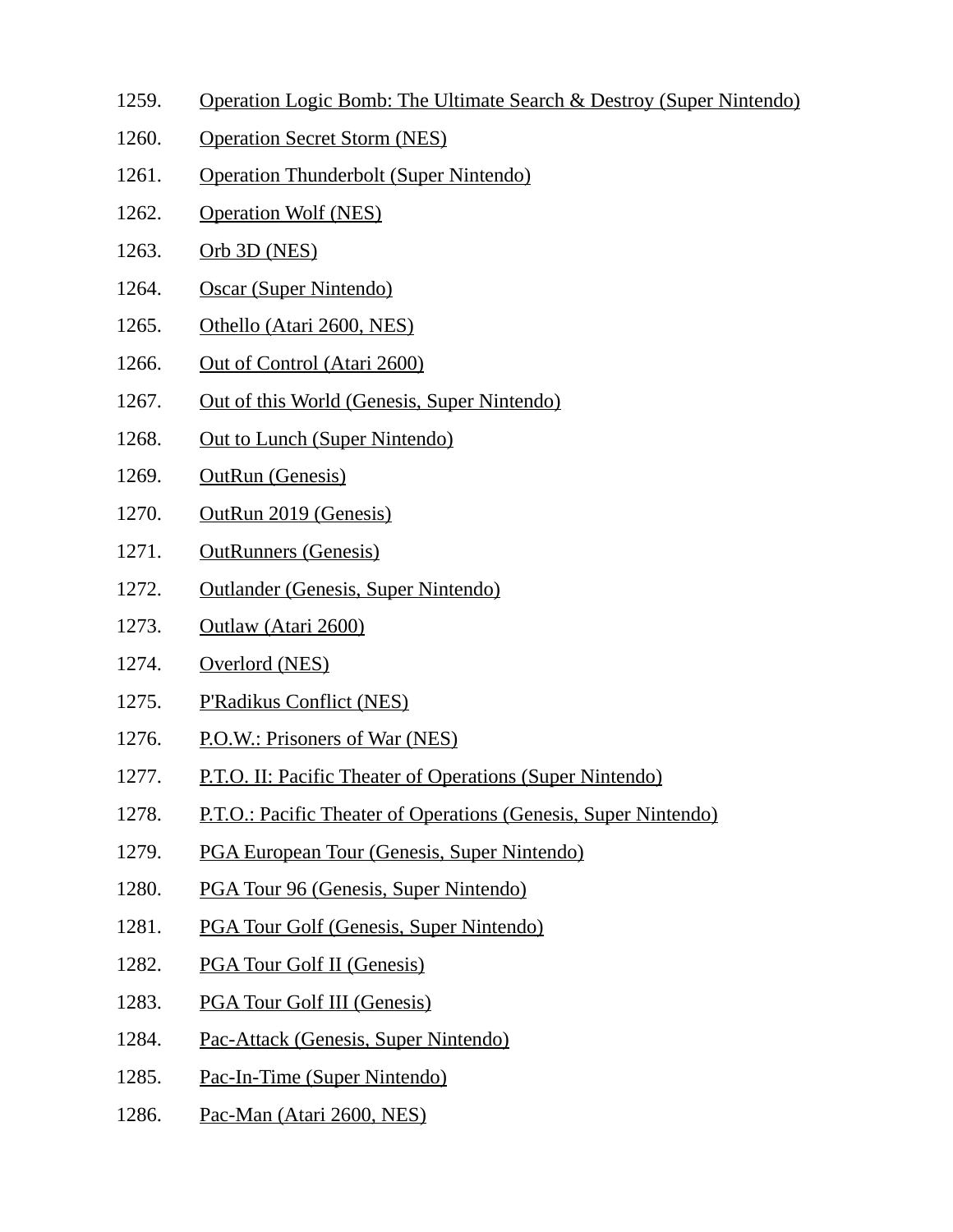1259. Operation Logic Bomb: The Ultimate Search & Destroy (Super Nintendo)
1260. Operation Secret Storm (NES)
1261. Operation Thunderbolt (Super Nintendo)
1262. Operation Wolf (NES)
1263. Orb 3D (NES)
1264. Oscar (Super Nintendo)
1265. Othello (Atari 2600, NES)
1266. Out of Control (Atari 2600)
1267. Out of this World (Genesis, Super Nintendo)
1268. Out to Lunch (Super Nintendo)
1269. OutRun (Genesis)
1270. OutRun 2019 (Genesis)
1271. OutRunners (Genesis)
1272. Outlander (Genesis, Super Nintendo)
1273. Outlaw (Atari 2600)
1274. Overlord (NES)
1275. P'Radikus Conflict (NES)
1276. P.O.W.: Prisoners of War (NES)
1277. P.T.O. II: Pacific Theater of Operations (Super Nintendo)
1278. P.T.O.: Pacific Theater of Operations (Genesis, Super Nintendo)
1279. PGA European Tour (Genesis, Super Nintendo)
1280. PGA Tour 96 (Genesis, Super Nintendo)
1281. PGA Tour Golf (Genesis, Super Nintendo)
1282. PGA Tour Golf II (Genesis)
1283. PGA Tour Golf III (Genesis)
1284. Pac-Attack (Genesis, Super Nintendo)
1285. Pac-In-Time (Super Nintendo)
1286. Pac-Man (Atari 2600, NES)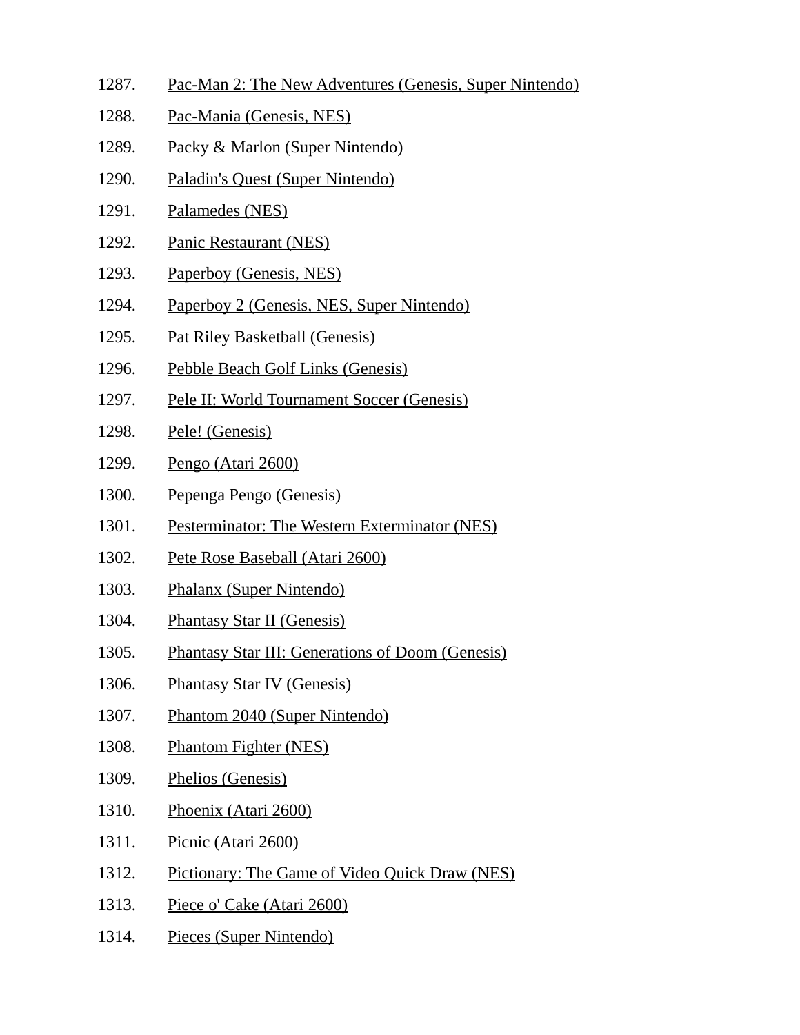1287. Pac-Man 2: The New Adventures (Genesis, Super Nintendo)

1288. Pac-Mania (Genesis, NES)

1289. Packy & Marlon (Super Nintendo)

1290. Paladin's Quest (Super Nintendo)

1291. Palamedes (NES)

1292. Panic Restaurant (NES)

1293. Paperboy (Genesis, NES)

1294. Paperboy 2 (Genesis, NES, Super Nintendo)

1295. Pat Riley Basketball (Genesis)

1296. Pebble Beach Golf Links (Genesis)

1297. Pele II: World Tournament Soccer (Genesis)

1298. Pele! (Genesis)

1299. Pengo (Atari 2600)

1300. Pepenga Pengo (Genesis)

1301. Pesterminator: The Western Exterminator (NES)

1302. Pete Rose Baseball (Atari 2600)

1303. Phalanx (Super Nintendo)

1304. Phantasy Star II (Genesis)

1305. Phantasy Star III: Generations of Doom (Genesis)

1306. Phantasy Star IV (Genesis)

1307. Phantom 2040 (Super Nintendo)

1308. Phantom Fighter (NES)

1309. Phelios (Genesis)

1310. Phoenix (Atari 2600)

1311. Picnic (Atari 2600)

1312. Pictionary: The Game of Video Quick Draw (NES)

1313. Piece o' Cake (Atari 2600)

1314. Pieces (Super Nintendo)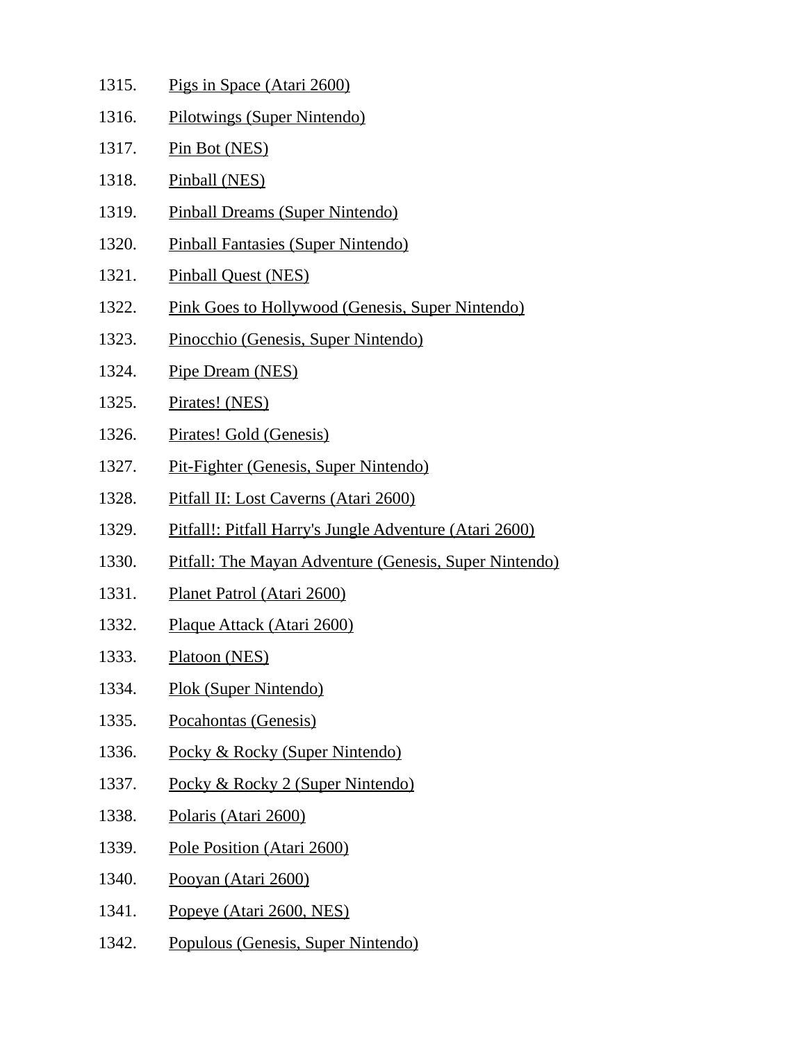1315. Pigs in Space (Atari 2600)
1316. Pilotwings (Super Nintendo)
1317. Pin Bot (NES)
1318. Pinball (NES)
1319. Pinball Dreams (Super Nintendo)
1320. Pinball Fantasies (Super Nintendo)
1321. Pinball Quest (NES)
1322. Pink Goes to Hollywood (Genesis, Super Nintendo)
1323. Pinocchio (Genesis, Super Nintendo)
1324. Pipe Dream (NES)
1325. Pirates! (NES)
1326. Pirates! Gold (Genesis)
1327. Pit-Fighter (Genesis, Super Nintendo)
1328. Pitfall II: Lost Caverns (Atari 2600)
1329. Pitfall!: Pitfall Harry's Jungle Adventure (Atari 2600)
1330. Pitfall: The Mayan Adventure (Genesis, Super Nintendo)
1331. Planet Patrol (Atari 2600)
1332. Plaque Attack (Atari 2600)
1333. Platoon (NES)
1334. Plok (Super Nintendo)
1335. Pocahontas (Genesis)
1336. Pocky & Rocky (Super Nintendo)
1337. Pocky & Rocky 2 (Super Nintendo)
1338. Polaris (Atari 2600)
1339. Pole Position (Atari 2600)
1340. Pooyan (Atari 2600)
1341. Popeye (Atari 2600, NES)
1342. Populous (Genesis, Super Nintendo)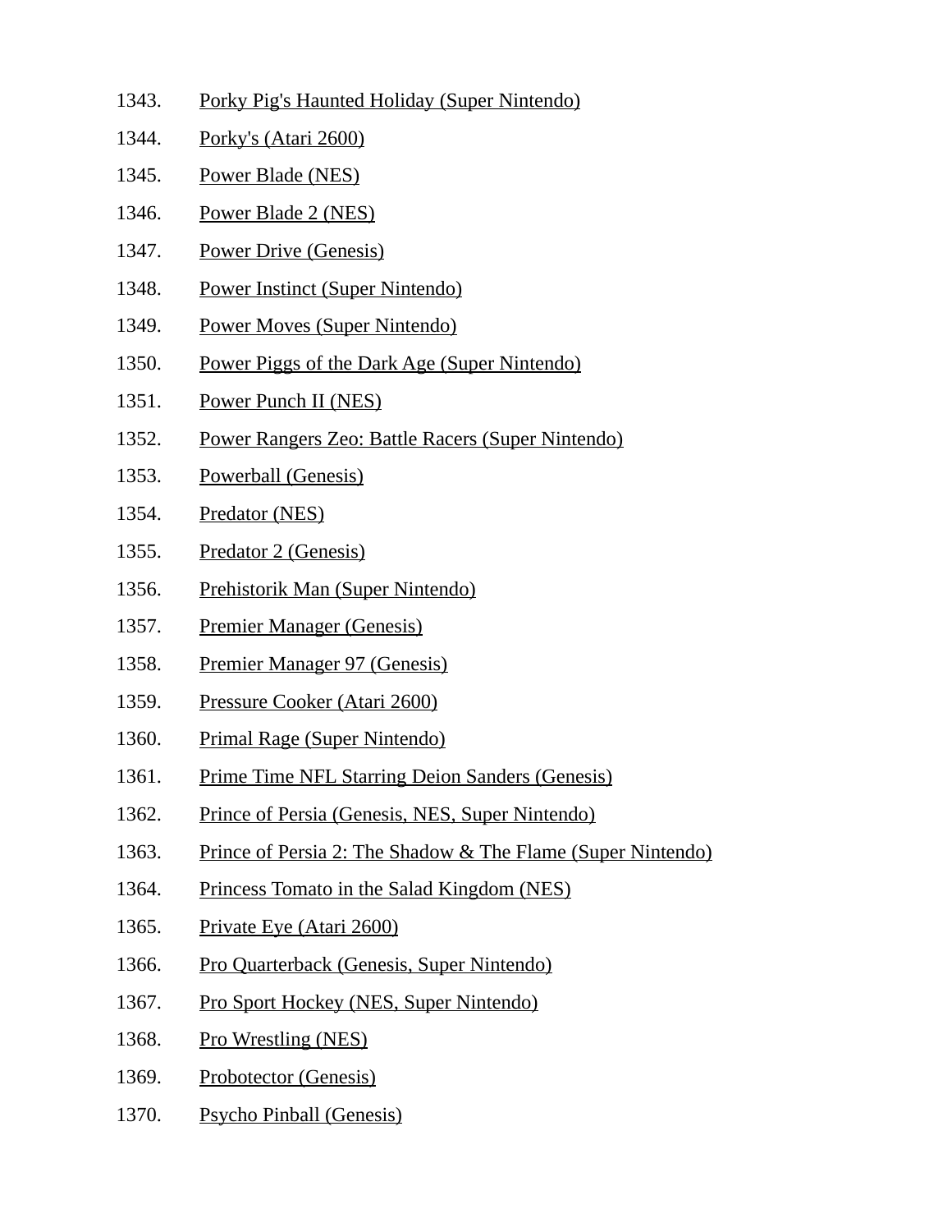1343. Porky Pig's Haunted Holiday (Super Nintendo)
1344. Porky's (Atari 2600)
1345. Power Blade (NES)
1346. Power Blade 2 (NES)
1347. Power Drive (Genesis)
1348. Power Instinct (Super Nintendo)
1349. Power Moves (Super Nintendo)
1350. Power Piggs of the Dark Age (Super Nintendo)
1351. Power Punch II (NES)
1352. Power Rangers Zeo: Battle Racers (Super Nintendo)
1353. Powerball (Genesis)
1354. Predator (NES)
1355. Predator 2 (Genesis)
1356. Prehistorik Man (Super Nintendo)
1357. Premier Manager (Genesis)
1358. Premier Manager 97 (Genesis)
1359. Pressure Cooker (Atari 2600)
1360. Primal Rage (Super Nintendo)
1361. Prime Time NFL Starring Deion Sanders (Genesis)
1362. Prince of Persia (Genesis, NES, Super Nintendo)
1363. Prince of Persia 2: The Shadow & The Flame (Super Nintendo)
1364. Princess Tomato in the Salad Kingdom (NES)
1365. Private Eye (Atari 2600)
1366. Pro Quarterback (Genesis, Super Nintendo)
1367. Pro Sport Hockey (NES, Super Nintendo)
1368. Pro Wrestling (NES)
1369. Probotector (Genesis)
1370. Psycho Pinball (Genesis)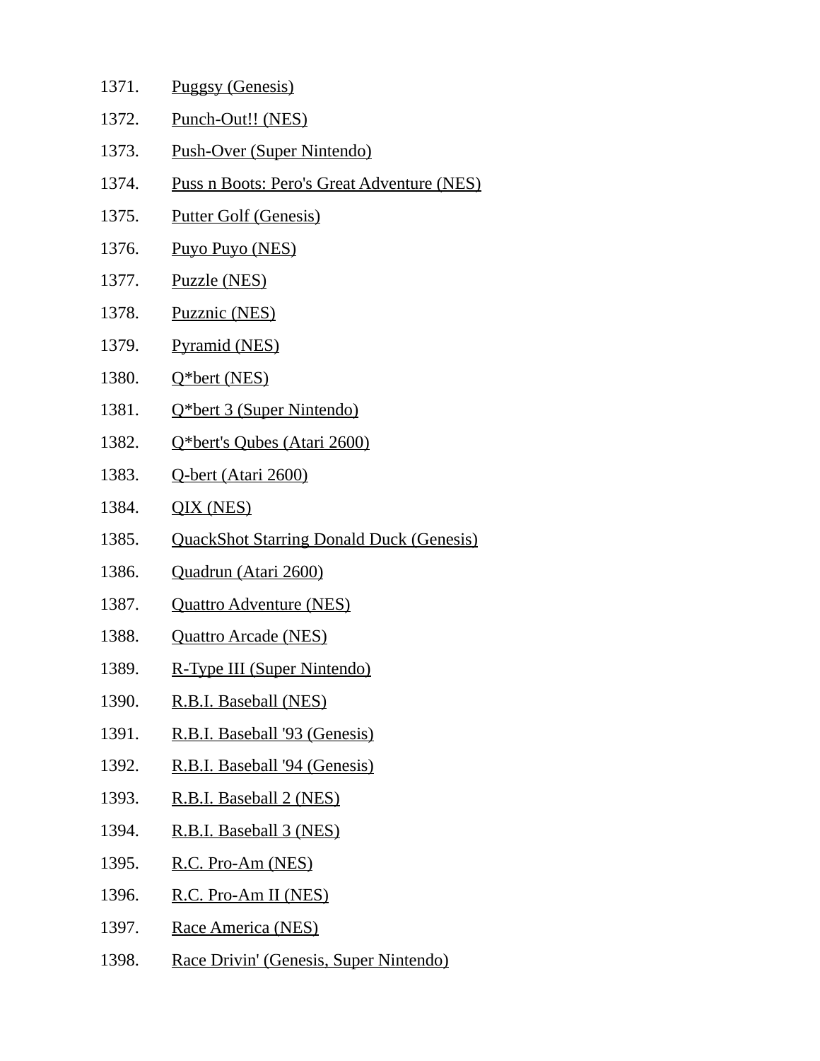1371. Puggsy (Genesis)
1372. Punch-Out!! (NES)
1373. Push-Over (Super Nintendo)
1374. Puss n Boots: Pero's Great Adventure (NES)
1375. Putter Golf (Genesis)
1376. Puyo Puyo (NES)
1377. Puzzle (NES)
1378. Puzznic (NES)
1379. Pyramid (NES)
1380. Q*bert (NES)
1381. Q*bert 3 (Super Nintendo)
1382. Q*bert's Qubes (Atari 2600)
1383. Q-bert (Atari 2600)
1384. QIX (NES)
1385. QuackShot Starring Donald Duck (Genesis)
1386. Quadrun (Atari 2600)
1387. Quattro Adventure (NES)
1388. Quattro Arcade (NES)
1389. R-Type III (Super Nintendo)
1390. R.B.I. Baseball (NES)
1391. R.B.I. Baseball '93 (Genesis)
1392. R.B.I. Baseball '94 (Genesis)
1393. R.B.I. Baseball 2 (NES)
1394. R.B.I. Baseball 3 (NES)
1395. R.C. Pro-Am (NES)
1396. R.C. Pro-Am II (NES)
1397. Race America (NES)
1398. Race Drivin' (Genesis, Super Nintendo)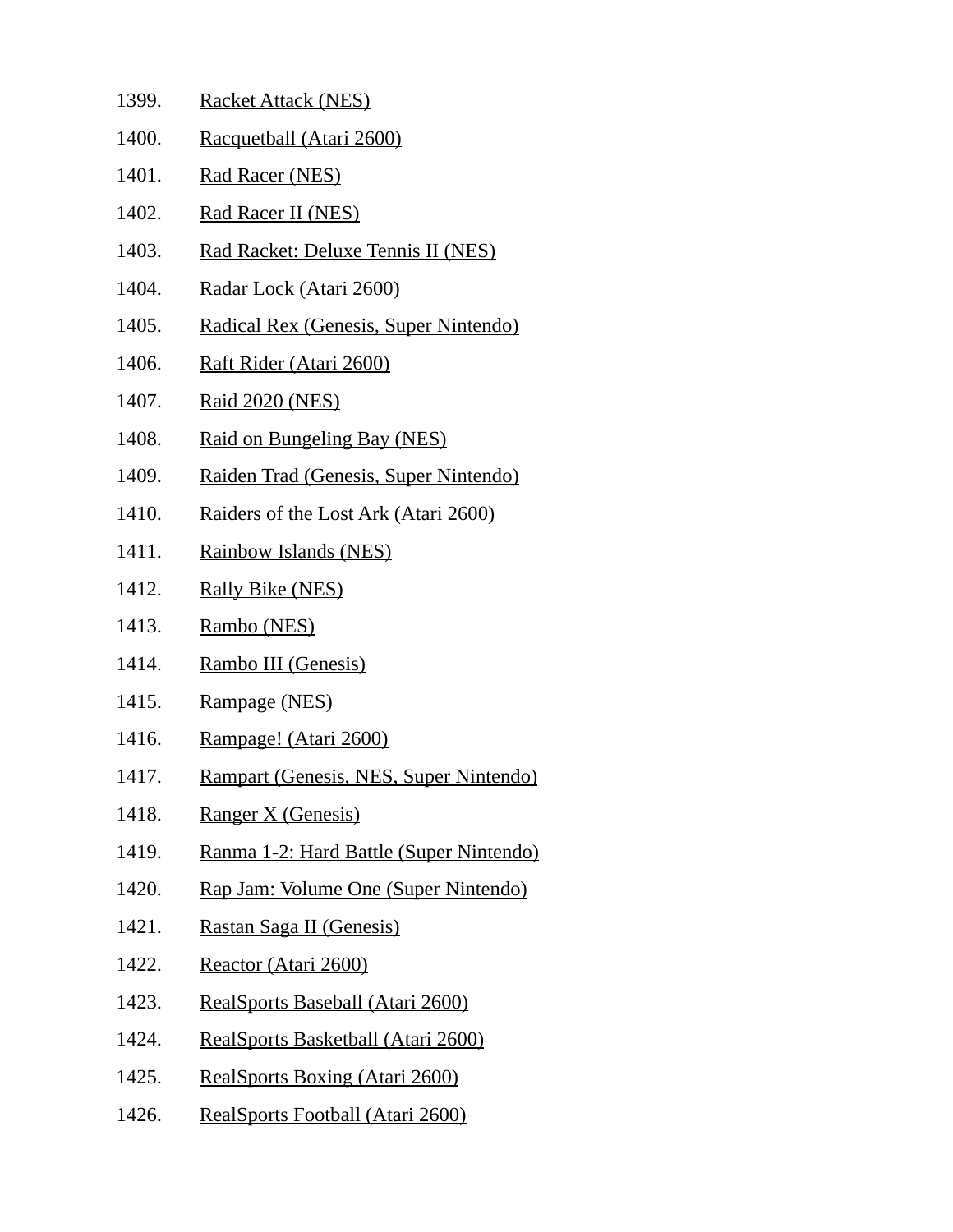1399. Racket Attack (NES)
1400. Racquetball (Atari 2600)
1401. Rad Racer (NES)
1402. Rad Racer II (NES)
1403. Rad Racket: Deluxe Tennis II (NES)
1404. Radar Lock (Atari 2600)
1405. Radical Rex (Genesis, Super Nintendo)
1406. Raft Rider (Atari 2600)
1407. Raid 2020 (NES)
1408. Raid on Bungeling Bay (NES)
1409. Raiden Trad (Genesis, Super Nintendo)
1410. Raiders of the Lost Ark (Atari 2600)
1411. Rainbow Islands (NES)
1412. Rally Bike (NES)
1413. Rambo (NES)
1414. Rambo III (Genesis)
1415. Rampage (NES)
1416. Rampage! (Atari 2600)
1417. Rampart (Genesis, NES, Super Nintendo)
1418. Ranger X (Genesis)
1419. Ranma 1-2: Hard Battle (Super Nintendo)
1420. Rap Jam: Volume One (Super Nintendo)
1421. Rastan Saga II (Genesis)
1422. Reactor (Atari 2600)
1423. RealSports Baseball (Atari 2600)
1424. RealSports Basketball (Atari 2600)
1425. RealSports Boxing (Atari 2600)
1426. RealSports Football (Atari 2600)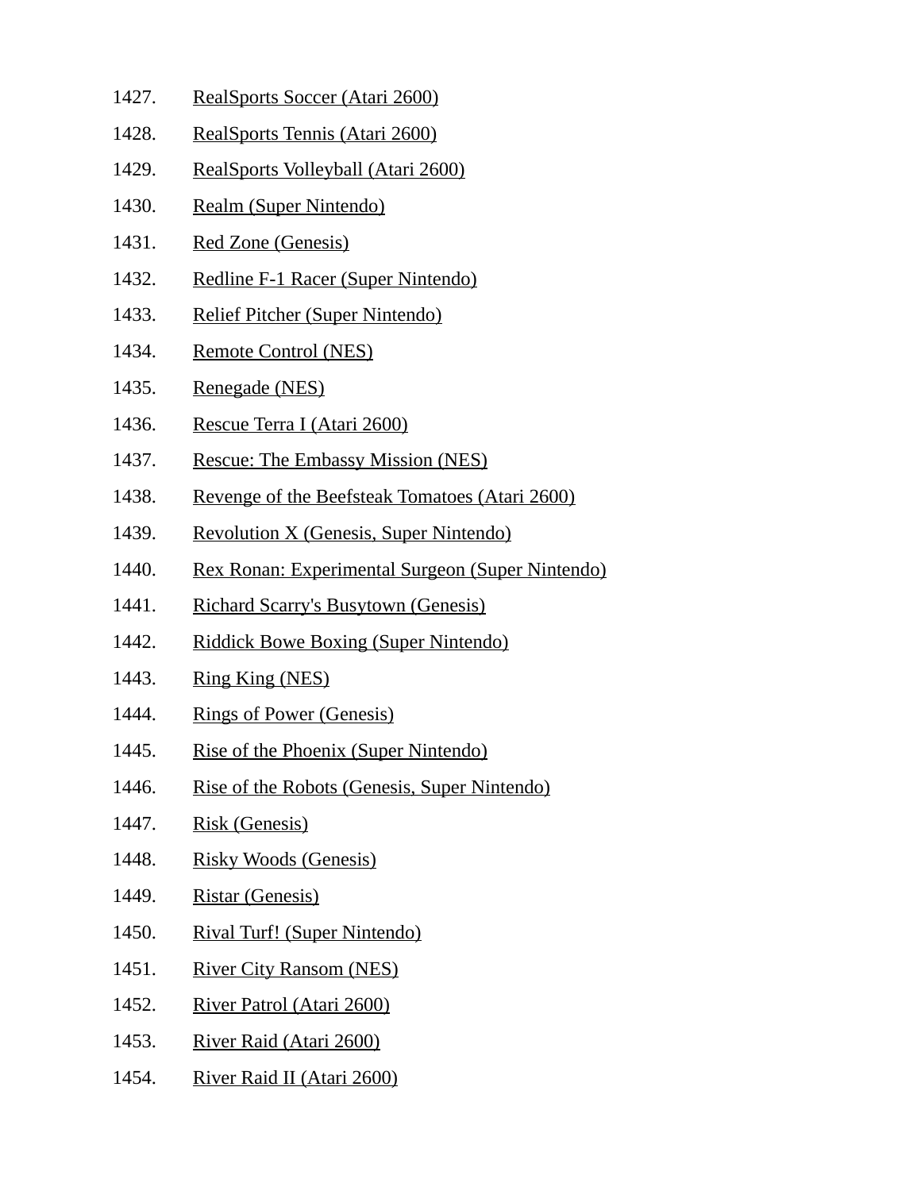1427. RealSports Soccer (Atari 2600)
1428. RealSports Tennis (Atari 2600)
1429. RealSports Volleyball (Atari 2600)
1430. Realm (Super Nintendo)
1431. Red Zone (Genesis)
1432. Redline F-1 Racer (Super Nintendo)
1433. Relief Pitcher (Super Nintendo)
1434. Remote Control (NES)
1435. Renegade (NES)
1436. Rescue Terra I (Atari 2600)
1437. Rescue: The Embassy Mission (NES)
1438. Revenge of the Beefsteak Tomatoes (Atari 2600)
1439. Revolution X (Genesis, Super Nintendo)
1440. Rex Ronan: Experimental Surgeon (Super Nintendo)
1441. Richard Scarry's Busytown (Genesis)
1442. Riddick Bowe Boxing (Super Nintendo)
1443. Ring King (NES)
1444. Rings of Power (Genesis)
1445. Rise of the Phoenix (Super Nintendo)
1446. Rise of the Robots (Genesis, Super Nintendo)
1447. Risk (Genesis)
1448. Risky Woods (Genesis)
1449. Ristar (Genesis)
1450. Rival Turf! (Super Nintendo)
1451. River City Ransom (NES)
1452. River Patrol (Atari 2600)
1453. River Raid (Atari 2600)
1454. River Raid II (Atari 2600)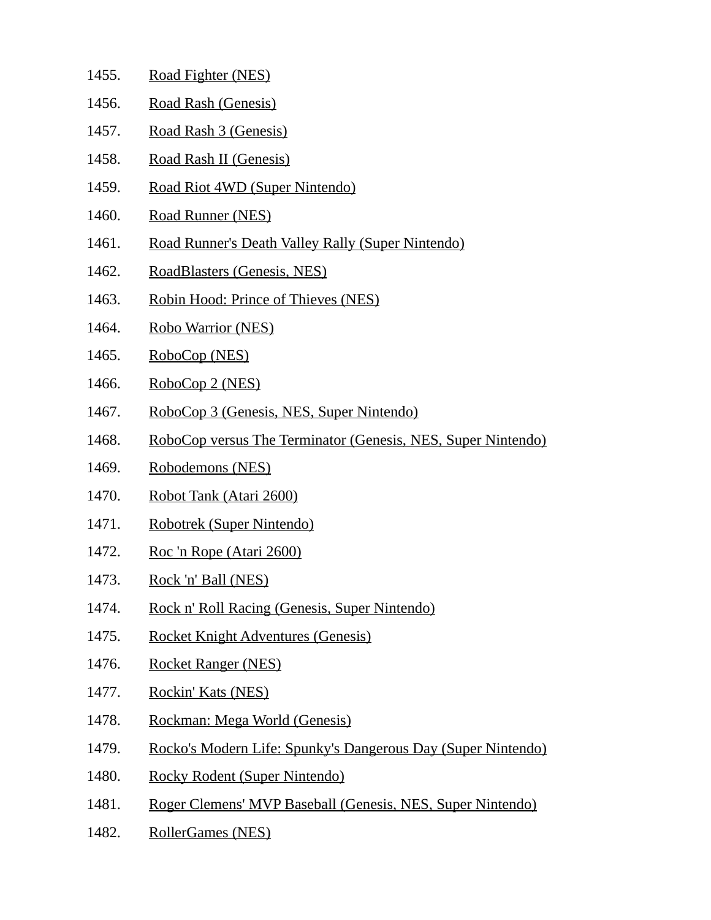1455. Road Fighter (NES)
1456. Road Rash (Genesis)
1457. Road Rash 3 (Genesis)
1458. Road Rash II (Genesis)
1459. Road Riot 4WD (Super Nintendo)
1460. Road Runner (NES)
1461. Road Runner's Death Valley Rally (Super Nintendo)
1462. RoadBlasters (Genesis, NES)
1463. Robin Hood: Prince of Thieves (NES)
1464. Robo Warrior (NES)
1465. RoboCop (NES)
1466. RoboCop 2 (NES)
1467. RoboCop 3 (Genesis, NES, Super Nintendo)
1468. RoboCop versus The Terminator (Genesis, NES, Super Nintendo)
1469. Robodemons (NES)
1470. Robot Tank (Atari 2600)
1471. Robotrek (Super Nintendo)
1472. Roc 'n Rope (Atari 2600)
1473. Rock 'n' Ball (NES)
1474. Rock n' Roll Racing (Genesis, Super Nintendo)
1475. Rocket Knight Adventures (Genesis)
1476. Rocket Ranger (NES)
1477. Rockin' Kats (NES)
1478. Rockman: Mega World (Genesis)
1479. Rocko's Modern Life: Spunky's Dangerous Day (Super Nintendo)
1480. Rocky Rodent (Super Nintendo)
1481. Roger Clemens' MVP Baseball (Genesis, NES, Super Nintendo)
1482. RollerGames (NES)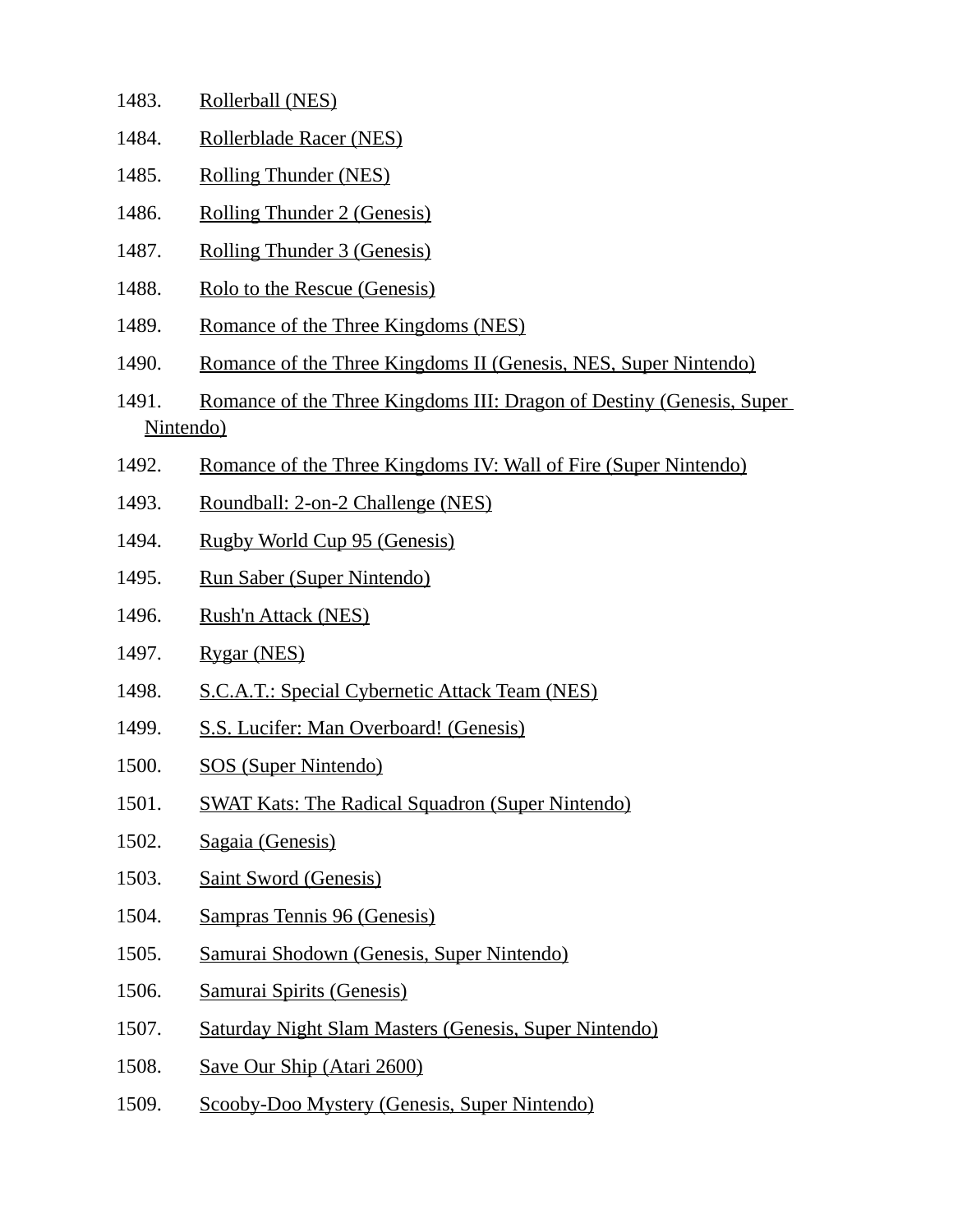1483. Rollerball (NES)
1484. Rollerblade Racer (NES)
1485. Rolling Thunder (NES)
1486. Rolling Thunder 2 (Genesis)
1487. Rolling Thunder 3 (Genesis)
1488. Rolo to the Rescue (Genesis)
1489. Romance of the Three Kingdoms (NES)
1490. Romance of the Three Kingdoms II (Genesis, NES, Super Nintendo)
1491. Romance of the Three Kingdoms III: Dragon of Destiny (Genesis, Super Nintendo)
1492. Romance of the Three Kingdoms IV: Wall of Fire (Super Nintendo)
1493. Roundball: 2-on-2 Challenge (NES)
1494. Rugby World Cup 95 (Genesis)
1495. Run Saber (Super Nintendo)
1496. Rush'n Attack (NES)
1497. Rygar (NES)
1498. S.C.A.T.: Special Cybernetic Attack Team (NES)
1499. S.S. Lucifer: Man Overboard! (Genesis)
1500. SOS (Super Nintendo)
1501. SWAT Kats: The Radical Squadron (Super Nintendo)
1502. Sagaia (Genesis)
1503. Saint Sword (Genesis)
1504. Sampras Tennis 96 (Genesis)
1505. Samurai Shodown (Genesis, Super Nintendo)
1506. Samurai Spirits (Genesis)
1507. Saturday Night Slam Masters (Genesis, Super Nintendo)
1508. Save Our Ship (Atari 2600)
1509. Scooby-Doo Mystery (Genesis, Super Nintendo)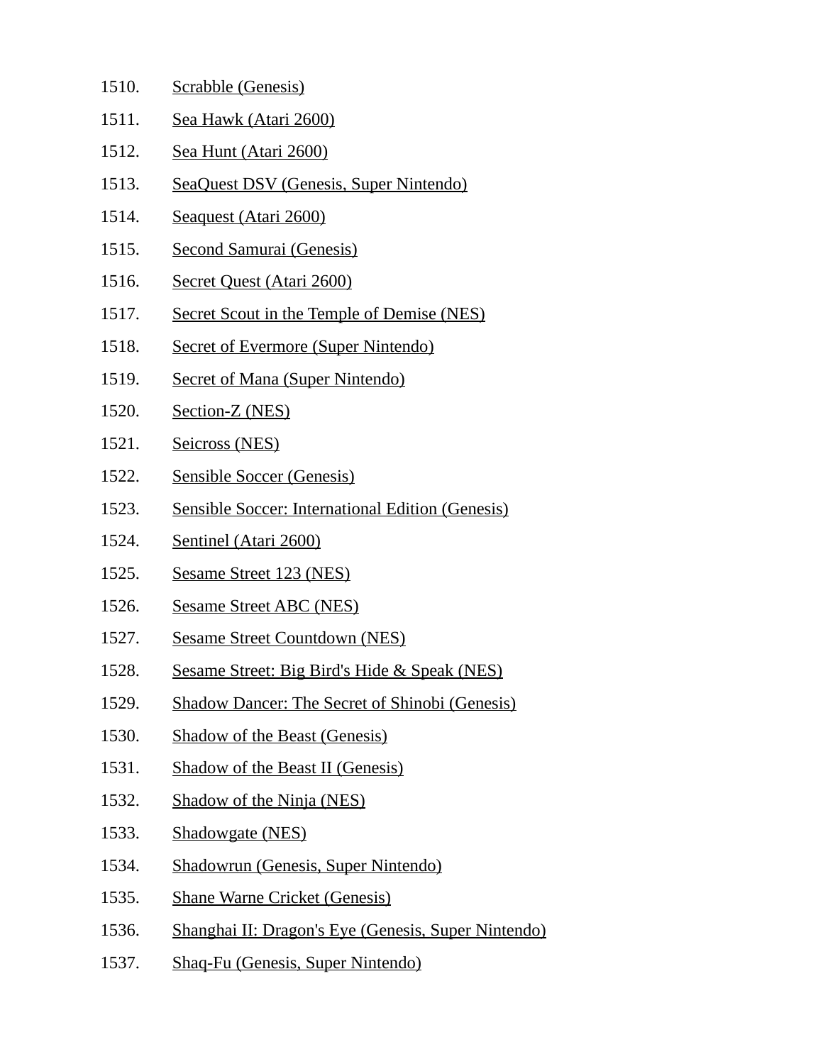1510. Scrabble (Genesis)
1511. Sea Hawk (Atari 2600)
1512. Sea Hunt (Atari 2600)
1513. SeaQuest DSV (Genesis, Super Nintendo)
1514. Seaquest (Atari 2600)
1515. Second Samurai (Genesis)
1516. Secret Quest (Atari 2600)
1517. Secret Scout in the Temple of Demise (NES)
1518. Secret of Evermore (Super Nintendo)
1519. Secret of Mana (Super Nintendo)
1520. Section-Z (NES)
1521. Seicross (NES)
1522. Sensible Soccer (Genesis)
1523. Sensible Soccer: International Edition (Genesis)
1524. Sentinel (Atari 2600)
1525. Sesame Street 123 (NES)
1526. Sesame Street ABC (NES)
1527. Sesame Street Countdown (NES)
1528. Sesame Street: Big Bird's Hide & Speak (NES)
1529. Shadow Dancer: The Secret of Shinobi (Genesis)
1530. Shadow of the Beast (Genesis)
1531. Shadow of the Beast II (Genesis)
1532. Shadow of the Ninja (NES)
1533. Shadowgate (NES)
1534. Shadowrun (Genesis, Super Nintendo)
1535. Shane Warne Cricket (Genesis)
1536. Shanghai II: Dragon's Eye (Genesis, Super Nintendo)
1537. Shaq-Fu (Genesis, Super Nintendo)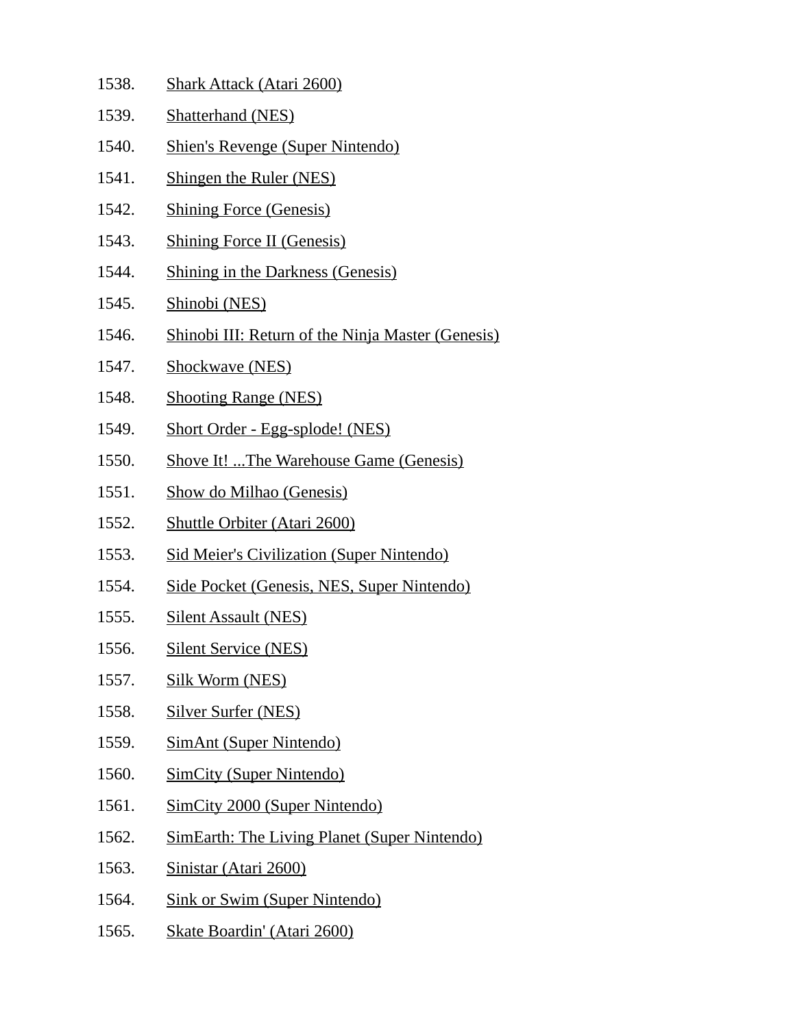1538. Shark Attack (Atari 2600)
1539. Shatterhand (NES)
1540. Shien's Revenge (Super Nintendo)
1541. Shingen the Ruler (NES)
1542. Shining Force (Genesis)
1543. Shining Force II (Genesis)
1544. Shining in the Darkness (Genesis)
1545. Shinobi (NES)
1546. Shinobi III: Return of the Ninja Master (Genesis)
1547. Shockwave (NES)
1548. Shooting Range (NES)
1549. Short Order - Egg-splode! (NES)
1550. Shove It! ...The Warehouse Game (Genesis)
1551. Show do Milhao (Genesis)
1552. Shuttle Orbiter (Atari 2600)
1553. Sid Meier's Civilization (Super Nintendo)
1554. Side Pocket (Genesis, NES, Super Nintendo)
1555. Silent Assault (NES)
1556. Silent Service (NES)
1557. Silk Worm (NES)
1558. Silver Surfer (NES)
1559. SimAnt (Super Nintendo)
1560. SimCity (Super Nintendo)
1561. SimCity 2000 (Super Nintendo)
1562. SimEarth: The Living Planet (Super Nintendo)
1563. Sinistar (Atari 2600)
1564. Sink or Swim (Super Nintendo)
1565. Skate Boardin' (Atari 2600)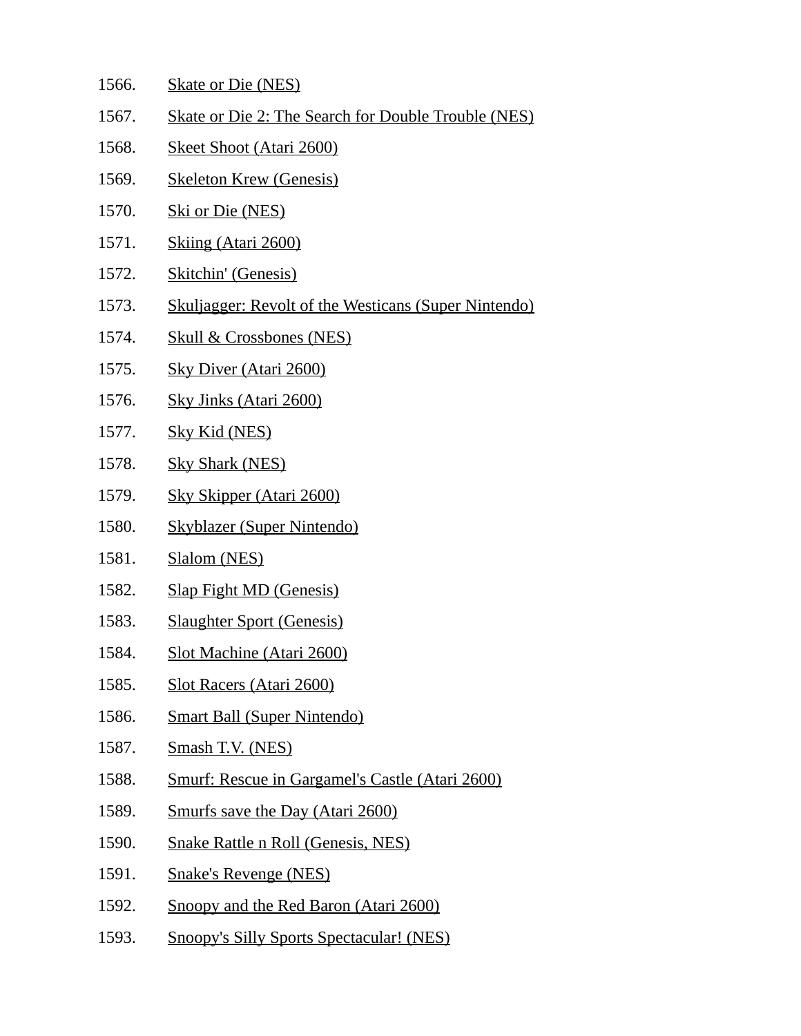1566. Skate or Die (NES)
1567. Skate or Die 2: The Search for Double Trouble (NES)
1568. Skeet Shoot (Atari 2600)
1569. Skeleton Krew (Genesis)
1570. Ski or Die (NES)
1571. Skiing (Atari 2600)
1572. Skitchin' (Genesis)
1573. Skuljagger: Revolt of the Westicans (Super Nintendo)
1574. Skull & Crossbones (NES)
1575. Sky Diver (Atari 2600)
1576. Sky Jinks (Atari 2600)
1577. Sky Kid (NES)
1578. Sky Shark (NES)
1579. Sky Skipper (Atari 2600)
1580. Skyblazer (Super Nintendo)
1581. Slalom (NES)
1582. Slap Fight MD (Genesis)
1583. Slaughter Sport (Genesis)
1584. Slot Machine (Atari 2600)
1585. Slot Racers (Atari 2600)
1586. Smart Ball (Super Nintendo)
1587. Smash T.V. (NES)
1588. Smurf: Rescue in Gargamel's Castle (Atari 2600)
1589. Smurfs save the Day (Atari 2600)
1590. Snake Rattle n Roll (Genesis, NES)
1591. Snake's Revenge (NES)
1592. Snoopy and the Red Baron (Atari 2600)
1593. Snoopy's Silly Sports Spectacular! (NES)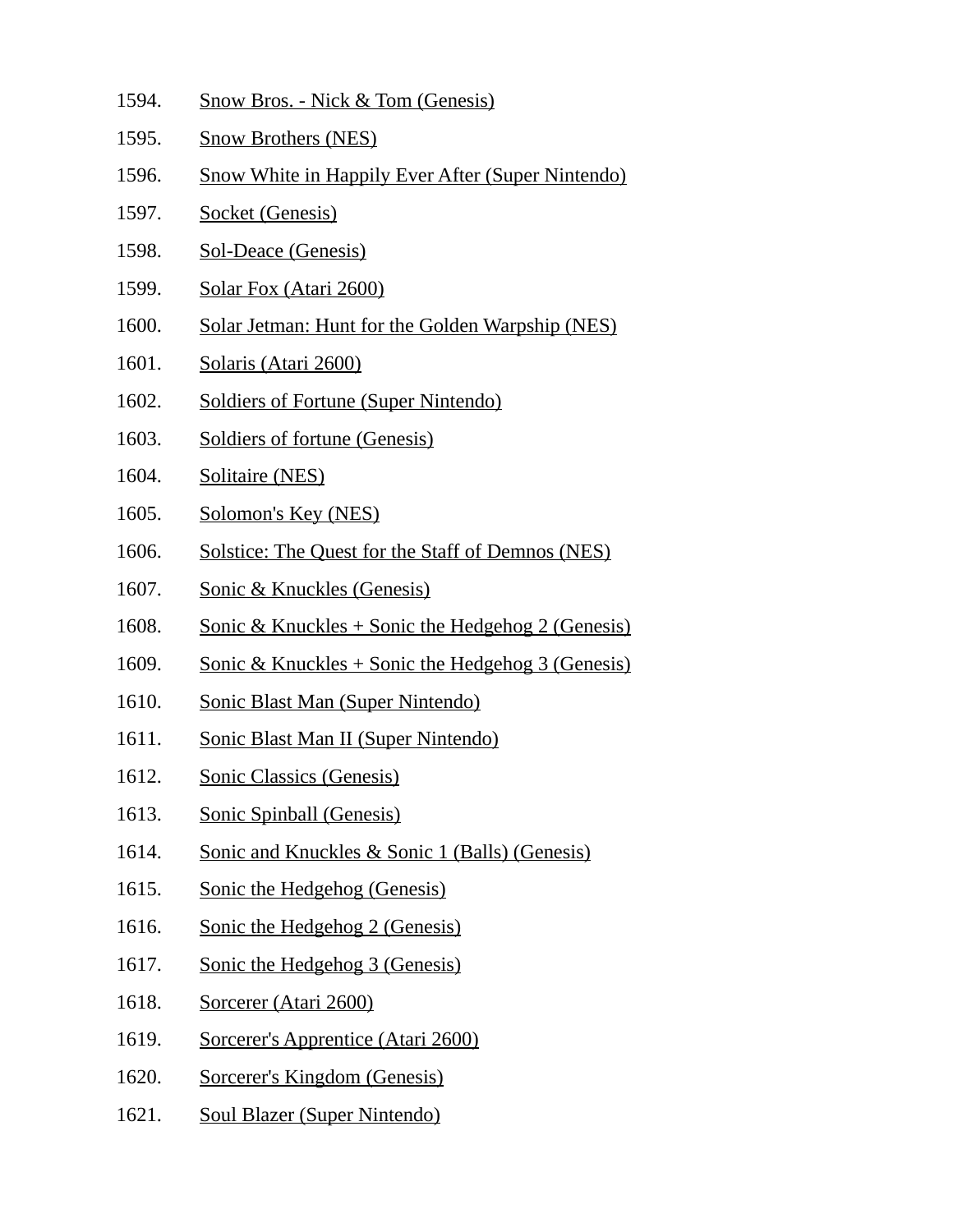1594. Snow Bros. - Nick & Tom (Genesis)
1595. Snow Brothers (NES)
1596. Snow White in Happily Ever After (Super Nintendo)
1597. Socket (Genesis)
1598. Sol-Deace (Genesis)
1599. Solar Fox (Atari 2600)
1600. Solar Jetman: Hunt for the Golden Warpship (NES)
1601. Solaris (Atari 2600)
1602. Soldiers of Fortune (Super Nintendo)
1603. Soldiers of fortune (Genesis)
1604. Solitaire (NES)
1605. Solomon's Key (NES)
1606. Solstice: The Quest for the Staff of Demnos (NES)
1607. Sonic & Knuckles (Genesis)
1608. Sonic & Knuckles + Sonic the Hedgehog 2 (Genesis)
1609. Sonic & Knuckles + Sonic the Hedgehog 3 (Genesis)
1610. Sonic Blast Man (Super Nintendo)
1611. Sonic Blast Man II (Super Nintendo)
1612. Sonic Classics (Genesis)
1613. Sonic Spinball (Genesis)
1614. Sonic and Knuckles & Sonic 1 (Balls) (Genesis)
1615. Sonic the Hedgehog (Genesis)
1616. Sonic the Hedgehog 2 (Genesis)
1617. Sonic the Hedgehog 3 (Genesis)
1618. Sorcerer (Atari 2600)
1619. Sorcerer's Apprentice (Atari 2600)
1620. Sorcerer's Kingdom (Genesis)
1621. Soul Blazer (Super Nintendo)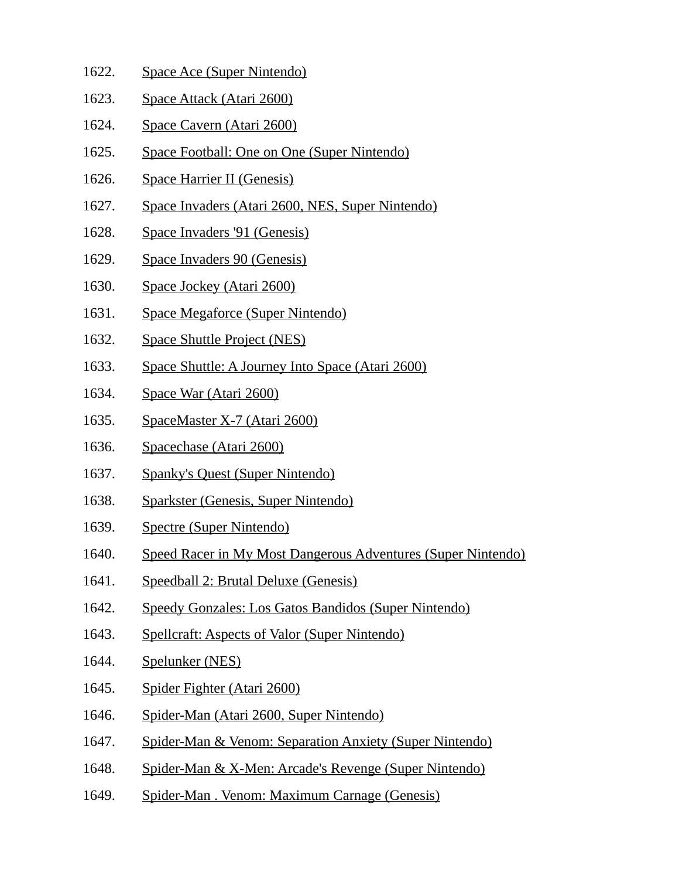1622. Space Ace (Super Nintendo)
1623. Space Attack (Atari 2600)
1624. Space Cavern (Atari 2600)
1625. Space Football: One on One (Super Nintendo)
1626. Space Harrier II (Genesis)
1627. Space Invaders (Atari 2600, NES, Super Nintendo)
1628. Space Invaders '91 (Genesis)
1629. Space Invaders 90 (Genesis)
1630. Space Jockey (Atari 2600)
1631. Space Megaforce (Super Nintendo)
1632. Space Shuttle Project (NES)
1633. Space Shuttle: A Journey Into Space (Atari 2600)
1634. Space War (Atari 2600)
1635. SpaceMaster X-7 (Atari 2600)
1636. Spacechase (Atari 2600)
1637. Spanky's Quest (Super Nintendo)
1638. Sparkster (Genesis, Super Nintendo)
1639. Spectre (Super Nintendo)
1640. Speed Racer in My Most Dangerous Adventures (Super Nintendo)
1641. Speedball 2: Brutal Deluxe (Genesis)
1642. Speedy Gonzales: Los Gatos Bandidos (Super Nintendo)
1643. Spellcraft: Aspects of Valor (Super Nintendo)
1644. Spelunker (NES)
1645. Spider Fighter (Atari 2600)
1646. Spider-Man (Atari 2600, Super Nintendo)
1647. Spider-Man & Venom: Separation Anxiety (Super Nintendo)
1648. Spider-Man & X-Men: Arcade's Revenge (Super Nintendo)
1649. Spider-Man . Venom: Maximum Carnage (Genesis)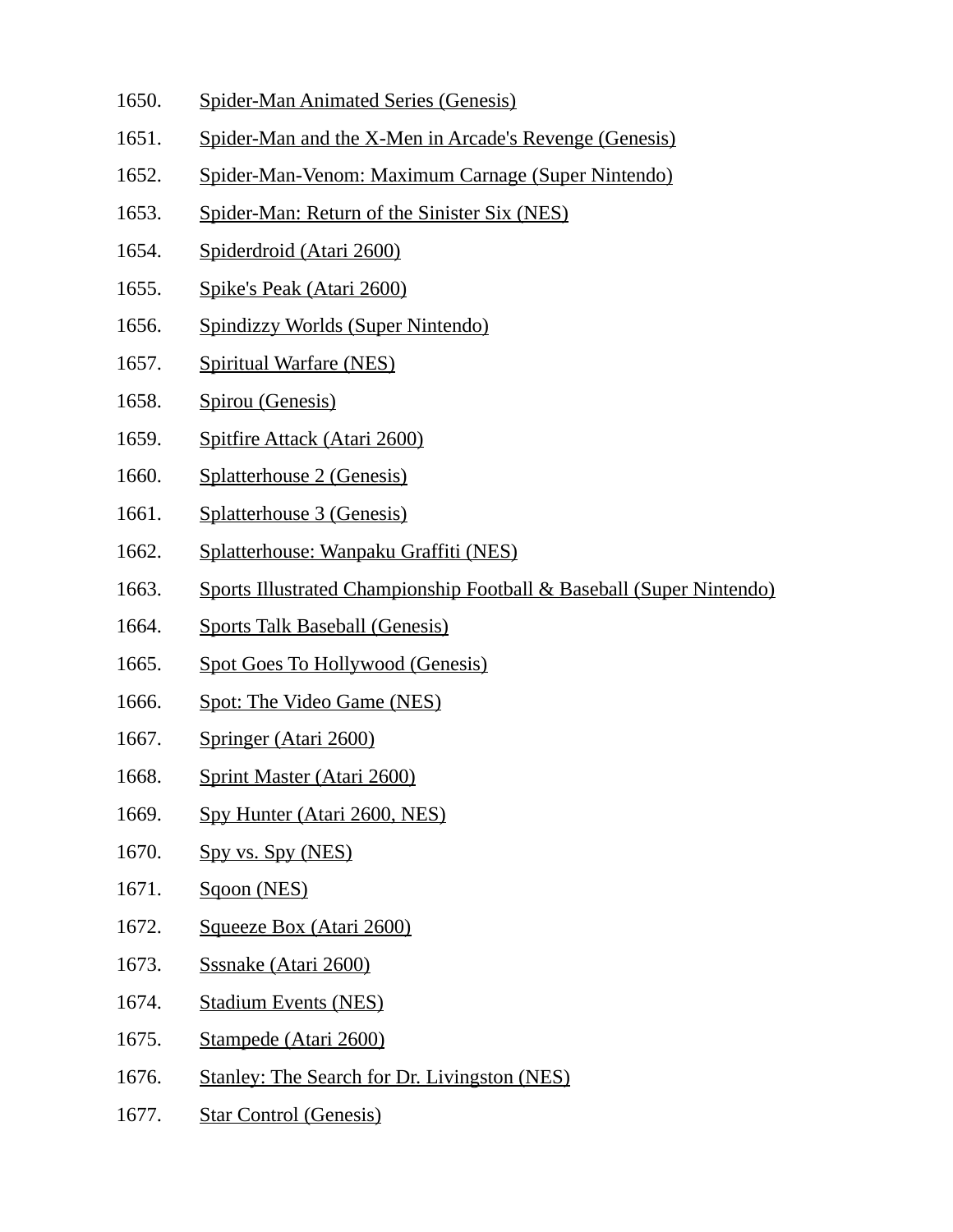1650. Spider-Man Animated Series (Genesis)
1651. Spider-Man and the X-Men in Arcade's Revenge (Genesis)
1652. Spider-Man-Venom: Maximum Carnage (Super Nintendo)
1653. Spider-Man: Return of the Sinister Six (NES)
1654. Spiderdroid (Atari 2600)
1655. Spike's Peak (Atari 2600)
1656. Spindizzy Worlds (Super Nintendo)
1657. Spiritual Warfare (NES)
1658. Spirou (Genesis)
1659. Spitfire Attack (Atari 2600)
1660. Splatterhouse 2 (Genesis)
1661. Splatterhouse 3 (Genesis)
1662. Splatterhouse: Wanpaku Graffiti (NES)
1663. Sports Illustrated Championship Football & Baseball (Super Nintendo)
1664. Sports Talk Baseball (Genesis)
1665. Spot Goes To Hollywood (Genesis)
1666. Spot: The Video Game (NES)
1667. Springer (Atari 2600)
1668. Sprint Master (Atari 2600)
1669. Spy Hunter (Atari 2600, NES)
1670. Spy vs. Spy (NES)
1671. Sqoon (NES)
1672. Squeeze Box (Atari 2600)
1673. Sssnake (Atari 2600)
1674. Stadium Events (NES)
1675. Stampede (Atari 2600)
1676. Stanley: The Search for Dr. Livingston (NES)
1677. Star Control (Genesis)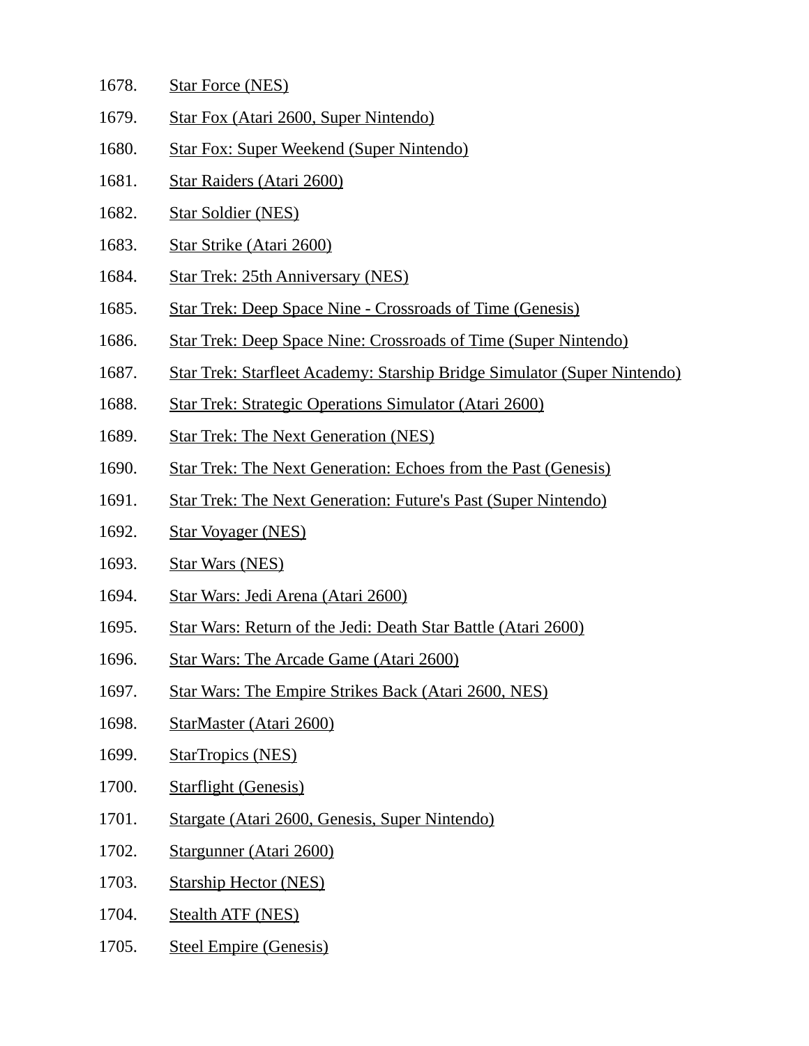1678. Star Force (NES)
1679. Star Fox (Atari 2600, Super Nintendo)
1680. Star Fox: Super Weekend (Super Nintendo)
1681. Star Raiders (Atari 2600)
1682. Star Soldier (NES)
1683. Star Strike (Atari 2600)
1684. Star Trek: 25th Anniversary (NES)
1685. Star Trek: Deep Space Nine - Crossroads of Time (Genesis)
1686. Star Trek: Deep Space Nine: Crossroads of Time (Super Nintendo)
1687. Star Trek: Starfleet Academy: Starship Bridge Simulator (Super Nintendo)
1688. Star Trek: Strategic Operations Simulator (Atari 2600)
1689. Star Trek: The Next Generation (NES)
1690. Star Trek: The Next Generation: Echoes from the Past (Genesis)
1691. Star Trek: The Next Generation: Future's Past (Super Nintendo)
1692. Star Voyager (NES)
1693. Star Wars (NES)
1694. Star Wars: Jedi Arena (Atari 2600)
1695. Star Wars: Return of the Jedi: Death Star Battle (Atari 2600)
1696. Star Wars: The Arcade Game (Atari 2600)
1697. Star Wars: The Empire Strikes Back (Atari 2600, NES)
1698. StarMaster (Atari 2600)
1699. StarTropics (NES)
1700. Starflight (Genesis)
1701. Stargate (Atari 2600, Genesis, Super Nintendo)
1702. Stargunner (Atari 2600)
1703. Starship Hector (NES)
1704. Stealth ATF (NES)
1705. Steel Empire (Genesis)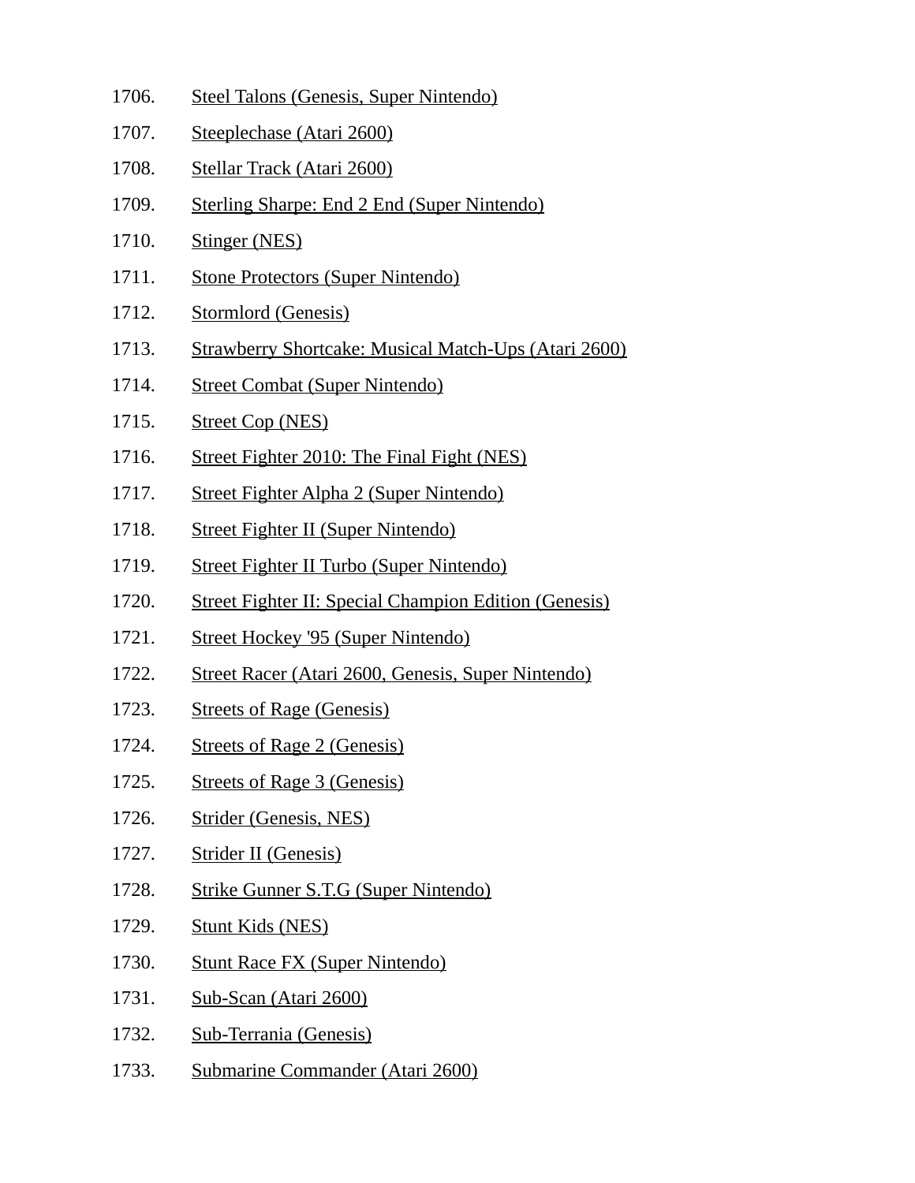1706. Steel Talons (Genesis, Super Nintendo)
1707. Steeplechase (Atari 2600)
1708. Stellar Track (Atari 2600)
1709. Sterling Sharpe: End 2 End (Super Nintendo)
1710. Stinger (NES)
1711. Stone Protectors (Super Nintendo)
1712. Stormlord (Genesis)
1713. Strawberry Shortcake: Musical Match-Ups (Atari 2600)
1714. Street Combat (Super Nintendo)
1715. Street Cop (NES)
1716. Street Fighter 2010: The Final Fight (NES)
1717. Street Fighter Alpha 2 (Super Nintendo)
1718. Street Fighter II (Super Nintendo)
1719. Street Fighter II Turbo (Super Nintendo)
1720. Street Fighter II: Special Champion Edition (Genesis)
1721. Street Hockey '95 (Super Nintendo)
1722. Street Racer (Atari 2600, Genesis, Super Nintendo)
1723. Streets of Rage (Genesis)
1724. Streets of Rage 2 (Genesis)
1725. Streets of Rage 3 (Genesis)
1726. Strider (Genesis, NES)
1727. Strider II (Genesis)
1728. Strike Gunner S.T.G (Super Nintendo)
1729. Stunt Kids (NES)
1730. Stunt Race FX (Super Nintendo)
1731. Sub-Scan (Atari 2600)
1732. Sub-Terrania (Genesis)
1733. Submarine Commander (Atari 2600)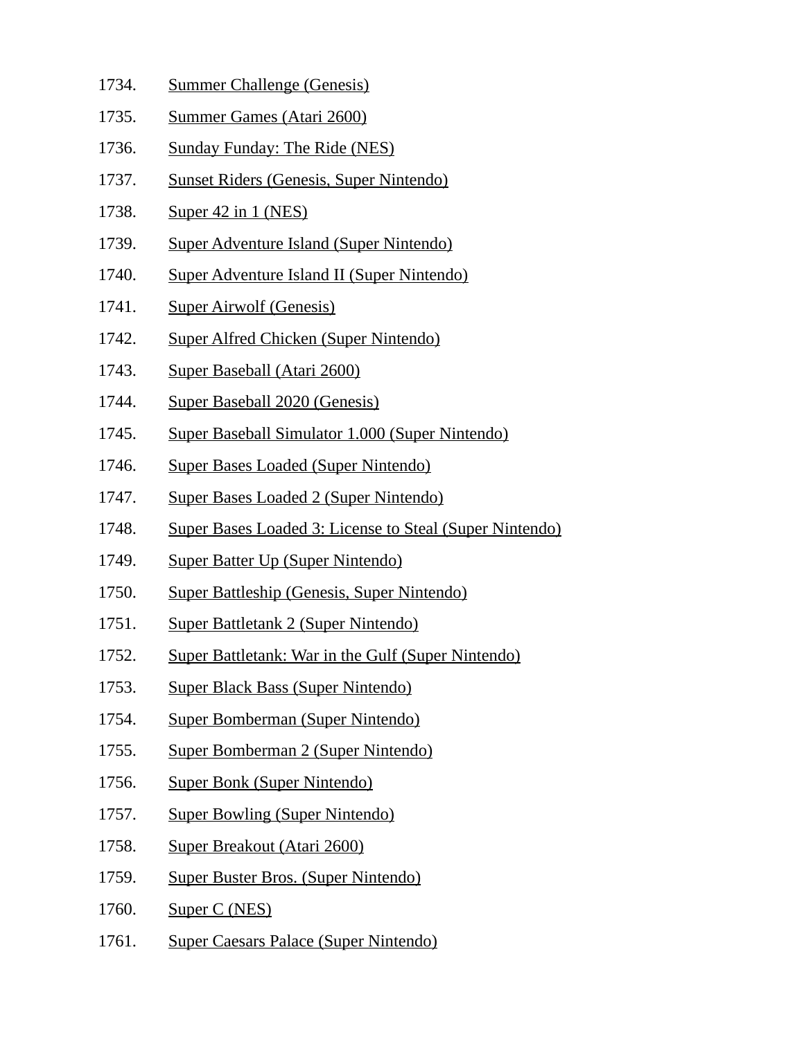1734. Summer Challenge (Genesis)
1735. Summer Games (Atari 2600)
1736. Sunday Funday: The Ride (NES)
1737. Sunset Riders (Genesis, Super Nintendo)
1738. Super 42 in 1 (NES)
1739. Super Adventure Island (Super Nintendo)
1740. Super Adventure Island II (Super Nintendo)
1741. Super Airwolf (Genesis)
1742. Super Alfred Chicken (Super Nintendo)
1743. Super Baseball (Atari 2600)
1744. Super Baseball 2020 (Genesis)
1745. Super Baseball Simulator 1.000 (Super Nintendo)
1746. Super Bases Loaded (Super Nintendo)
1747. Super Bases Loaded 2 (Super Nintendo)
1748. Super Bases Loaded 3: License to Steal (Super Nintendo)
1749. Super Batter Up (Super Nintendo)
1750. Super Battleship (Genesis, Super Nintendo)
1751. Super Battletank 2 (Super Nintendo)
1752. Super Battletank: War in the Gulf (Super Nintendo)
1753. Super Black Bass (Super Nintendo)
1754. Super Bomberman (Super Nintendo)
1755. Super Bomberman 2 (Super Nintendo)
1756. Super Bonk (Super Nintendo)
1757. Super Bowling (Super Nintendo)
1758. Super Breakout (Atari 2600)
1759. Super Buster Bros. (Super Nintendo)
1760. Super C (NES)
1761. Super Caesars Palace (Super Nintendo)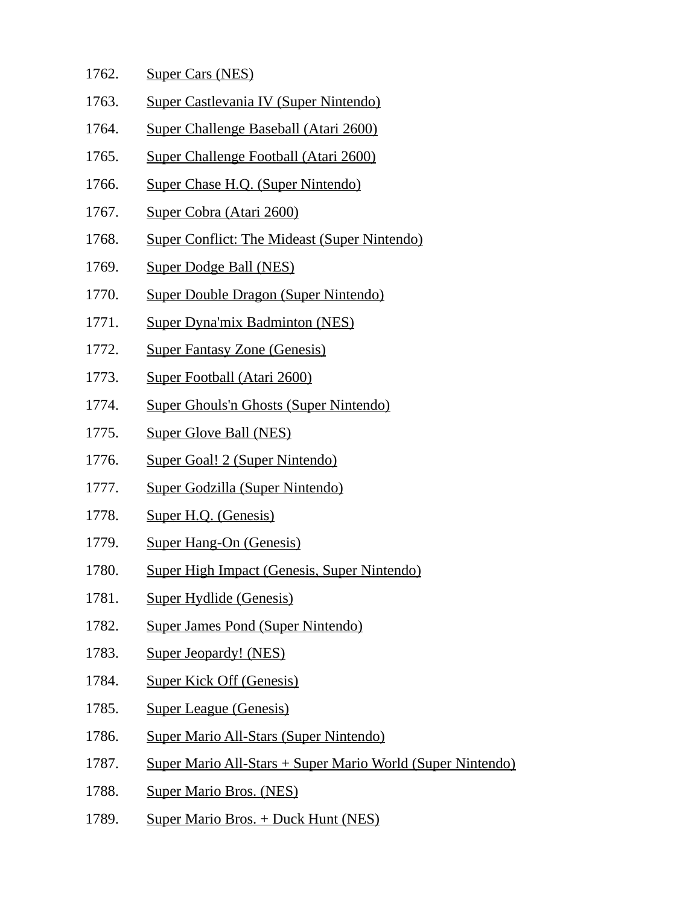1762. Super Cars (NES)
1763. Super Castlevania IV (Super Nintendo)
1764. Super Challenge Baseball (Atari 2600)
1765. Super Challenge Football (Atari 2600)
1766. Super Chase H.Q. (Super Nintendo)
1767. Super Cobra (Atari 2600)
1768. Super Conflict: The Mideast (Super Nintendo)
1769. Super Dodge Ball (NES)
1770. Super Double Dragon (Super Nintendo)
1771. Super Dyna'mix Badminton (NES)
1772. Super Fantasy Zone (Genesis)
1773. Super Football (Atari 2600)
1774. Super Ghouls'n Ghosts (Super Nintendo)
1775. Super Glove Ball (NES)
1776. Super Goal! 2 (Super Nintendo)
1777. Super Godzilla (Super Nintendo)
1778. Super H.Q. (Genesis)
1779. Super Hang-On (Genesis)
1780. Super High Impact (Genesis, Super Nintendo)
1781. Super Hydlide (Genesis)
1782. Super James Pond (Super Nintendo)
1783. Super Jeopardy! (NES)
1784. Super Kick Off (Genesis)
1785. Super League (Genesis)
1786. Super Mario All-Stars (Super Nintendo)
1787. Super Mario All-Stars + Super Mario World (Super Nintendo)
1788. Super Mario Bros. (NES)
1789. Super Mario Bros. + Duck Hunt (NES)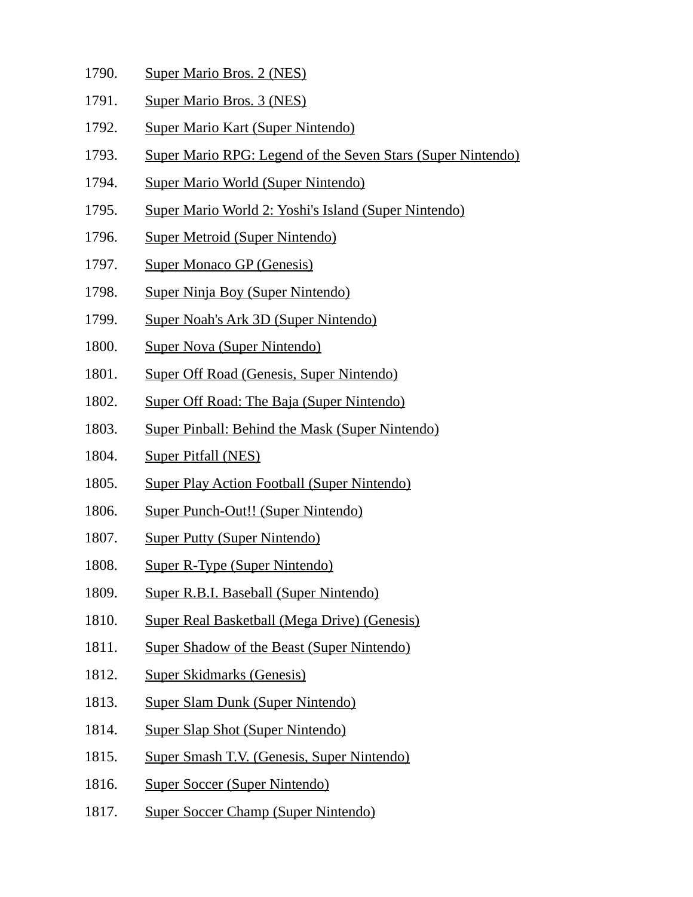1790. Super Mario Bros. 2 (NES)
1791. Super Mario Bros. 3 (NES)
1792. Super Mario Kart (Super Nintendo)
1793. Super Mario RPG: Legend of the Seven Stars (Super Nintendo)
1794. Super Mario World (Super Nintendo)
1795. Super Mario World 2: Yoshi's Island (Super Nintendo)
1796. Super Metroid (Super Nintendo)
1797. Super Monaco GP (Genesis)
1798. Super Ninja Boy (Super Nintendo)
1799. Super Noah's Ark 3D (Super Nintendo)
1800. Super Nova (Super Nintendo)
1801. Super Off Road (Genesis, Super Nintendo)
1802. Super Off Road: The Baja (Super Nintendo)
1803. Super Pinball: Behind the Mask (Super Nintendo)
1804. Super Pitfall (NES)
1805. Super Play Action Football (Super Nintendo)
1806. Super Punch-Out!! (Super Nintendo)
1807. Super Putty (Super Nintendo)
1808. Super R-Type (Super Nintendo)
1809. Super R.B.I. Baseball (Super Nintendo)
1810. Super Real Basketball (Mega Drive) (Genesis)
1811. Super Shadow of the Beast (Super Nintendo)
1812. Super Skidmarks (Genesis)
1813. Super Slam Dunk (Super Nintendo)
1814. Super Slap Shot (Super Nintendo)
1815. Super Smash T.V. (Genesis, Super Nintendo)
1816. Super Soccer (Super Nintendo)
1817. Super Soccer Champ (Super Nintendo)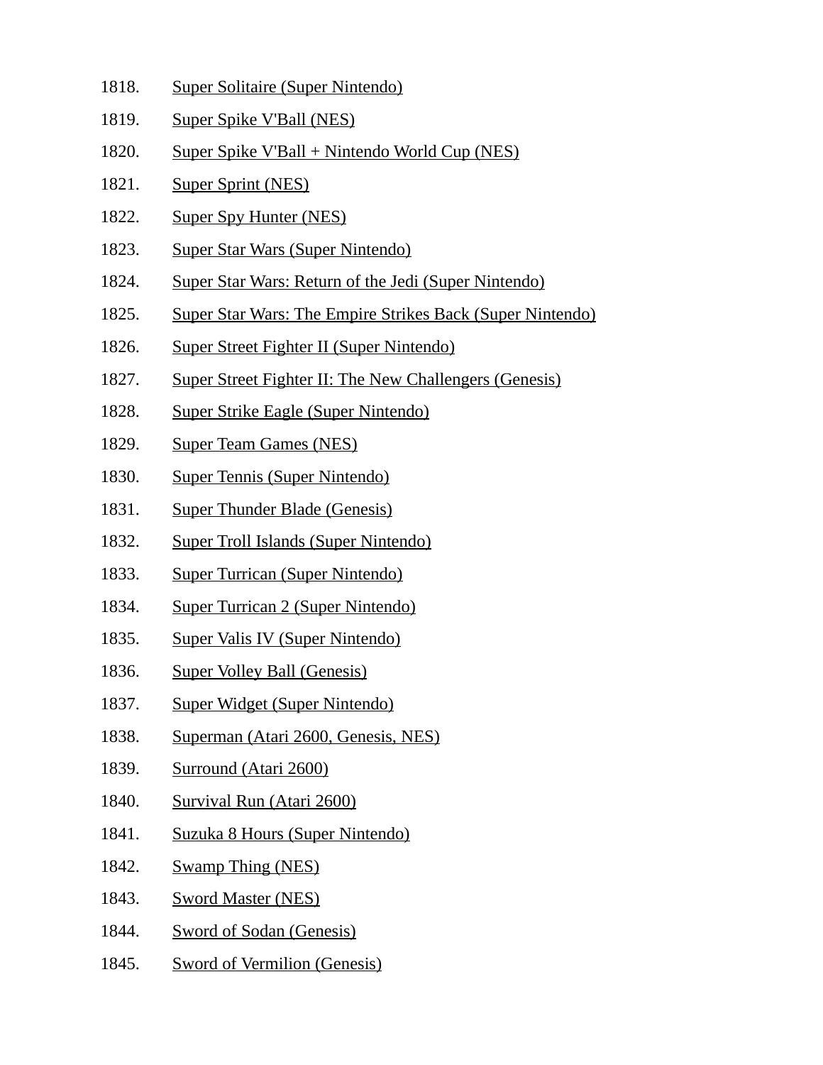1818. Super Solitaire (Super Nintendo)
1819. Super Spike V'Ball (NES)
1820. Super Spike V'Ball + Nintendo World Cup (NES)
1821. Super Sprint (NES)
1822. Super Spy Hunter (NES)
1823. Super Star Wars (Super Nintendo)
1824. Super Star Wars: Return of the Jedi (Super Nintendo)
1825. Super Star Wars: The Empire Strikes Back (Super Nintendo)
1826. Super Street Fighter II (Super Nintendo)
1827. Super Street Fighter II: The New Challengers (Genesis)
1828. Super Strike Eagle (Super Nintendo)
1829. Super Team Games (NES)
1830. Super Tennis (Super Nintendo)
1831. Super Thunder Blade (Genesis)
1832. Super Troll Islands (Super Nintendo)
1833. Super Turrican (Super Nintendo)
1834. Super Turrican 2 (Super Nintendo)
1835. Super Valis IV (Super Nintendo)
1836. Super Volley Ball (Genesis)
1837. Super Widget (Super Nintendo)
1838. Superman (Atari 2600, Genesis, NES)
1839. Surround (Atari 2600)
1840. Survival Run (Atari 2600)
1841. Suzuka 8 Hours (Super Nintendo)
1842. Swamp Thing (NES)
1843. Sword Master (NES)
1844. Sword of Sodan (Genesis)
1845. Sword of Vermilion (Genesis)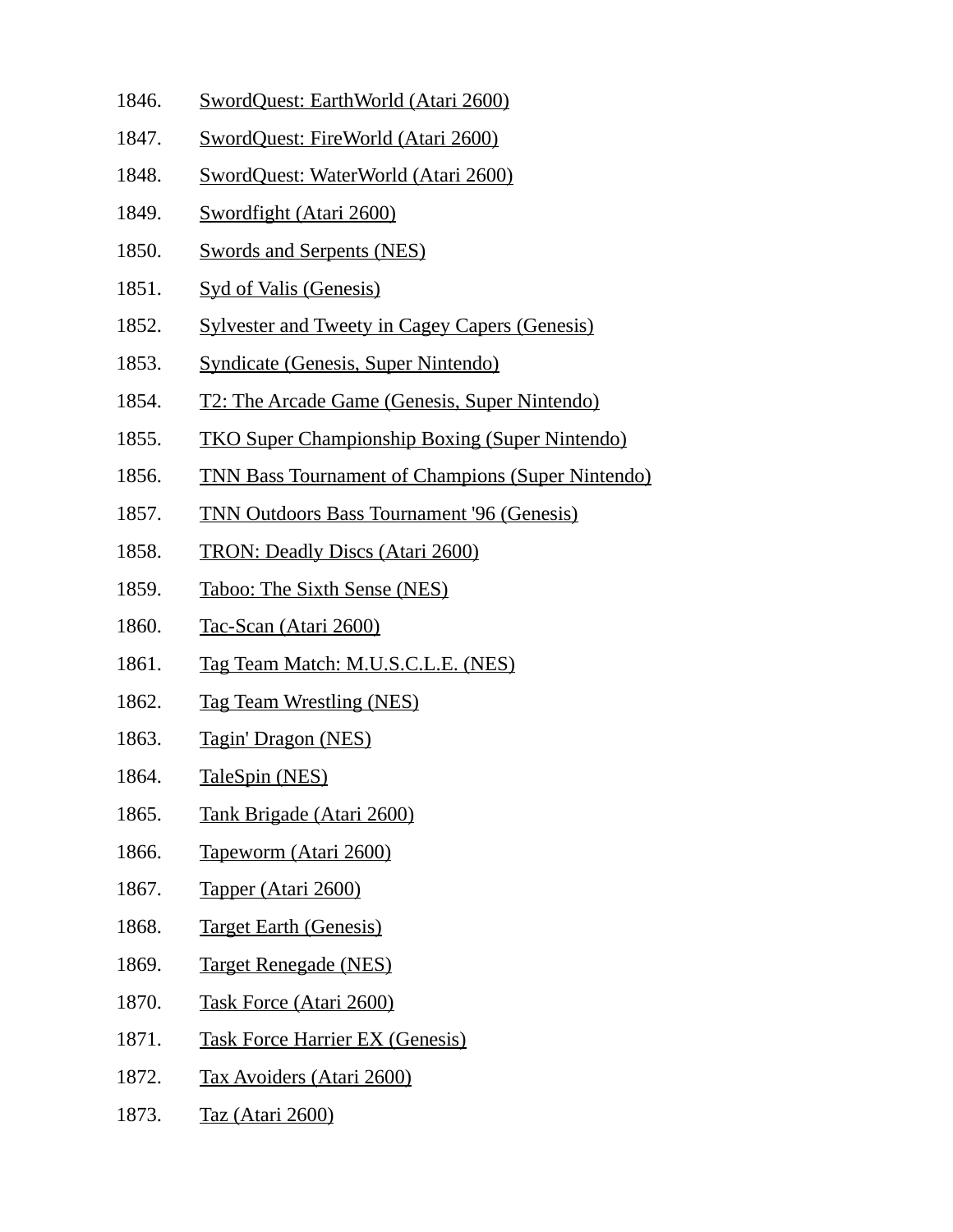1846. SwordQuest: EarthWorld (Atari 2600)
1847. SwordQuest: FireWorld (Atari 2600)
1848. SwordQuest: WaterWorld (Atari 2600)
1849. Swordfight (Atari 2600)
1850. Swords and Serpents (NES)
1851. Syd of Valis (Genesis)
1852. Sylvester and Tweety in Cagey Capers (Genesis)
1853. Syndicate (Genesis, Super Nintendo)
1854. T2: The Arcade Game (Genesis, Super Nintendo)
1855. TKO Super Championship Boxing (Super Nintendo)
1856. TNN Bass Tournament of Champions (Super Nintendo)
1857. TNN Outdoors Bass Tournament '96 (Genesis)
1858. TRON: Deadly Discs (Atari 2600)
1859. Taboo: The Sixth Sense (NES)
1860. Tac-Scan (Atari 2600)
1861. Tag Team Match: M.U.S.C.L.E. (NES)
1862. Tag Team Wrestling (NES)
1863. Tagin' Dragon (NES)
1864. TaleSpin (NES)
1865. Tank Brigade (Atari 2600)
1866. Tapeworm (Atari 2600)
1867. Tapper (Atari 2600)
1868. Target Earth (Genesis)
1869. Target Renegade (NES)
1870. Task Force (Atari 2600)
1871. Task Force Harrier EX (Genesis)
1872. Tax Avoiders (Atari 2600)
1873. Taz (Atari 2600)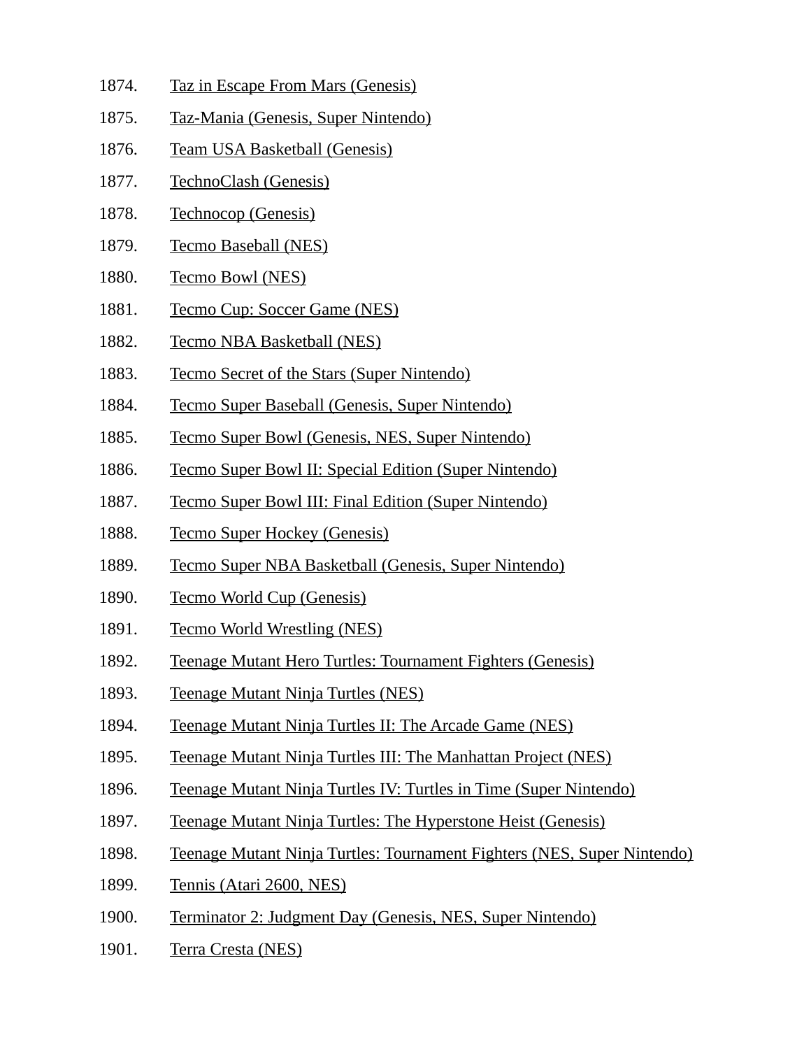1874. Taz in Escape From Mars (Genesis)
1875. Taz-Mania (Genesis, Super Nintendo)
1876. Team USA Basketball (Genesis)
1877. TechnoClash (Genesis)
1878. Technocop (Genesis)
1879. Tecmo Baseball (NES)
1880. Tecmo Bowl (NES)
1881. Tecmo Cup: Soccer Game (NES)
1882. Tecmo NBA Basketball (NES)
1883. Tecmo Secret of the Stars (Super Nintendo)
1884. Tecmo Super Baseball (Genesis, Super Nintendo)
1885. Tecmo Super Bowl (Genesis, NES, Super Nintendo)
1886. Tecmo Super Bowl II: Special Edition (Super Nintendo)
1887. Tecmo Super Bowl III: Final Edition (Super Nintendo)
1888. Tecmo Super Hockey (Genesis)
1889. Tecmo Super NBA Basketball (Genesis, Super Nintendo)
1890. Tecmo World Cup (Genesis)
1891. Tecmo World Wrestling (NES)
1892. Teenage Mutant Hero Turtles: Tournament Fighters (Genesis)
1893. Teenage Mutant Ninja Turtles (NES)
1894. Teenage Mutant Ninja Turtles II: The Arcade Game (NES)
1895. Teenage Mutant Ninja Turtles III: The Manhattan Project (NES)
1896. Teenage Mutant Ninja Turtles IV: Turtles in Time (Super Nintendo)
1897. Teenage Mutant Ninja Turtles: The Hyperstone Heist (Genesis)
1898. Teenage Mutant Ninja Turtles: Tournament Fighters (NES, Super Nintendo)
1899. Tennis (Atari 2600, NES)
1900. Terminator 2: Judgment Day (Genesis, NES, Super Nintendo)
1901. Terra Cresta (NES)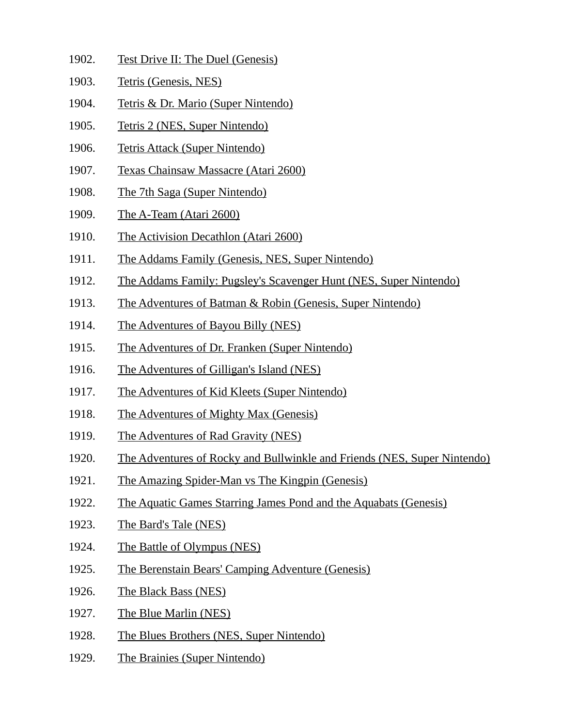1902. Test Drive II: The Duel (Genesis)
1903. Tetris (Genesis, NES)
1904. Tetris & Dr. Mario (Super Nintendo)
1905. Tetris 2 (NES, Super Nintendo)
1906. Tetris Attack (Super Nintendo)
1907. Texas Chainsaw Massacre (Atari 2600)
1908. The 7th Saga (Super Nintendo)
1909. The A-Team (Atari 2600)
1910. The Activision Decathlon (Atari 2600)
1911. The Addams Family (Genesis, NES, Super Nintendo)
1912. The Addams Family: Pugsley's Scavenger Hunt (NES, Super Nintendo)
1913. The Adventures of Batman & Robin (Genesis, Super Nintendo)
1914. The Adventures of Bayou Billy (NES)
1915. The Adventures of Dr. Franken (Super Nintendo)
1916. The Adventures of Gilligan's Island (NES)
1917. The Adventures of Kid Kleets (Super Nintendo)
1918. The Adventures of Mighty Max (Genesis)
1919. The Adventures of Rad Gravity (NES)
1920. The Adventures of Rocky and Bullwinkle and Friends (NES, Super Nintendo)
1921. The Amazing Spider-Man vs The Kingpin (Genesis)
1922. The Aquatic Games Starring James Pond and the Aquabats (Genesis)
1923. The Bard's Tale (NES)
1924. The Battle of Olympus (NES)
1925. The Berenstain Bears' Camping Adventure (Genesis)
1926. The Black Bass (NES)
1927. The Blue Marlin (NES)
1928. The Blues Brothers (NES, Super Nintendo)
1929. The Brainies (Super Nintendo)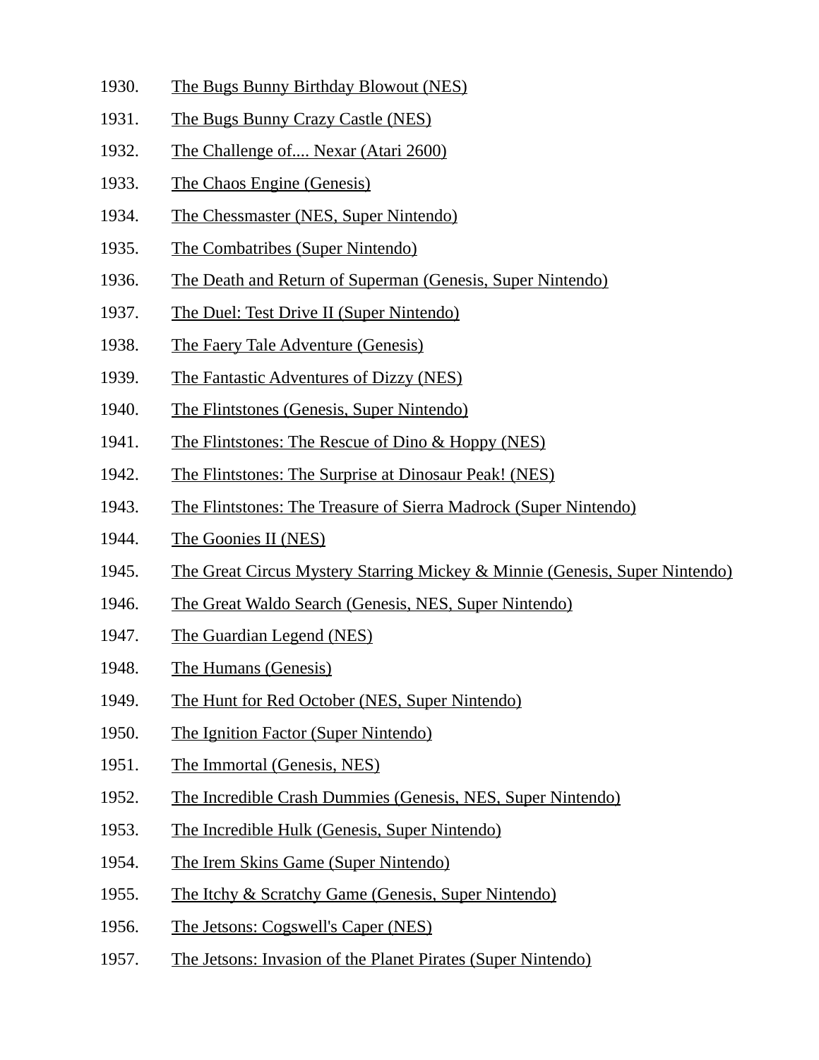1930. The Bugs Bunny Birthday Blowout (NES)
1931. The Bugs Bunny Crazy Castle (NES)
1932. The Challenge of.... Nexar (Atari 2600)
1933. The Chaos Engine (Genesis)
1934. The Chessmaster (NES, Super Nintendo)
1935. The Combatribes (Super Nintendo)
1936. The Death and Return of Superman (Genesis, Super Nintendo)
1937. The Duel: Test Drive II (Super Nintendo)
1938. The Faery Tale Adventure (Genesis)
1939. The Fantastic Adventures of Dizzy (NES)
1940. The Flintstones (Genesis, Super Nintendo)
1941. The Flintstones: The Rescue of Dino & Hoppy (NES)
1942. The Flintstones: The Surprise at Dinosaur Peak! (NES)
1943. The Flintstones: The Treasure of Sierra Madrock (Super Nintendo)
1944. The Goonies II (NES)
1945. The Great Circus Mystery Starring Mickey & Minnie (Genesis, Super Nintendo)
1946. The Great Waldo Search (Genesis, NES, Super Nintendo)
1947. The Guardian Legend (NES)
1948. The Humans (Genesis)
1949. The Hunt for Red October (NES, Super Nintendo)
1950. The Ignition Factor (Super Nintendo)
1951. The Immortal (Genesis, NES)
1952. The Incredible Crash Dummies (Genesis, NES, Super Nintendo)
1953. The Incredible Hulk (Genesis, Super Nintendo)
1954. The Irem Skins Game (Super Nintendo)
1955. The Itchy & Scratchy Game (Genesis, Super Nintendo)
1956. The Jetsons: Cogswell's Caper (NES)
1957. The Jetsons: Invasion of the Planet Pirates (Super Nintendo)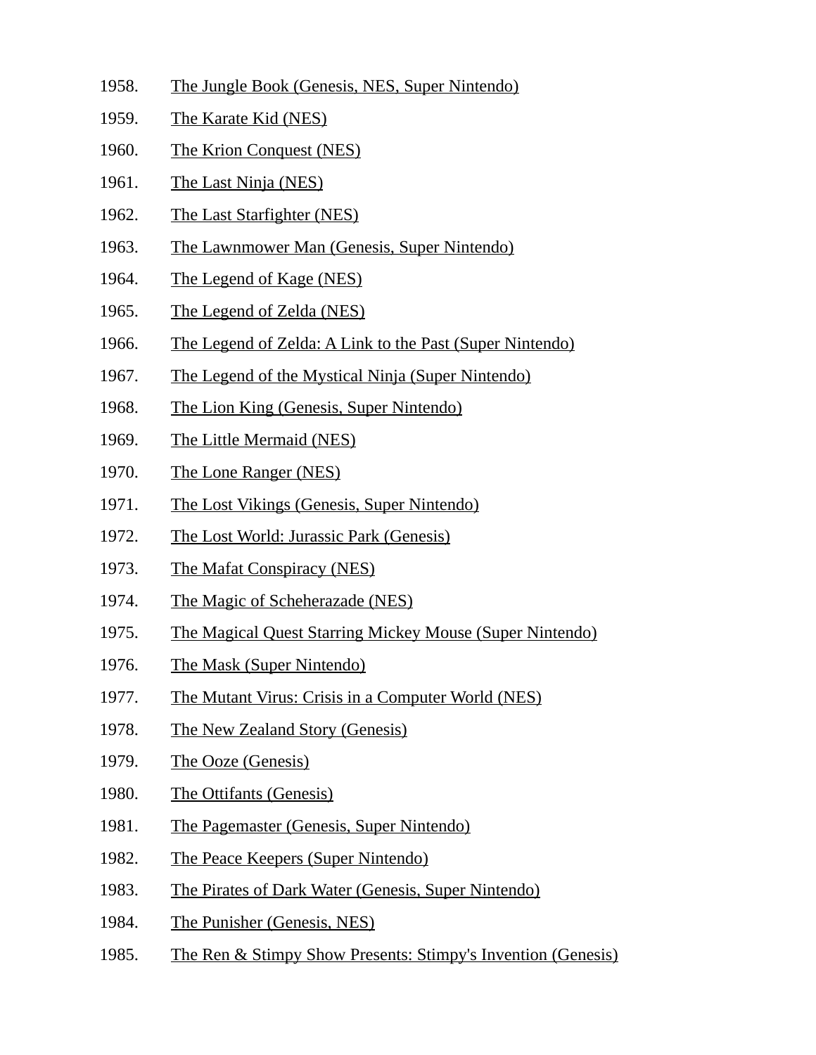1958. The Jungle Book (Genesis, NES, Super Nintendo)
1959. The Karate Kid (NES)
1960. The Krion Conquest (NES)
1961. The Last Ninja (NES)
1962. The Last Starfighter (NES)
1963. The Lawnmower Man (Genesis, Super Nintendo)
1964. The Legend of Kage (NES)
1965. The Legend of Zelda (NES)
1966. The Legend of Zelda: A Link to the Past (Super Nintendo)
1967. The Legend of the Mystical Ninja (Super Nintendo)
1968. The Lion King (Genesis, Super Nintendo)
1969. The Little Mermaid (NES)
1970. The Lone Ranger (NES)
1971. The Lost Vikings (Genesis, Super Nintendo)
1972. The Lost World: Jurassic Park (Genesis)
1973. The Mafat Conspiracy (NES)
1974. The Magic of Scheherazade (NES)
1975. The Magical Quest Starring Mickey Mouse (Super Nintendo)
1976. The Mask (Super Nintendo)
1977. The Mutant Virus: Crisis in a Computer World (NES)
1978. The New Zealand Story (Genesis)
1979. The Ooze (Genesis)
1980. The Ottifants (Genesis)
1981. The Pagemaster (Genesis, Super Nintendo)
1982. The Peace Keepers (Super Nintendo)
1983. The Pirates of Dark Water (Genesis, Super Nintendo)
1984. The Punisher (Genesis, NES)
1985. The Ren & Stimpy Show Presents: Stimpy's Invention (Genesis)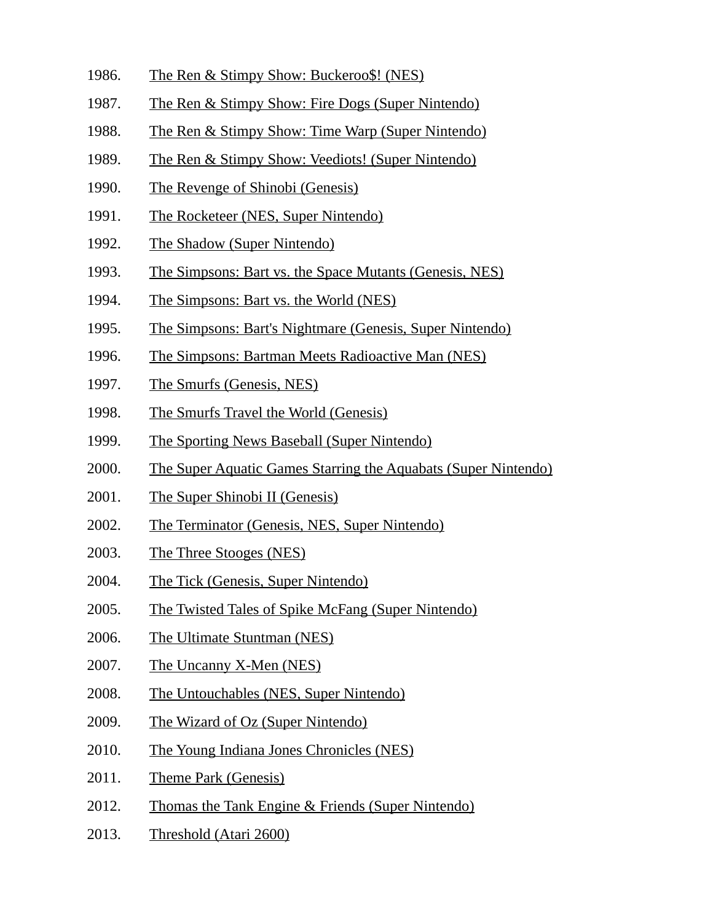1986. The Ren & Stimpy Show: Buckeroo$! (NES)
1987. The Ren & Stimpy Show: Fire Dogs (Super Nintendo)
1988. The Ren & Stimpy Show: Time Warp (Super Nintendo)
1989. The Ren & Stimpy Show: Veediots! (Super Nintendo)
1990. The Revenge of Shinobi (Genesis)
1991. The Rocketeer (NES, Super Nintendo)
1992. The Shadow (Super Nintendo)
1993. The Simpsons: Bart vs. the Space Mutants (Genesis, NES)
1994. The Simpsons: Bart vs. the World (NES)
1995. The Simpsons: Bart's Nightmare (Genesis, Super Nintendo)
1996. The Simpsons: Bartman Meets Radioactive Man (NES)
1997. The Smurfs (Genesis, NES)
1998. The Smurfs Travel the World (Genesis)
1999. The Sporting News Baseball (Super Nintendo)
2000. The Super Aquatic Games Starring the Aquabats (Super Nintendo)
2001. The Super Shinobi II (Genesis)
2002. The Terminator (Genesis, NES, Super Nintendo)
2003. The Three Stooges (NES)
2004. The Tick (Genesis, Super Nintendo)
2005. The Twisted Tales of Spike McFang (Super Nintendo)
2006. The Ultimate Stuntman (NES)
2007. The Uncanny X-Men (NES)
2008. The Untouchables (NES, Super Nintendo)
2009. The Wizard of Oz (Super Nintendo)
2010. The Young Indiana Jones Chronicles (NES)
2011. Theme Park (Genesis)
2012. Thomas the Tank Engine & Friends (Super Nintendo)
2013. Threshold (Atari 2600)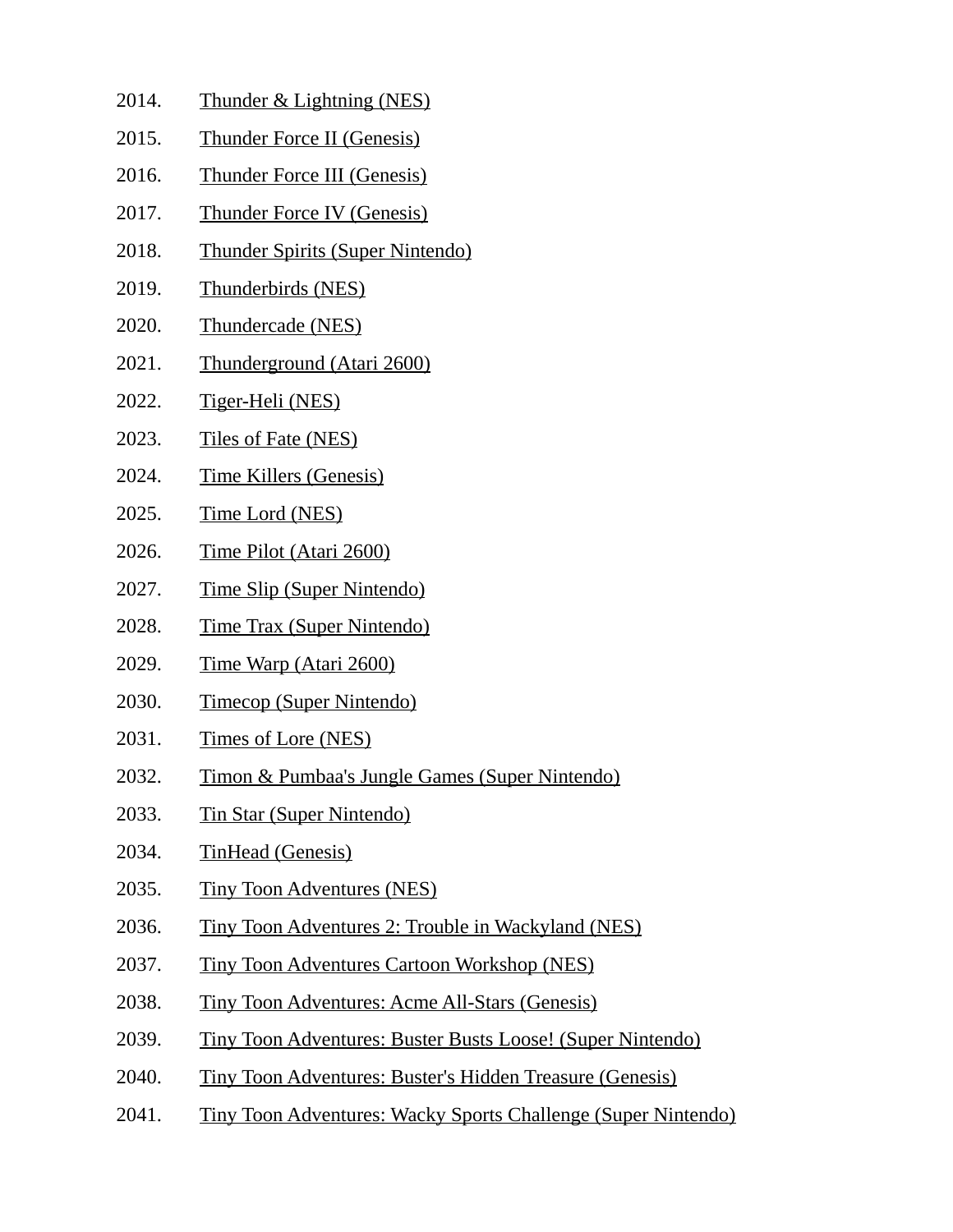2014. Thunder & Lightning (NES)
2015. Thunder Force II (Genesis)
2016. Thunder Force III (Genesis)
2017. Thunder Force IV (Genesis)
2018. Thunder Spirits (Super Nintendo)
2019. Thunderbirds (NES)
2020. Thundercade (NES)
2021. Thunderground (Atari 2600)
2022. Tiger-Heli (NES)
2023. Tiles of Fate (NES)
2024. Time Killers (Genesis)
2025. Time Lord (NES)
2026. Time Pilot (Atari 2600)
2027. Time Slip (Super Nintendo)
2028. Time Trax (Super Nintendo)
2029. Time Warp (Atari 2600)
2030. Timecop (Super Nintendo)
2031. Times of Lore (NES)
2032. Timon & Pumbaa's Jungle Games (Super Nintendo)
2033. Tin Star (Super Nintendo)
2034. TinHead (Genesis)
2035. Tiny Toon Adventures (NES)
2036. Tiny Toon Adventures 2: Trouble in Wackyland (NES)
2037. Tiny Toon Adventures Cartoon Workshop (NES)
2038. Tiny Toon Adventures: Acme All-Stars (Genesis)
2039. Tiny Toon Adventures: Buster Busts Loose! (Super Nintendo)
2040. Tiny Toon Adventures: Buster's Hidden Treasure (Genesis)
2041. Tiny Toon Adventures: Wacky Sports Challenge (Super Nintendo)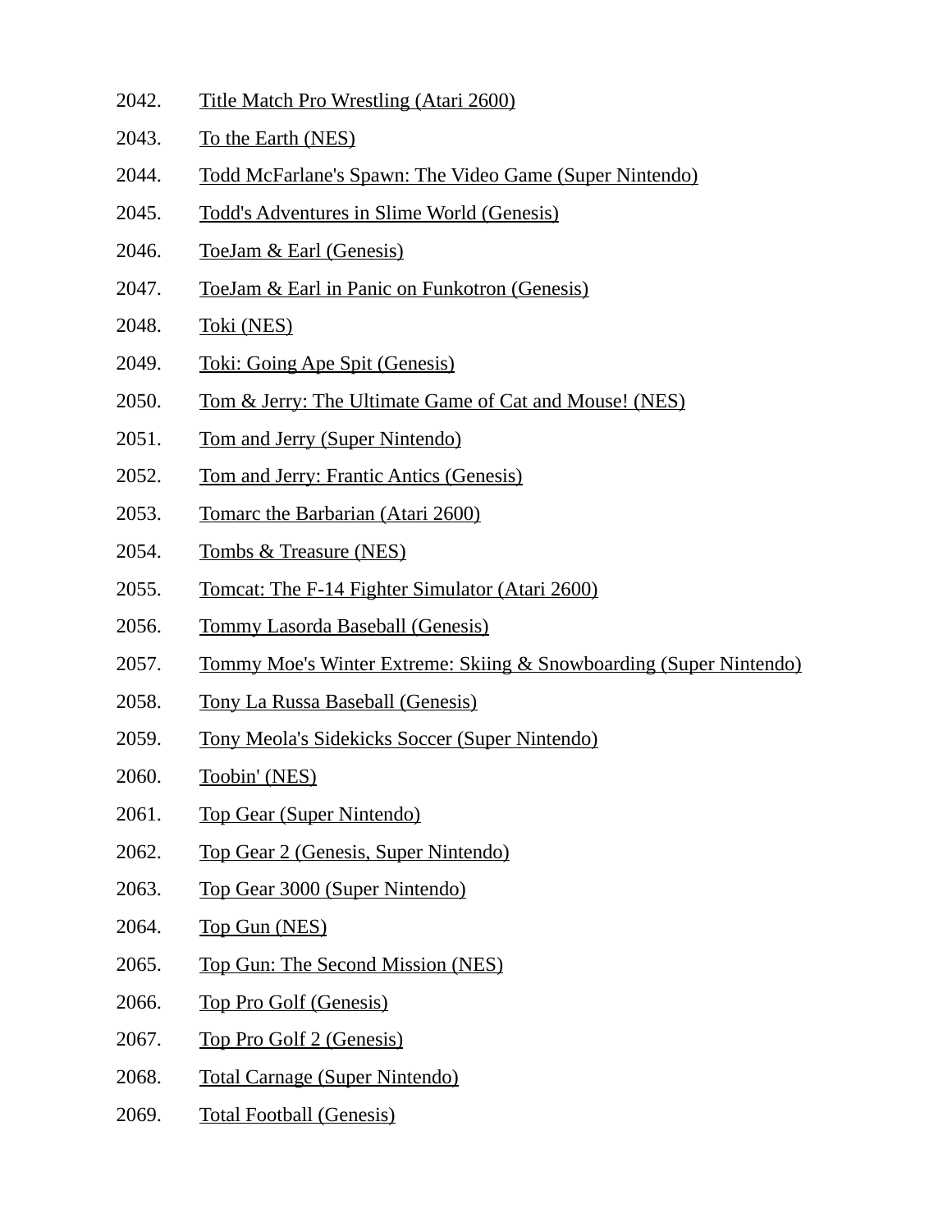2042. Title Match Pro Wrestling (Atari 2600)
2043. To the Earth (NES)
2044. Todd McFarlane's Spawn: The Video Game (Super Nintendo)
2045. Todd's Adventures in Slime World (Genesis)
2046. ToeJam & Earl (Genesis)
2047. ToeJam & Earl in Panic on Funkotron (Genesis)
2048. Toki (NES)
2049. Toki: Going Ape Spit (Genesis)
2050. Tom & Jerry: The Ultimate Game of Cat and Mouse! (NES)
2051. Tom and Jerry (Super Nintendo)
2052. Tom and Jerry: Frantic Antics (Genesis)
2053. Tomarc the Barbarian (Atari 2600)
2054. Tombs & Treasure (NES)
2055. Tomcat: The F-14 Fighter Simulator (Atari 2600)
2056. Tommy Lasorda Baseball (Genesis)
2057. Tommy Moe's Winter Extreme: Skiing & Snowboarding (Super Nintendo)
2058. Tony La Russa Baseball (Genesis)
2059. Tony Meola's Sidekicks Soccer (Super Nintendo)
2060. Toobin' (NES)
2061. Top Gear (Super Nintendo)
2062. Top Gear 2 (Genesis, Super Nintendo)
2063. Top Gear 3000 (Super Nintendo)
2064. Top Gun (NES)
2065. Top Gun: The Second Mission (NES)
2066. Top Pro Golf (Genesis)
2067. Top Pro Golf 2 (Genesis)
2068. Total Carnage (Super Nintendo)
2069. Total Football (Genesis)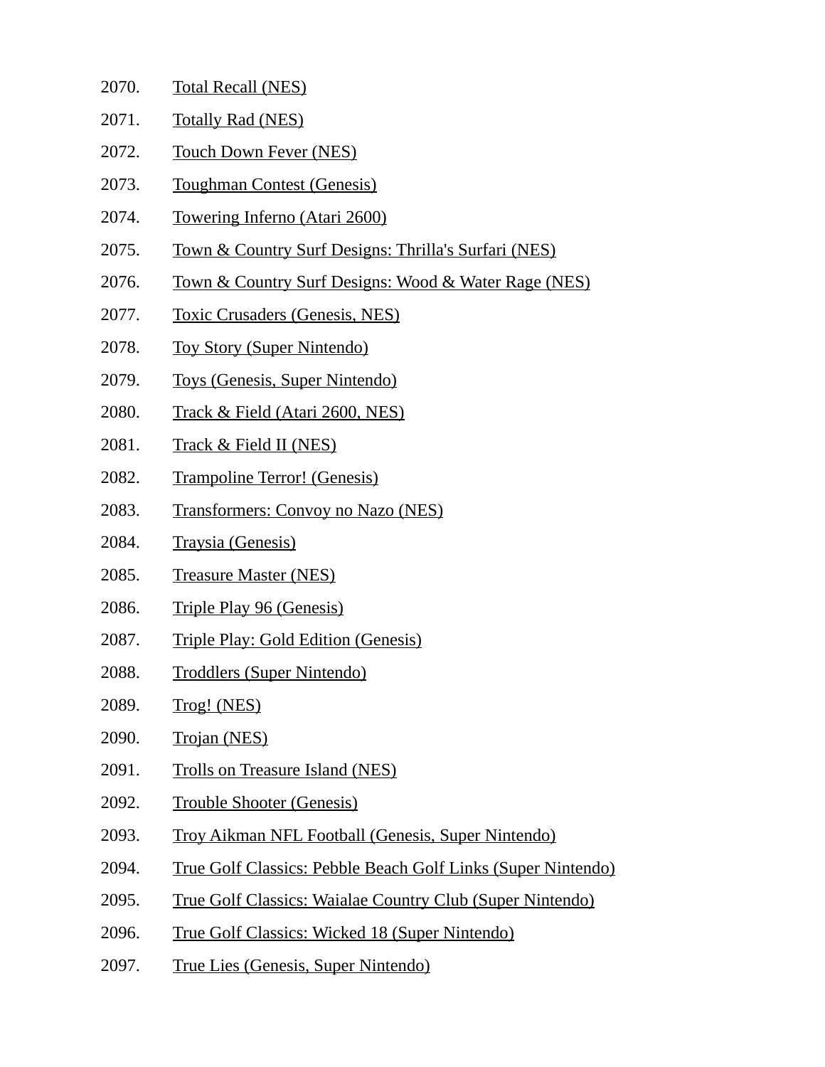2070. Total Recall (NES)
2071. Totally Rad (NES)
2072. Touch Down Fever (NES)
2073. Toughman Contest (Genesis)
2074. Towering Inferno (Atari 2600)
2075. Town & Country Surf Designs: Thrilla's Surfari (NES)
2076. Town & Country Surf Designs: Wood & Water Rage (NES)
2077. Toxic Crusaders (Genesis, NES)
2078. Toy Story (Super Nintendo)
2079. Toys (Genesis, Super Nintendo)
2080. Track & Field (Atari 2600, NES)
2081. Track & Field II (NES)
2082. Trampoline Terror! (Genesis)
2083. Transformers: Convoy no Nazo (NES)
2084. Traysia (Genesis)
2085. Treasure Master (NES)
2086. Triple Play 96 (Genesis)
2087. Triple Play: Gold Edition (Genesis)
2088. Troddlers (Super Nintendo)
2089. Trog! (NES)
2090. Trojan (NES)
2091. Trolls on Treasure Island (NES)
2092. Trouble Shooter (Genesis)
2093. Troy Aikman NFL Football (Genesis, Super Nintendo)
2094. True Golf Classics: Pebble Beach Golf Links (Super Nintendo)
2095. True Golf Classics: Waialae Country Club (Super Nintendo)
2096. True Golf Classics: Wicked 18 (Super Nintendo)
2097. True Lies (Genesis, Super Nintendo)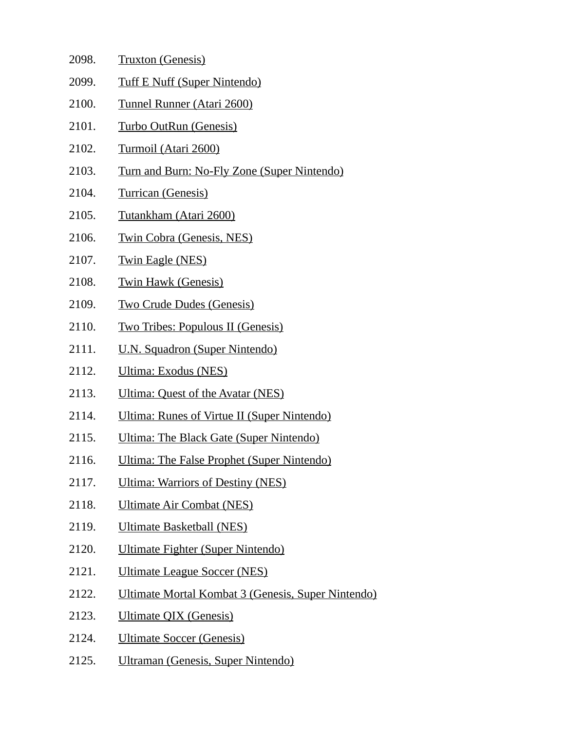2098. Truxton (Genesis)
2099. Tuff E Nuff (Super Nintendo)
2100. Tunnel Runner (Atari 2600)
2101. Turbo OutRun (Genesis)
2102. Turmoil (Atari 2600)
2103. Turn and Burn: No-Fly Zone (Super Nintendo)
2104. Turrican (Genesis)
2105. Tutankham (Atari 2600)
2106. Twin Cobra (Genesis, NES)
2107. Twin Eagle (NES)
2108. Twin Hawk (Genesis)
2109. Two Crude Dudes (Genesis)
2110. Two Tribes: Populous II (Genesis)
2111. U.N. Squadron (Super Nintendo)
2112. Ultima: Exodus (NES)
2113. Ultima: Quest of the Avatar (NES)
2114. Ultima: Runes of Virtue II (Super Nintendo)
2115. Ultima: The Black Gate (Super Nintendo)
2116. Ultima: The False Prophet (Super Nintendo)
2117. Ultima: Warriors of Destiny (NES)
2118. Ultimate Air Combat (NES)
2119. Ultimate Basketball (NES)
2120. Ultimate Fighter (Super Nintendo)
2121. Ultimate League Soccer (NES)
2122. Ultimate Mortal Kombat 3 (Genesis, Super Nintendo)
2123. Ultimate QIX (Genesis)
2124. Ultimate Soccer (Genesis)
2125. Ultraman (Genesis, Super Nintendo)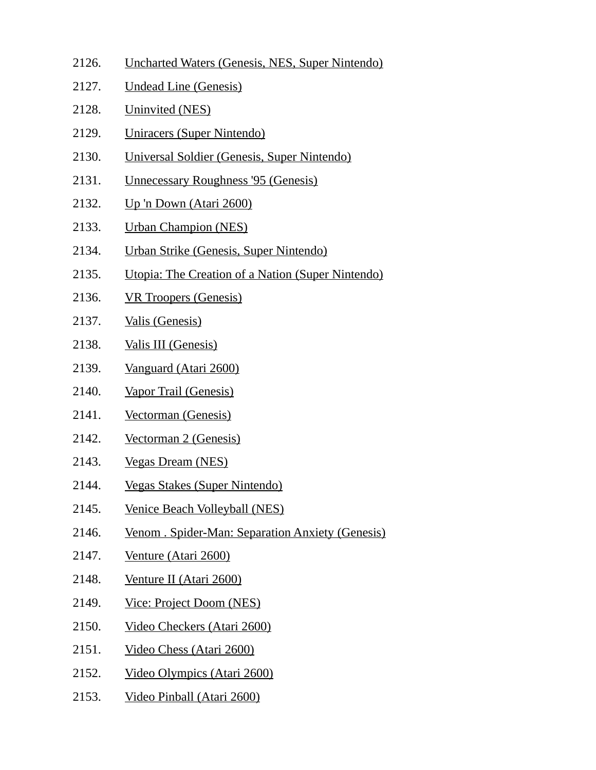2126. Uncharted Waters (Genesis, NES, Super Nintendo)
2127. Undead Line (Genesis)
2128. Uninvited (NES)
2129. Uniracers (Super Nintendo)
2130. Universal Soldier (Genesis, Super Nintendo)
2131. Unnecessary Roughness '95 (Genesis)
2132. Up 'n Down (Atari 2600)
2133. Urban Champion (NES)
2134. Urban Strike (Genesis, Super Nintendo)
2135. Utopia: The Creation of a Nation (Super Nintendo)
2136. VR Troopers (Genesis)
2137. Valis (Genesis)
2138. Valis III (Genesis)
2139. Vanguard (Atari 2600)
2140. Vapor Trail (Genesis)
2141. Vectorman (Genesis)
2142. Vectorman 2 (Genesis)
2143. Vegas Dream (NES)
2144. Vegas Stakes (Super Nintendo)
2145. Venice Beach Volleyball (NES)
2146. Venom . Spider-Man: Separation Anxiety (Genesis)
2147. Venture (Atari 2600)
2148. Venture II (Atari 2600)
2149. Vice: Project Doom (NES)
2150. Video Checkers (Atari 2600)
2151. Video Chess (Atari 2600)
2152. Video Olympics (Atari 2600)
2153. Video Pinball (Atari 2600)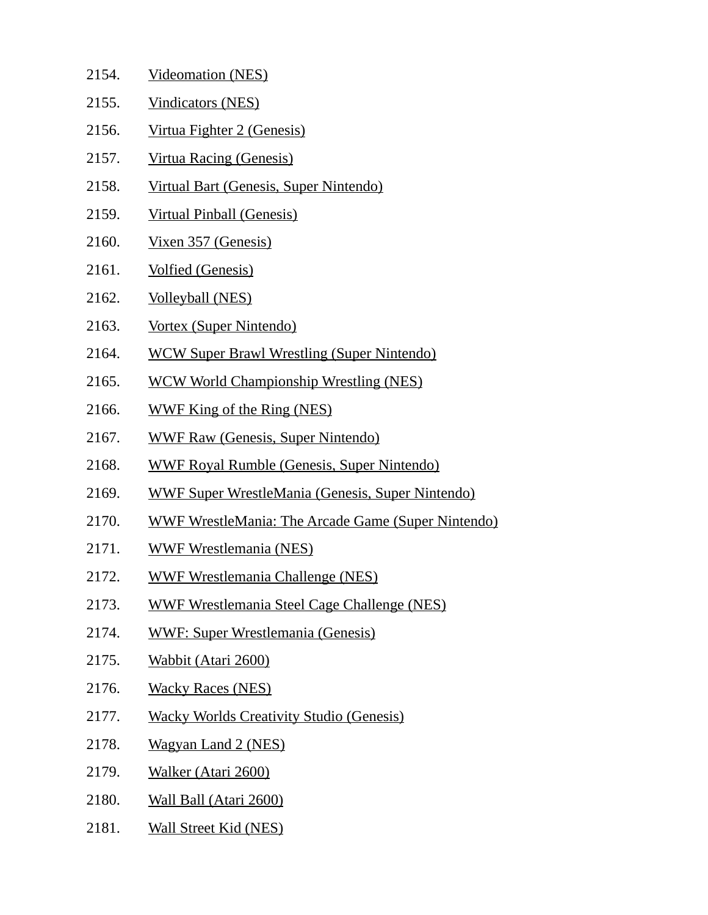2154. Videomation (NES)
2155. Vindicators (NES)
2156. Virtua Fighter 2 (Genesis)
2157. Virtua Racing (Genesis)
2158. Virtual Bart (Genesis, Super Nintendo)
2159. Virtual Pinball (Genesis)
2160. Vixen 357 (Genesis)
2161. Volfied (Genesis)
2162. Volleyball (NES)
2163. Vortex (Super Nintendo)
2164. WCW Super Brawl Wrestling (Super Nintendo)
2165. WCW World Championship Wrestling (NES)
2166. WWF King of the Ring (NES)
2167. WWF Raw (Genesis, Super Nintendo)
2168. WWF Royal Rumble (Genesis, Super Nintendo)
2169. WWF Super WrestleMania (Genesis, Super Nintendo)
2170. WWF WrestleMania: The Arcade Game (Super Nintendo)
2171. WWF Wrestlemania (NES)
2172. WWF Wrestlemania Challenge (NES)
2173. WWF Wrestlemania Steel Cage Challenge (NES)
2174. WWF: Super Wrestlemania (Genesis)
2175. Wabbit (Atari 2600)
2176. Wacky Races (NES)
2177. Wacky Worlds Creativity Studio (Genesis)
2178. Wagyan Land 2 (NES)
2179. Walker (Atari 2600)
2180. Wall Ball (Atari 2600)
2181. Wall Street Kid (NES)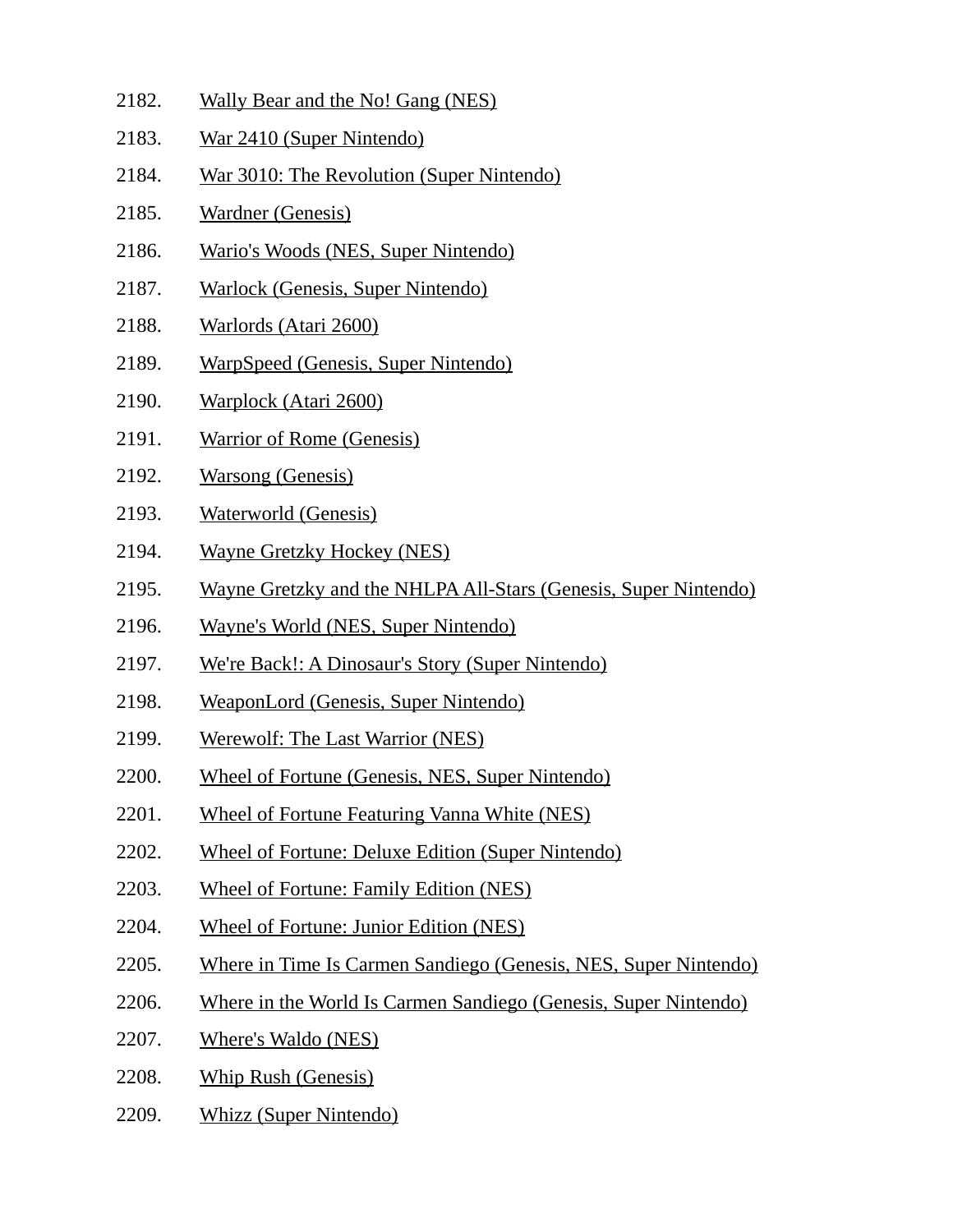2182. Wally Bear and the No! Gang (NES)
2183. War 2410 (Super Nintendo)
2184. War 3010: The Revolution (Super Nintendo)
2185. Wardner (Genesis)
2186. Wario's Woods (NES, Super Nintendo)
2187. Warlock (Genesis, Super Nintendo)
2188. Warlords (Atari 2600)
2189. WarpSpeed (Genesis, Super Nintendo)
2190. Warplock (Atari 2600)
2191. Warrior of Rome (Genesis)
2192. Warsong (Genesis)
2193. Waterworld (Genesis)
2194. Wayne Gretzky Hockey (NES)
2195. Wayne Gretzky and the NHLPA All-Stars (Genesis, Super Nintendo)
2196. Wayne's World (NES, Super Nintendo)
2197. We're Back!: A Dinosaur's Story (Super Nintendo)
2198. WeaponLord (Genesis, Super Nintendo)
2199. Werewolf: The Last Warrior (NES)
2200. Wheel of Fortune (Genesis, NES, Super Nintendo)
2201. Wheel of Fortune Featuring Vanna White (NES)
2202. Wheel of Fortune: Deluxe Edition (Super Nintendo)
2203. Wheel of Fortune: Family Edition (NES)
2204. Wheel of Fortune: Junior Edition (NES)
2205. Where in Time Is Carmen Sandiego (Genesis, NES, Super Nintendo)
2206. Where in the World Is Carmen Sandiego (Genesis, Super Nintendo)
2207. Where's Waldo (NES)
2208. Whip Rush (Genesis)
2209. Whizz (Super Nintendo)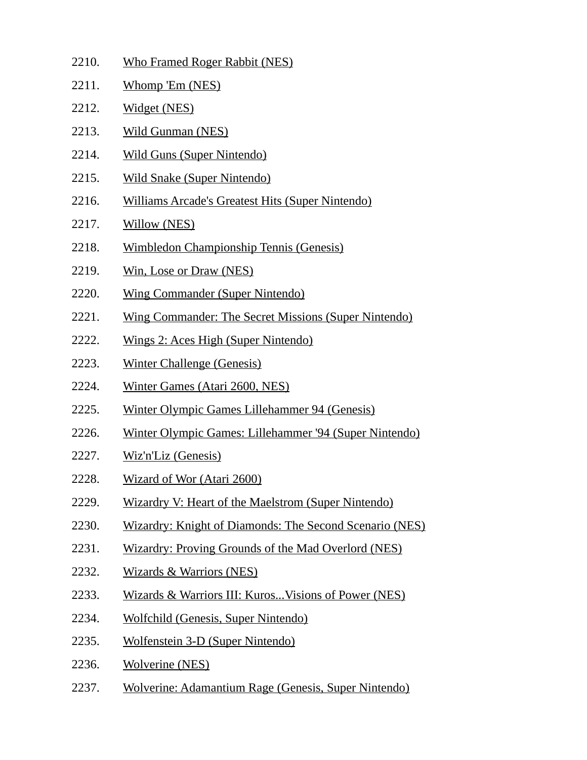2210. Who Framed Roger Rabbit (NES)
2211. Whomp 'Em (NES)
2212. Widget (NES)
2213. Wild Gunman (NES)
2214. Wild Guns (Super Nintendo)
2215. Wild Snake (Super Nintendo)
2216. Williams Arcade's Greatest Hits (Super Nintendo)
2217. Willow (NES)
2218. Wimbledon Championship Tennis (Genesis)
2219. Win, Lose or Draw (NES)
2220. Wing Commander (Super Nintendo)
2221. Wing Commander: The Secret Missions (Super Nintendo)
2222. Wings 2: Aces High (Super Nintendo)
2223. Winter Challenge (Genesis)
2224. Winter Games (Atari 2600, NES)
2225. Winter Olympic Games Lillehammer 94 (Genesis)
2226. Winter Olympic Games: Lillehammer '94 (Super Nintendo)
2227. Wiz'n'Liz (Genesis)
2228. Wizard of Wor (Atari 2600)
2229. Wizardry V: Heart of the Maelstrom (Super Nintendo)
2230. Wizardry: Knight of Diamonds: The Second Scenario (NES)
2231. Wizardry: Proving Grounds of the Mad Overlord (NES)
2232. Wizards & Warriors (NES)
2233. Wizards & Warriors III: Kuros...Visions of Power (NES)
2234. Wolfchild (Genesis, Super Nintendo)
2235. Wolfenstein 3-D (Super Nintendo)
2236. Wolverine (NES)
2237. Wolverine: Adamantium Rage (Genesis, Super Nintendo)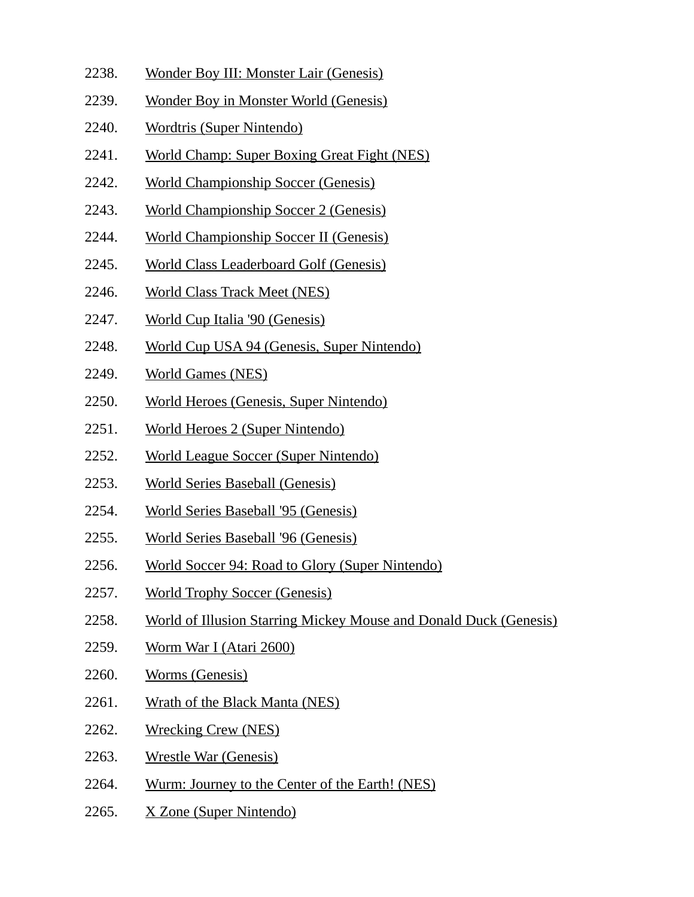2238. Wonder Boy III: Monster Lair (Genesis)
2239. Wonder Boy in Monster World (Genesis)
2240. Wordtris (Super Nintendo)
2241. World Champ: Super Boxing Great Fight (NES)
2242. World Championship Soccer (Genesis)
2243. World Championship Soccer 2 (Genesis)
2244. World Championship Soccer II (Genesis)
2245. World Class Leaderboard Golf (Genesis)
2246. World Class Track Meet (NES)
2247. World Cup Italia '90 (Genesis)
2248. World Cup USA 94 (Genesis, Super Nintendo)
2249. World Games (NES)
2250. World Heroes (Genesis, Super Nintendo)
2251. World Heroes 2 (Super Nintendo)
2252. World League Soccer (Super Nintendo)
2253. World Series Baseball (Genesis)
2254. World Series Baseball '95 (Genesis)
2255. World Series Baseball '96 (Genesis)
2256. World Soccer 94: Road to Glory (Super Nintendo)
2257. World Trophy Soccer (Genesis)
2258. World of Illusion Starring Mickey Mouse and Donald Duck (Genesis)
2259. Worm War I (Atari 2600)
2260. Worms (Genesis)
2261. Wrath of the Black Manta (NES)
2262. Wrecking Crew (NES)
2263. Wrestle War (Genesis)
2264. Wurm: Journey to the Center of the Earth! (NES)
2265. X Zone (Super Nintendo)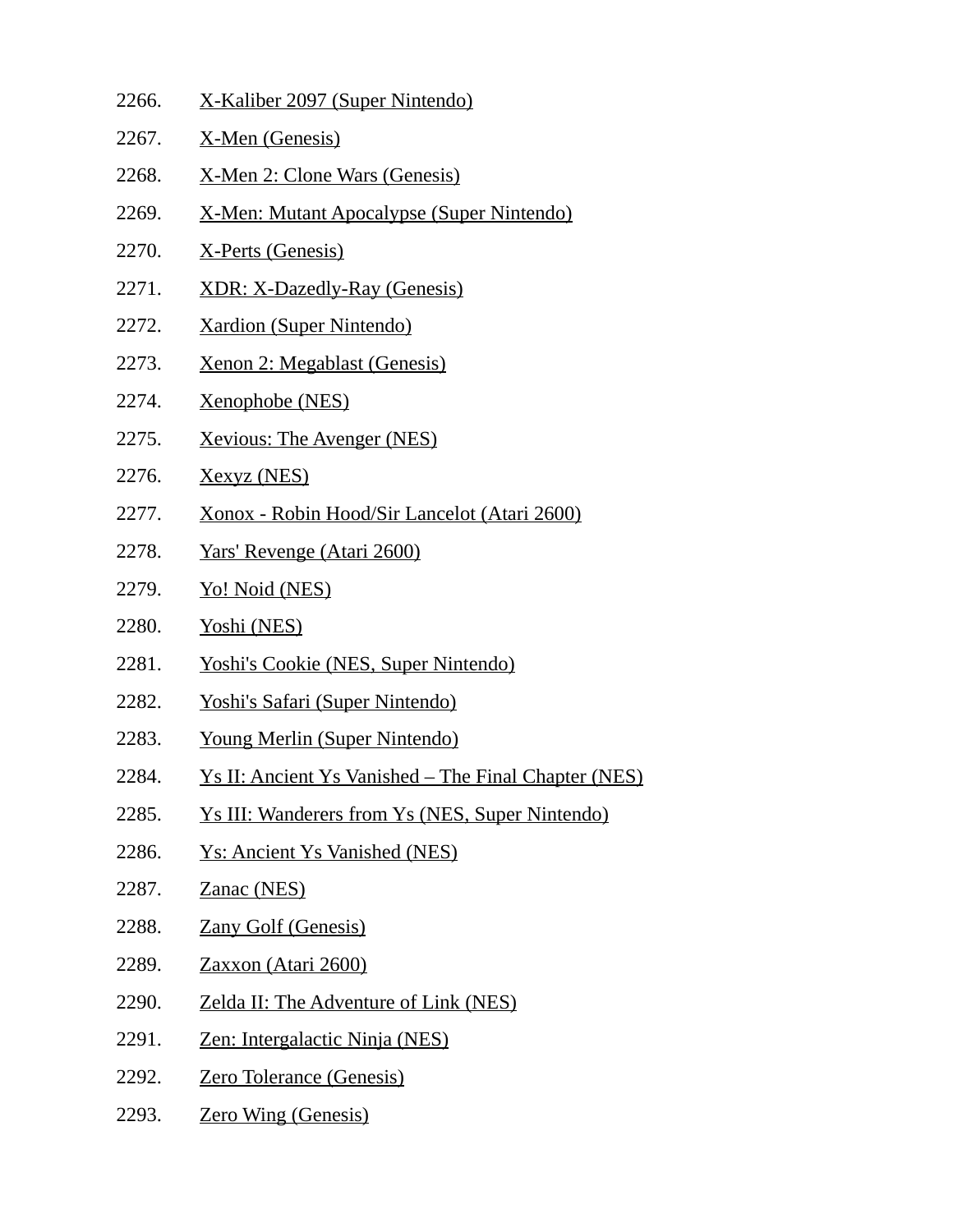2266. X-Kaliber 2097 (Super Nintendo)

2267. X-Men (Genesis)

2268. X-Men 2: Clone Wars (Genesis)

2269. X-Men: Mutant Apocalypse (Super Nintendo)

2270. X-Perts (Genesis)

2271. XDR: X-Dazedly-Ray (Genesis)

2272. Xardion (Super Nintendo)

2273. Xenon 2: Megablast (Genesis)

2274. Xenophobe (NES)

2275. Xevious: The Avenger (NES)

2276. Xexyz (NES)

2277. Xonox - Robin Hood/Sir Lancelot (Atari 2600)

2278. Yars' Revenge (Atari 2600)

2279. Yo! Noid (NES)

2280. Yoshi (NES)

2281. Yoshi's Cookie (NES, Super Nintendo)

2282. Yoshi's Safari (Super Nintendo)

2283. Young Merlin (Super Nintendo)

2284. Ys II: Ancient Ys Vanished – The Final Chapter (NES)

2285. Ys III: Wanderers from Ys (NES, Super Nintendo)

2286. Ys: Ancient Ys Vanished (NES)

2287. Zanac (NES)

2288. Zany Golf (Genesis)

2289. Zaxxon (Atari 2600)

2290. Zelda II: The Adventure of Link (NES)

2291. Zen: Intergalactic Ninja (NES)

2292. Zero Tolerance (Genesis)

2293. Zero Wing (Genesis)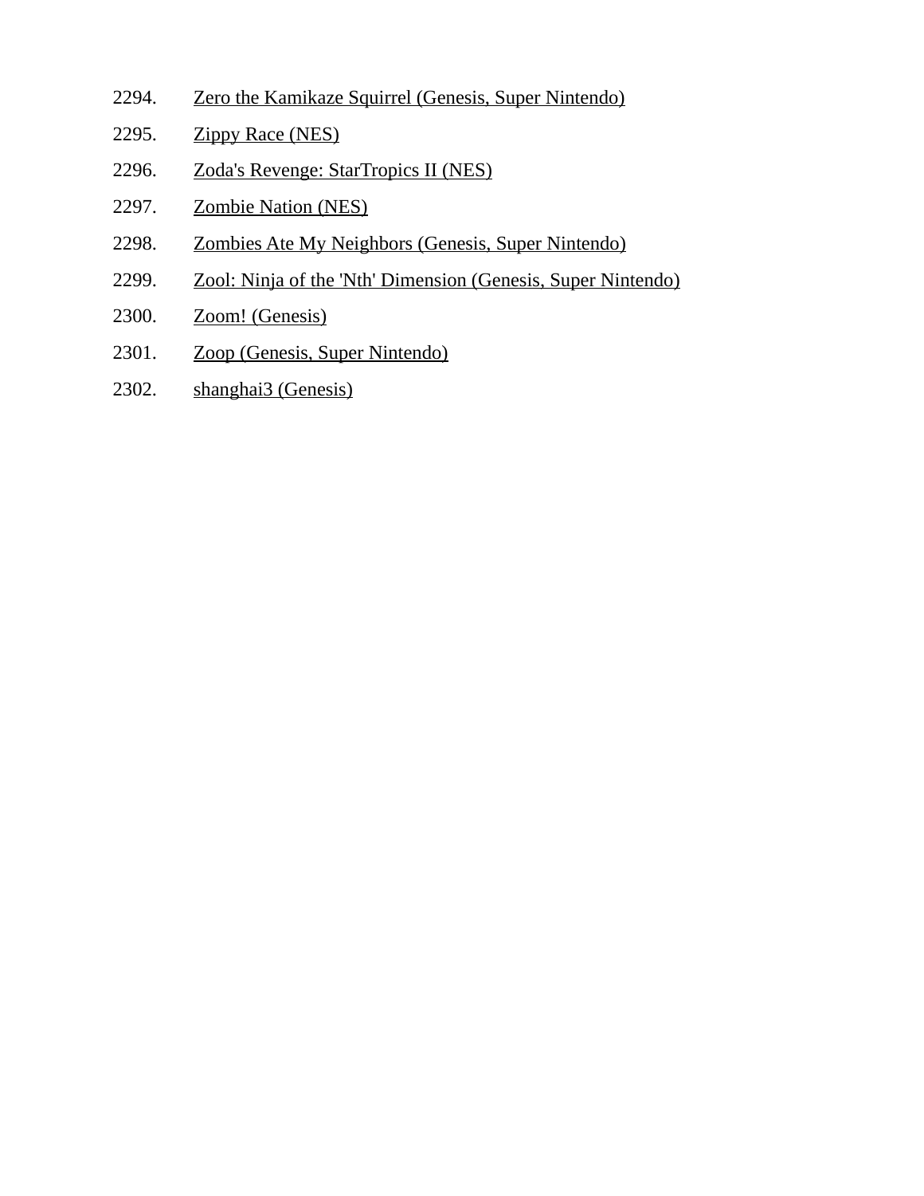2294. Zero the Kamikaze Squirrel (Genesis, Super Nintendo)
2295. Zippy Race (NES)
2296. Zoda's Revenge: StarTropics II (NES)
2297. Zombie Nation (NES)
2298. Zombies Ate My Neighbors (Genesis, Super Nintendo)
2299. Zool: Ninja of the 'Nth' Dimension (Genesis, Super Nintendo)
2300. Zoom! (Genesis)
2301. Zoop (Genesis, Super Nintendo)
2302. shanghai3 (Genesis)